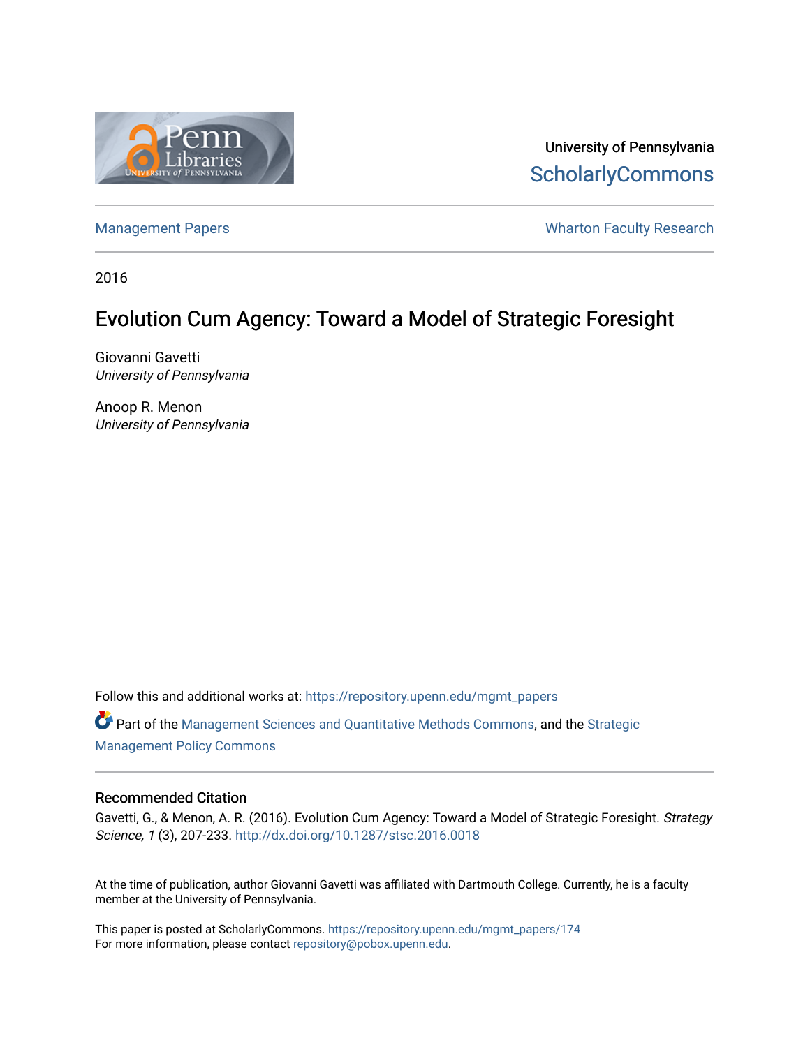University of Pennsylvania
ScholarlyCommons

Management Papers | Wharton Faculty Research

2016

# Evolution Cum Agency: Toward a Model of Strategic Foresight

Giovanni Gavetti
*University of Pennsylvania*

Anoop R. Menon
*University of Pennsylvania*

Follow this and additional works at: https://repository.upenn.edu/mgmt_papers

Part of the Management Sciences and Quantitative Methods Commons, and the Strategic Management Policy Commons

## Recommended Citation

Gavetti, G., & Menon, A. R. (2016). Evolution Cum Agency: Toward a Model of Strategic Foresight. *Strategy Science, 1* (3), 207-233. http://dx.doi.org/10.1287/stsc.2016.0018

At the time of publication, author Giovanni Gavetti was affiliated with Dartmouth College. Currently, he is a faculty member at the University of Pennsylvania.

This paper is posted at ScholarlyCommons. https://repository.upenn.edu/mgmt_papers/174
For more information, please contact repository@pobox.upenn.edu.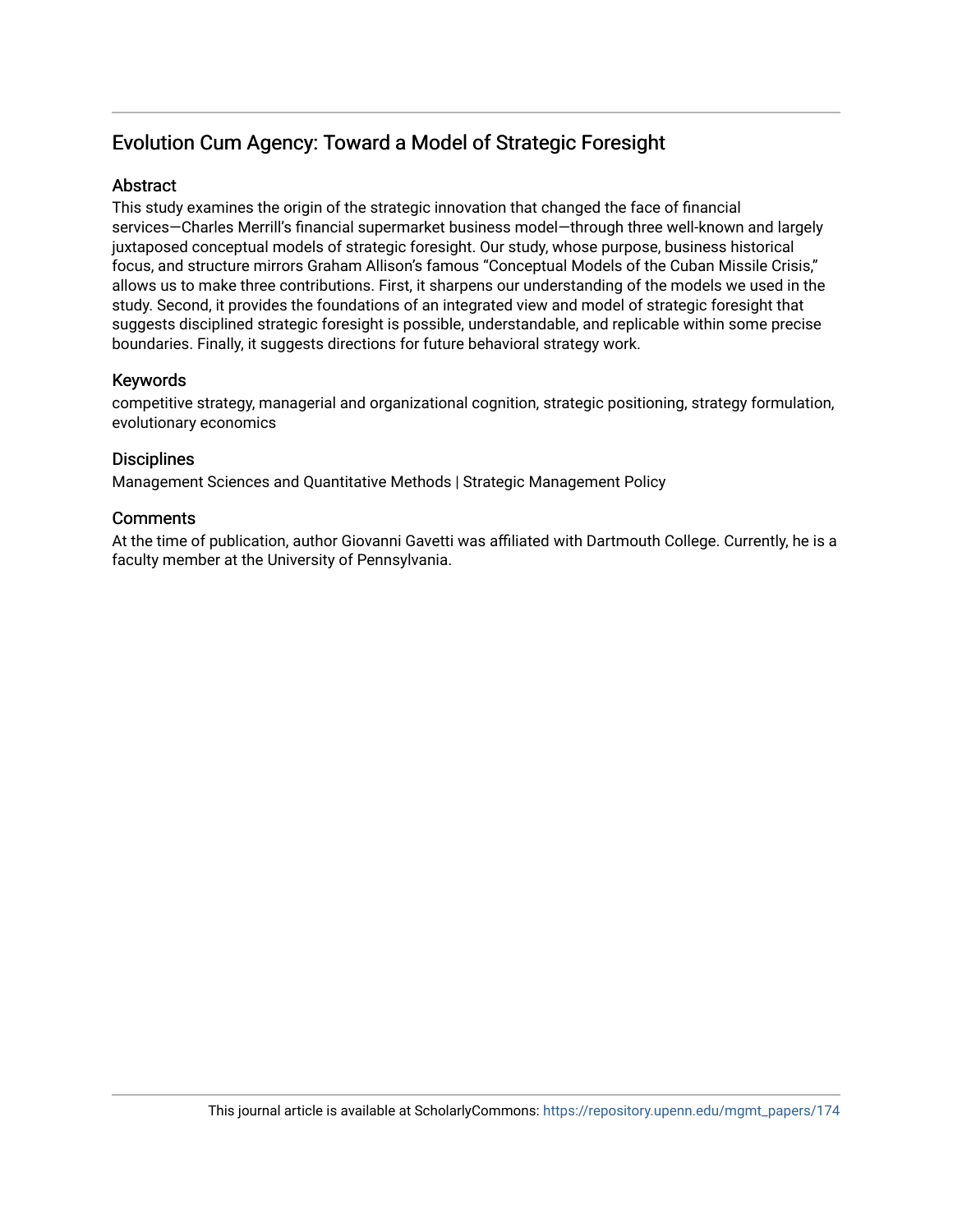## Evolution Cum Agency: Toward a Model of Strategic Foresight

### Abstract

This study examines the origin of the strategic innovation that changed the face of financial services—Charles Merrill's financial supermarket business model—through three well-known and largely juxtaposed conceptual models of strategic foresight. Our study, whose purpose, business historical focus, and structure mirrors Graham Allison's famous "Conceptual Models of the Cuban Missile Crisis," allows us to make three contributions. First, it sharpens our understanding of the models we used in the study. Second, it provides the foundations of an integrated view and model of strategic foresight that suggests disciplined strategic foresight is possible, understandable, and replicable within some precise boundaries. Finally, it suggests directions for future behavioral strategy work.

### Keywords

competitive strategy, managerial and organizational cognition, strategic positioning, strategy formulation, evolutionary economics

### Disciplines

Management Sciences and Quantitative Methods | Strategic Management Policy

### Comments

At the time of publication, author Giovanni Gavetti was affiliated with Dartmouth College. Currently, he is a faculty member at the University of Pennsylvania.

This journal article is available at ScholarlyCommons: https://repository.upenn.edu/mgmt_papers/174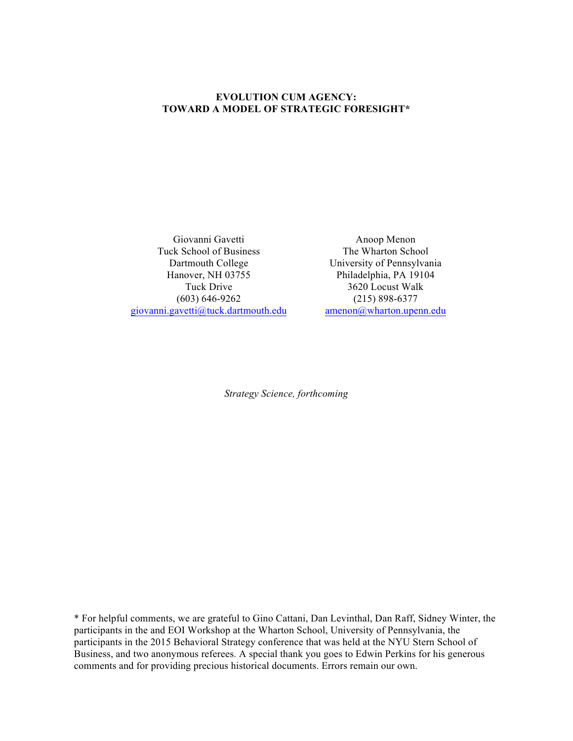# EVOLUTION CUM AGENCY: TOWARD A MODEL OF STRATEGIC FORESIGHT*

Giovanni Gavetti
Tuck School of Business
Dartmouth College
Hanover, NH 03755
Tuck Drive
(603) 646-9262
giovanni.gavetti@tuck.dartmouth.edu

Anoop Menon
The Wharton School
University of Pennsylvania
Philadelphia, PA 19104
3620 Locust Walk
(215) 898-6377
amenon@wharton.upenn.edu

*Strategy Science, forthcoming*

* For helpful comments, we are grateful to Gino Cattani, Dan Levinthal, Dan Raff, Sidney Winter, the participants in the and EOI Workshop at the Wharton School, University of Pennsylvania, the participants in the 2015 Behavioral Strategy conference that was held at the NYU Stern School of Business, and two anonymous referees. A special thank you goes to Edwin Perkins for his generous comments and for providing precious historical documents. Errors remain our own.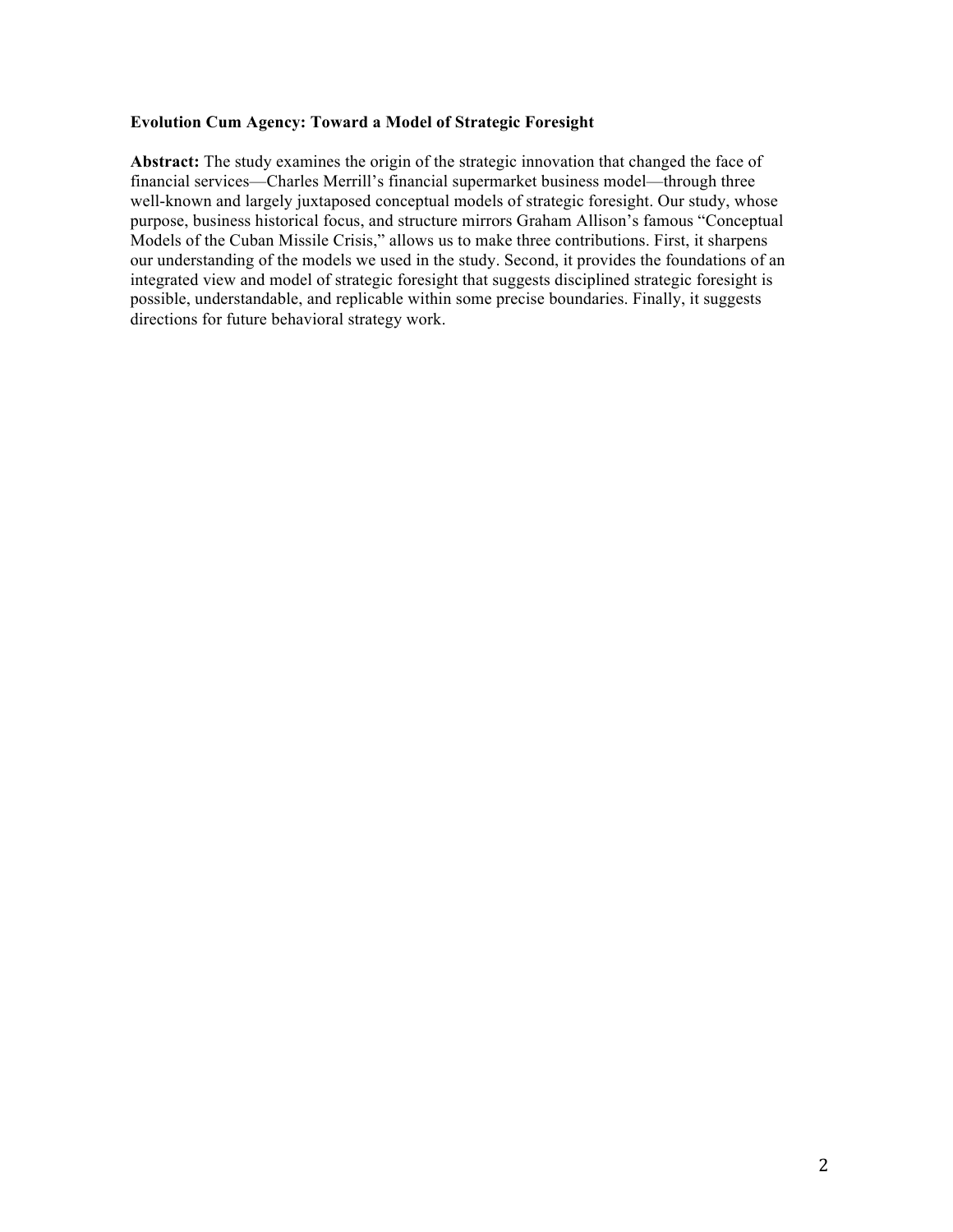**Evolution Cum Agency: Toward a Model of Strategic Foresight**

**Abstract:** The study examines the origin of the strategic innovation that changed the face of financial services—Charles Merrill's financial supermarket business model—through three well-known and largely juxtaposed conceptual models of strategic foresight. Our study, whose purpose, business historical focus, and structure mirrors Graham Allison's famous "Conceptual Models of the Cuban Missile Crisis," allows us to make three contributions. First, it sharpens our understanding of the models we used in the study. Second, it provides the foundations of an integrated view and model of strategic foresight that suggests disciplined strategic foresight is possible, understandable, and replicable within some precise boundaries. Finally, it suggests directions for future behavioral strategy work.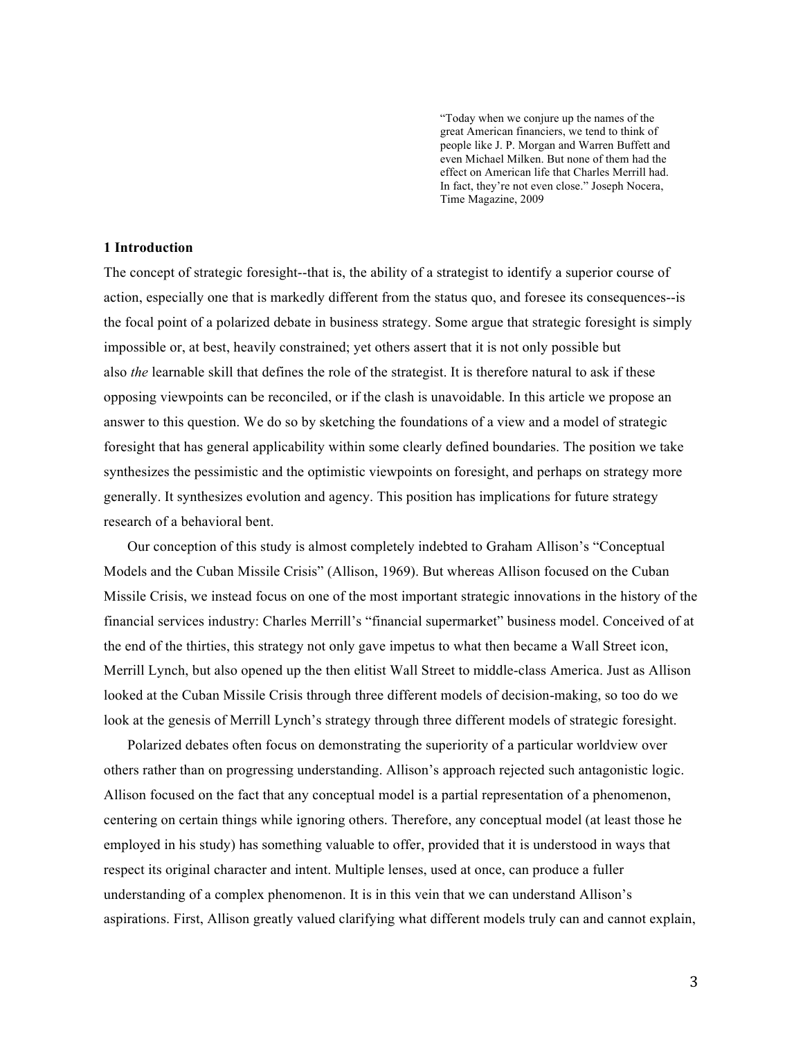> "Today when we conjure up the names of the great American financiers, we tend to think of people like J. P. Morgan and Warren Buffett and even Michael Milken. But none of them had the effect on American life that Charles Merrill had. In fact, they're not even close." Joseph Nocera, Time Magazine, 2009

## 1 Introduction

The concept of strategic foresight--that is, the ability of a strategist to identify a superior course of action, especially one that is markedly different from the status quo, and foresee its consequences--is the focal point of a polarized debate in business strategy. Some argue that strategic foresight is simply impossible or, at best, heavily constrained; yet others assert that it is not only possible but also *the* learnable skill that defines the role of the strategist. It is therefore natural to ask if these opposing viewpoints can be reconciled, or if the clash is unavoidable. In this article we propose an answer to this question. We do so by sketching the foundations of a view and a model of strategic foresight that has general applicability within some clearly defined boundaries. The position we take synthesizes the pessimistic and the optimistic viewpoints on foresight, and perhaps on strategy more generally. It synthesizes evolution and agency. This position has implications for future strategy research of a behavioral bent.

Our conception of this study is almost completely indebted to Graham Allison's "Conceptual Models and the Cuban Missile Crisis" (Allison, 1969). But whereas Allison focused on the Cuban Missile Crisis, we instead focus on one of the most important strategic innovations in the history of the financial services industry: Charles Merrill's "financial supermarket" business model. Conceived of at the end of the thirties, this strategy not only gave impetus to what then became a Wall Street icon, Merrill Lynch, but also opened up the then elitist Wall Street to middle-class America. Just as Allison looked at the Cuban Missile Crisis through three different models of decision-making, so too do we look at the genesis of Merrill Lynch's strategy through three different models of strategic foresight.

Polarized debates often focus on demonstrating the superiority of a particular worldview over others rather than on progressing understanding. Allison's approach rejected such antagonistic logic. Allison focused on the fact that any conceptual model is a partial representation of a phenomenon, centering on certain things while ignoring others. Therefore, any conceptual model (at least those he employed in his study) has something valuable to offer, provided that it is understood in ways that respect its original character and intent. Multiple lenses, used at once, can produce a fuller understanding of a complex phenomenon. It is in this vein that we can understand Allison's aspirations. First, Allison greatly valued clarifying what different models truly can and cannot explain,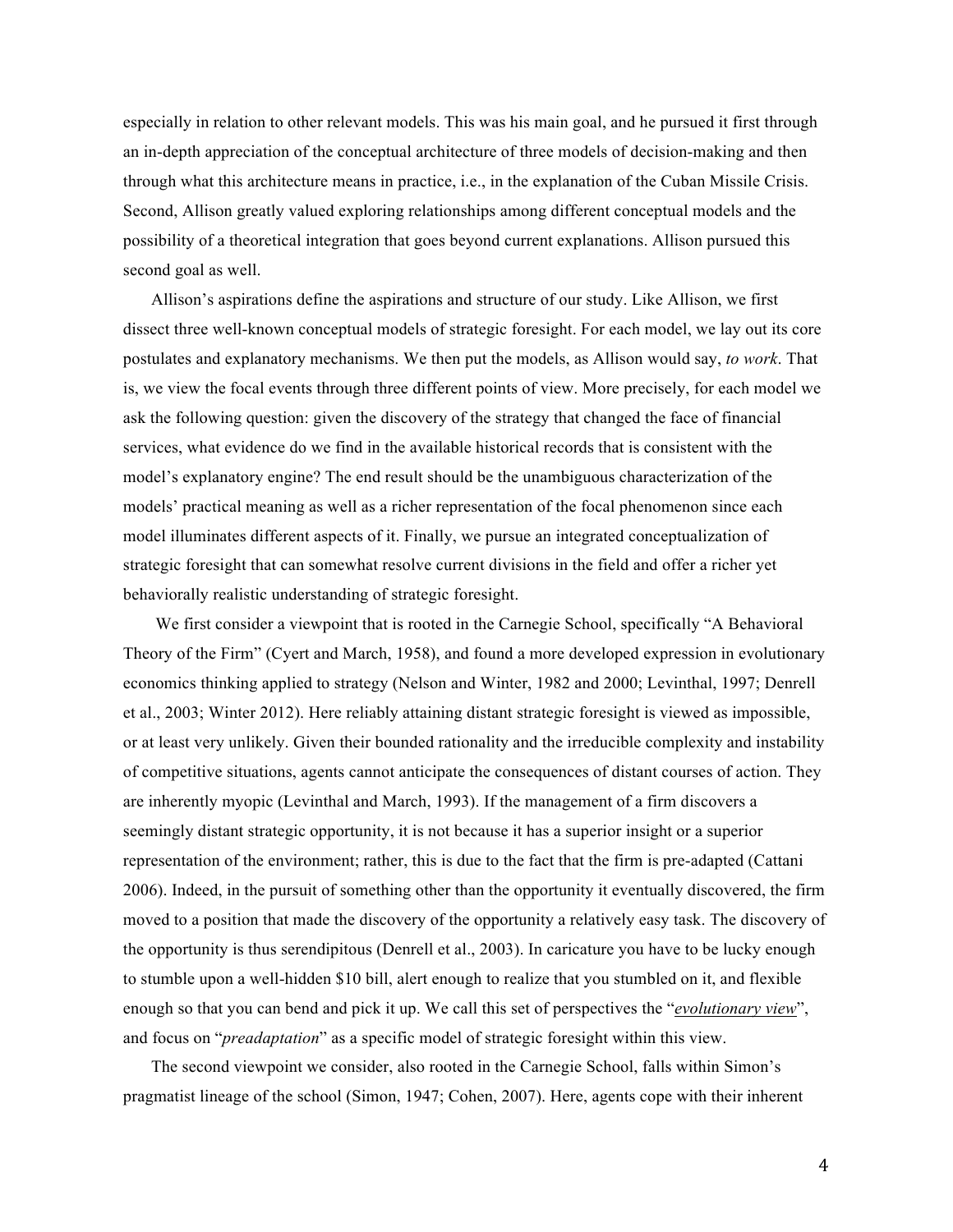especially in relation to other relevant models. This was his main goal, and he pursued it first through an in-depth appreciation of the conceptual architecture of three models of decision-making and then through what this architecture means in practice, i.e., in the explanation of the Cuban Missile Crisis. Second, Allison greatly valued exploring relationships among different conceptual models and the possibility of a theoretical integration that goes beyond current explanations. Allison pursued this second goal as well.

Allison's aspirations define the aspirations and structure of our study. Like Allison, we first dissect three well-known conceptual models of strategic foresight. For each model, we lay out its core postulates and explanatory mechanisms. We then put the models, as Allison would say, *to work*. That is, we view the focal events through three different points of view. More precisely, for each model we ask the following question: given the discovery of the strategy that changed the face of financial services, what evidence do we find in the available historical records that is consistent with the model's explanatory engine? The end result should be the unambiguous characterization of the models' practical meaning as well as a richer representation of the focal phenomenon since each model illuminates different aspects of it. Finally, we pursue an integrated conceptualization of strategic foresight that can somewhat resolve current divisions in the field and offer a richer yet behaviorally realistic understanding of strategic foresight.

We first consider a viewpoint that is rooted in the Carnegie School, specifically "A Behavioral Theory of the Firm" (Cyert and March, 1958), and found a more developed expression in evolutionary economics thinking applied to strategy (Nelson and Winter, 1982 and 2000; Levinthal, 1997; Denrell et al., 2003; Winter 2012). Here reliably attaining distant strategic foresight is viewed as impossible, or at least very unlikely. Given their bounded rationality and the irreducible complexity and instability of competitive situations, agents cannot anticipate the consequences of distant courses of action. They are inherently myopic (Levinthal and March, 1993). If the management of a firm discovers a seemingly distant strategic opportunity, it is not because it has a superior insight or a superior representation of the environment; rather, this is due to the fact that the firm is pre-adapted (Cattani 2006). Indeed, in the pursuit of something other than the opportunity it eventually discovered, the firm moved to a position that made the discovery of the opportunity a relatively easy task. The discovery of the opportunity is thus serendipitous (Denrell et al., 2003). In caricature you have to be lucky enough to stumble upon a well-hidden $10 bill, alert enough to realize that you stumbled on it, and flexible enough so that you can bend and pick it up. We call this set of perspectives the "*evolutionary view*", and focus on "*preadaptation*" as a specific model of strategic foresight within this view.

The second viewpoint we consider, also rooted in the Carnegie School, falls within Simon's pragmatist lineage of the school (Simon, 1947; Cohen, 2007). Here, agents cope with their inherent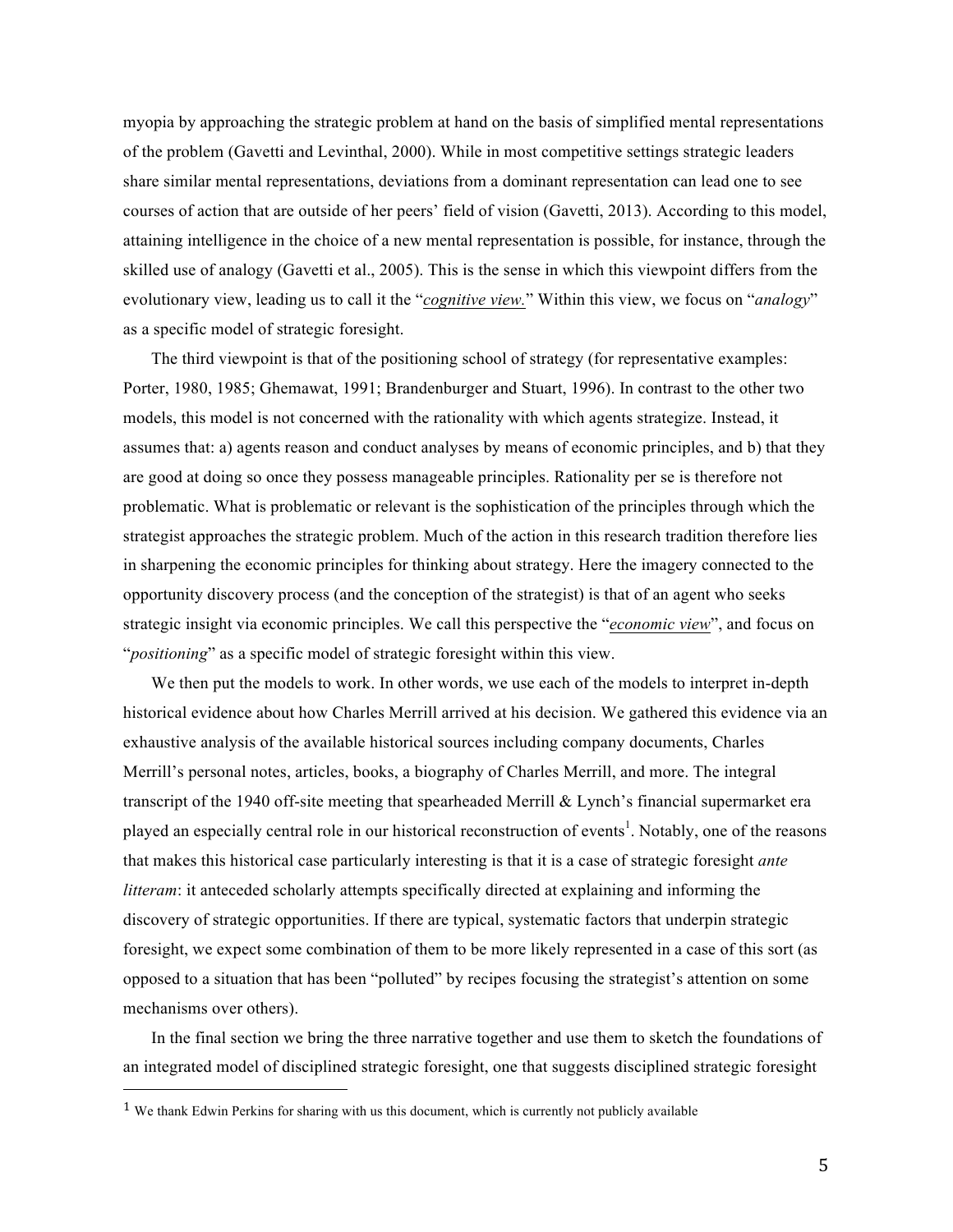myopia by approaching the strategic problem at hand on the basis of simplified mental representations of the problem (Gavetti and Levinthal, 2000). While in most competitive settings strategic leaders share similar mental representations, deviations from a dominant representation can lead one to see courses of action that are outside of her peers' field of vision (Gavetti, 2013). According to this model, attaining intelligence in the choice of a new mental representation is possible, for instance, through the skilled use of analogy (Gavetti et al., 2005). This is the sense in which this viewpoint differs from the evolutionary view, leading us to call it the "*cognitive view.*" Within this view, we focus on "*analogy*" as a specific model of strategic foresight.

The third viewpoint is that of the positioning school of strategy (for representative examples: Porter, 1980, 1985; Ghemawat, 1991; Brandenburger and Stuart, 1996). In contrast to the other two models, this model is not concerned with the rationality with which agents strategize. Instead, it assumes that: a) agents reason and conduct analyses by means of economic principles, and b) that they are good at doing so once they possess manageable principles. Rationality per se is therefore not problematic. What is problematic or relevant is the sophistication of the principles through which the strategist approaches the strategic problem. Much of the action in this research tradition therefore lies in sharpening the economic principles for thinking about strategy. Here the imagery connected to the opportunity discovery process (and the conception of the strategist) is that of an agent who seeks strategic insight via economic principles. We call this perspective the "*economic view*", and focus on "*positioning*" as a specific model of strategic foresight within this view.

We then put the models to work. In other words, we use each of the models to interpret in-depth historical evidence about how Charles Merrill arrived at his decision. We gathered this evidence via an exhaustive analysis of the available historical sources including company documents, Charles Merrill's personal notes, articles, books, a biography of Charles Merrill, and more. The integral transcript of the 1940 off-site meeting that spearheaded Merrill & Lynch's financial supermarket era played an especially central role in our historical reconstruction of events[1]. Notably, one of the reasons that makes this historical case particularly interesting is that it is a case of strategic foresight *ante litteram*: it anteceded scholarly attempts specifically directed at explaining and informing the discovery of strategic opportunities. If there are typical, systematic factors that underpin strategic foresight, we expect some combination of them to be more likely represented in a case of this sort (as opposed to a situation that has been "polluted" by recipes focusing the strategist's attention on some mechanisms over others).

In the final section we bring the three narrative together and use them to sketch the foundations of an integrated model of disciplined strategic foresight, one that suggests disciplined strategic foresight

---

[1] We thank Edwin Perkins for sharing with us this document, which is currently not publicly available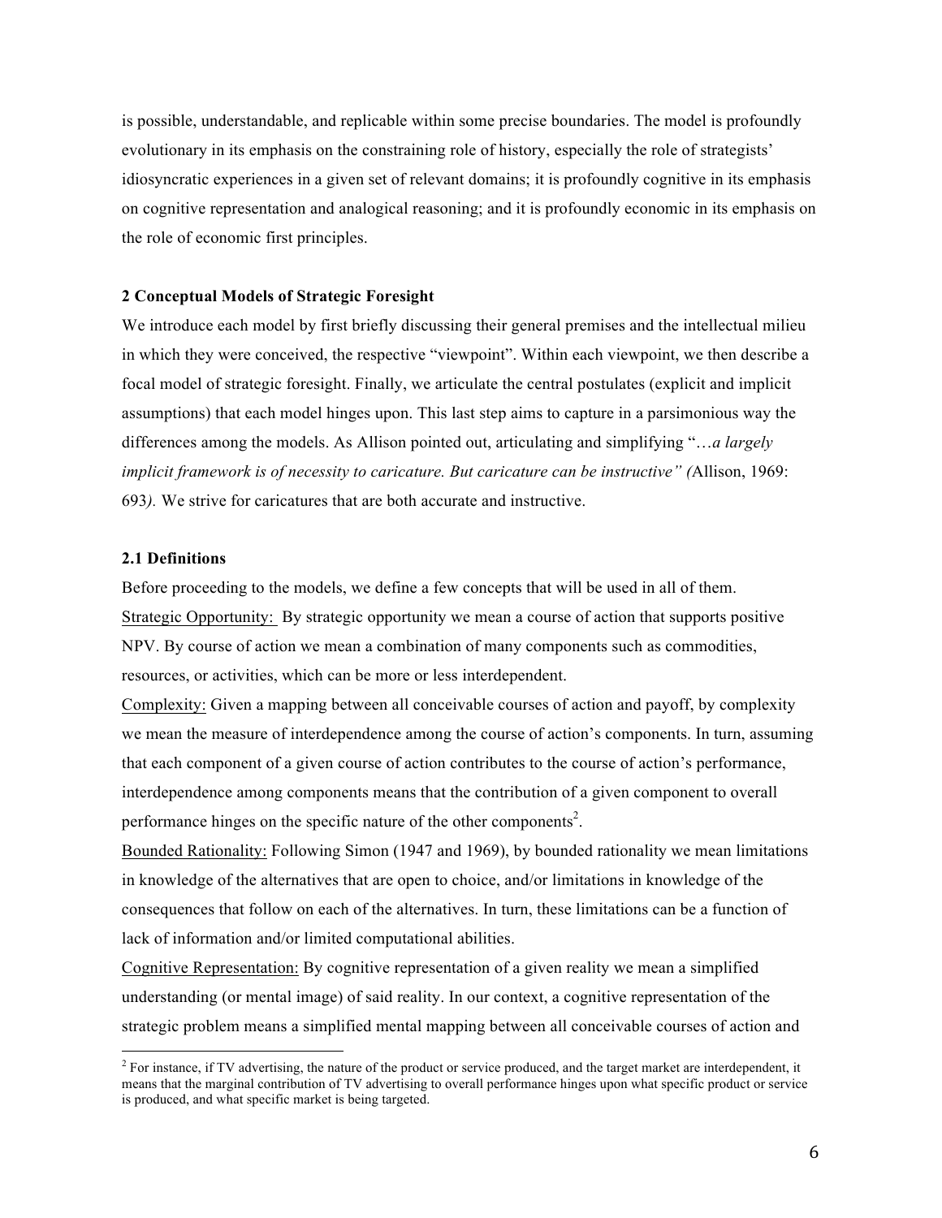is possible, understandable, and replicable within some precise boundaries. The model is profoundly evolutionary in its emphasis on the constraining role of history, especially the role of strategists' idiosyncratic experiences in a given set of relevant domains; it is profoundly cognitive in its emphasis on cognitive representation and analogical reasoning; and it is profoundly economic in its emphasis on the role of economic first principles.

## 2 Conceptual Models of Strategic Foresight

We introduce each model by first briefly discussing their general premises and the intellectual milieu in which they were conceived, the respective "viewpoint". Within each viewpoint, we then describe a focal model of strategic foresight. Finally, we articulate the central postulates (explicit and implicit assumptions) that each model hinges upon. This last step aims to capture in a parsimonious way the differences among the models. As Allison pointed out, articulating and simplifying "…*a largely implicit framework is of necessity to caricature. But caricature can be instructive" (*Allison, 1969: 693*).* We strive for caricatures that are both accurate and instructive.

### 2.1 Definitions

Before proceeding to the models, we define a few concepts that will be used in all of them.

Strategic Opportunity: By strategic opportunity we mean a course of action that supports positive NPV. By course of action we mean a combination of many components such as commodities, resources, or activities, which can be more or less interdependent.

Complexity: Given a mapping between all conceivable courses of action and payoff, by complexity we mean the measure of interdependence among the course of action's components. In turn, assuming that each component of a given course of action contributes to the course of action's performance, interdependence among components means that the contribution of a given component to overall performance hinges on the specific nature of the other components[2].

Bounded Rationality: Following Simon (1947 and 1969), by bounded rationality we mean limitations in knowledge of the alternatives that are open to choice, and/or limitations in knowledge of the consequences that follow on each of the alternatives. In turn, these limitations can be a function of lack of information and/or limited computational abilities.

Cognitive Representation: By cognitive representation of a given reality we mean a simplified understanding (or mental image) of said reality. In our context, a cognitive representation of the strategic problem means a simplified mental mapping between all conceivable courses of action and

---

[2] For instance, if TV advertising, the nature of the product or service produced, and the target market are interdependent, it means that the marginal contribution of TV advertising to overall performance hinges upon what specific product or service is produced, and what specific market is being targeted.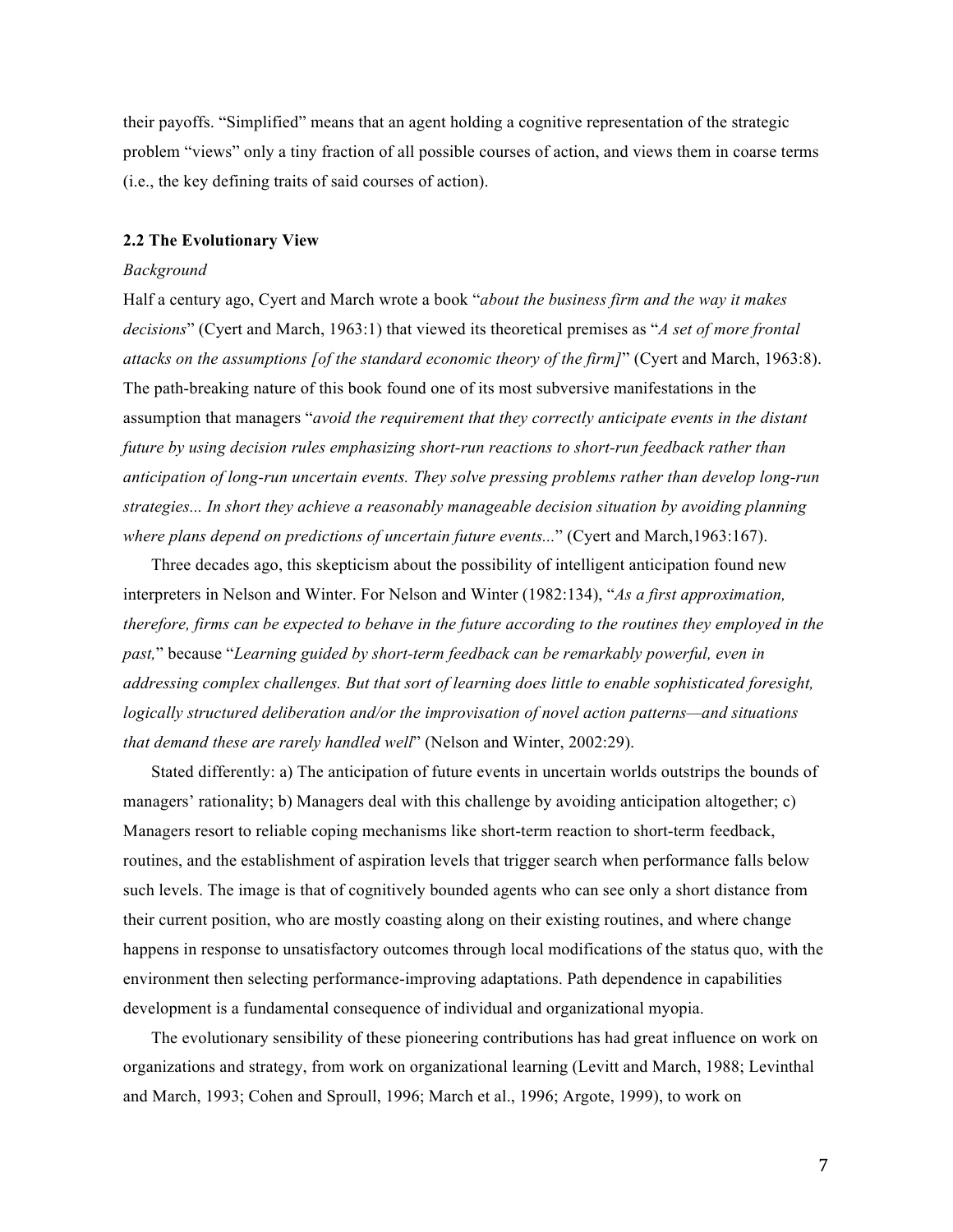their payoffs. "Simplified" means that an agent holding a cognitive representation of the strategic problem "views" only a tiny fraction of all possible courses of action, and views them in coarse terms (i.e., the key defining traits of said courses of action).

### 2.2 The Evolutionary View

*Background*

Half a century ago, Cyert and March wrote a book "*about the business firm and the way it makes decisions*" (Cyert and March, 1963:1) that viewed its theoretical premises as "*A set of more frontal attacks on the assumptions [of the standard economic theory of the firm]*" (Cyert and March, 1963:8). The path-breaking nature of this book found one of its most subversive manifestations in the assumption that managers "*avoid the requirement that they correctly anticipate events in the distant future by using decision rules emphasizing short-run reactions to short-run feedback rather than anticipation of long-run uncertain events. They solve pressing problems rather than develop long-run strategies... In short they achieve a reasonably manageable decision situation by avoiding planning where plans depend on predictions of uncertain future events...*" (Cyert and March,1963:167).

Three decades ago, this skepticism about the possibility of intelligent anticipation found new interpreters in Nelson and Winter. For Nelson and Winter (1982:134), "*As a first approximation, therefore, firms can be expected to behave in the future according to the routines they employed in the past,*" because "*Learning guided by short-term feedback can be remarkably powerful, even in addressing complex challenges. But that sort of learning does little to enable sophisticated foresight, logically structured deliberation and/or the improvisation of novel action patterns—and situations that demand these are rarely handled well*" (Nelson and Winter, 2002:29).

Stated differently: a) The anticipation of future events in uncertain worlds outstrips the bounds of managers' rationality; b) Managers deal with this challenge by avoiding anticipation altogether; c) Managers resort to reliable coping mechanisms like short-term reaction to short-term feedback, routines, and the establishment of aspiration levels that trigger search when performance falls below such levels. The image is that of cognitively bounded agents who can see only a short distance from their current position, who are mostly coasting along on their existing routines, and where change happens in response to unsatisfactory outcomes through local modifications of the status quo, with the environment then selecting performance-improving adaptations. Path dependence in capabilities development is a fundamental consequence of individual and organizational myopia.

The evolutionary sensibility of these pioneering contributions has had great influence on work on organizations and strategy, from work on organizational learning (Levitt and March, 1988; Levinthal and March, 1993; Cohen and Sproull, 1996; March et al., 1996; Argote, 1999), to work on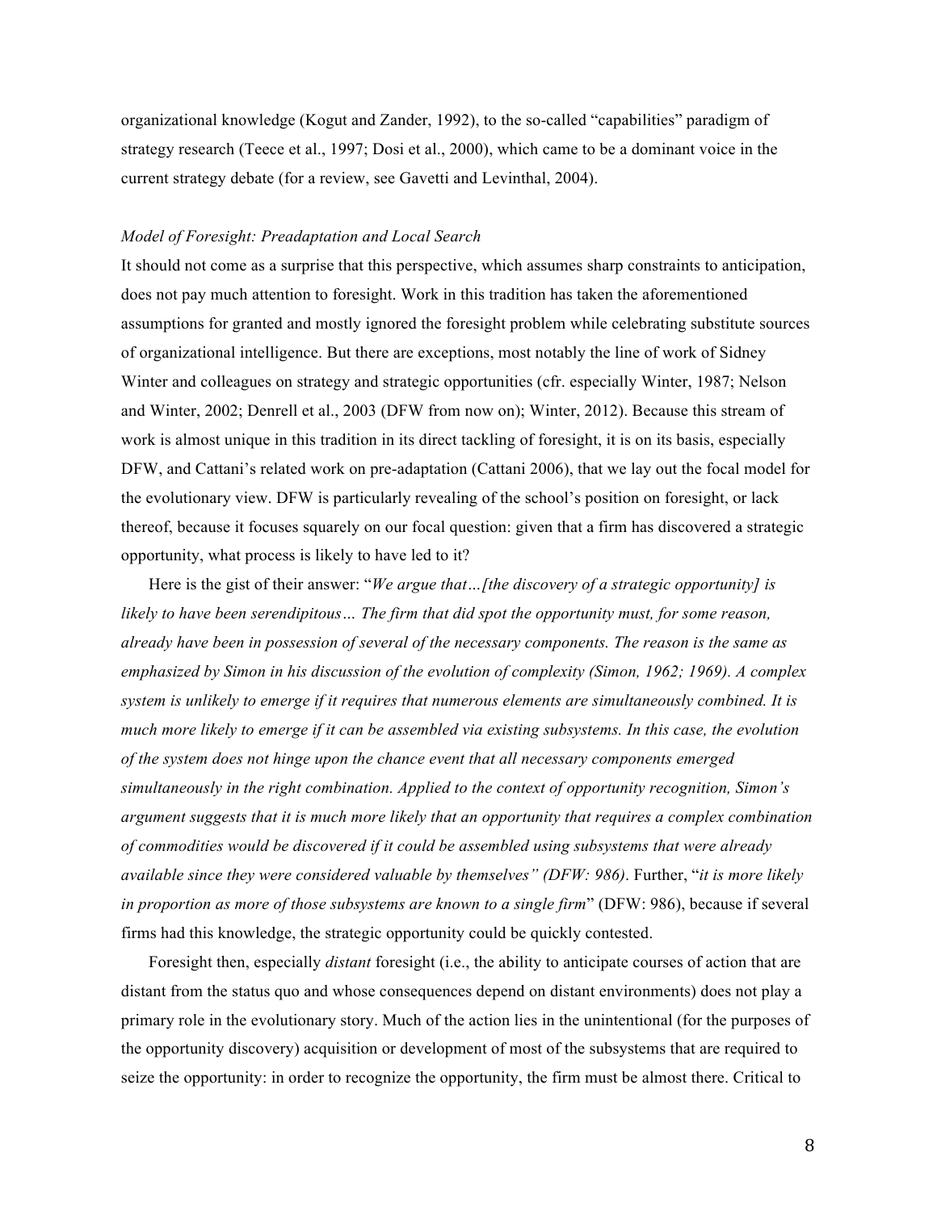organizational knowledge (Kogut and Zander, 1992), to the so-called "capabilities" paradigm of strategy research (Teece et al., 1997; Dosi et al., 2000), which came to be a dominant voice in the current strategy debate (for a review, see Gavetti and Levinthal, 2004).

*Model of Foresight: Preadaptation and Local Search*

It should not come as a surprise that this perspective, which assumes sharp constraints to anticipation, does not pay much attention to foresight. Work in this tradition has taken the aforementioned assumptions for granted and mostly ignored the foresight problem while celebrating substitute sources of organizational intelligence. But there are exceptions, most notably the line of work of Sidney Winter and colleagues on strategy and strategic opportunities (cfr. especially Winter, 1987; Nelson and Winter, 2002; Denrell et al., 2003 (DFW from now on); Winter, 2012). Because this stream of work is almost unique in this tradition in its direct tackling of foresight, it is on its basis, especially DFW, and Cattani's related work on pre-adaptation (Cattani 2006), that we lay out the focal model for the evolutionary view. DFW is particularly revealing of the school's position on foresight, or lack thereof, because it focuses squarely on our focal question: given that a firm has discovered a strategic opportunity, what process is likely to have led to it?

Here is the gist of their answer: "*We argue that…[the discovery of a strategic opportunity] is likely to have been serendipitous… The firm that did spot the opportunity must, for some reason, already have been in possession of several of the necessary components. The reason is the same as emphasized by Simon in his discussion of the evolution of complexity (Simon, 1962; 1969). A complex system is unlikely to emerge if it requires that numerous elements are simultaneously combined. It is much more likely to emerge if it can be assembled via existing subsystems. In this case, the evolution of the system does not hinge upon the chance event that all necessary components emerged simultaneously in the right combination. Applied to the context of opportunity recognition, Simon's argument suggests that it is much more likely that an opportunity that requires a complex combination of commodities would be discovered if it could be assembled using subsystems that were already available since they were considered valuable by themselves" (DFW: 986)*. Further, "*it is more likely in proportion as more of those subsystems are known to a single firm*" (DFW: 986), because if several firms had this knowledge, the strategic opportunity could be quickly contested.

Foresight then, especially *distant* foresight (i.e., the ability to anticipate courses of action that are distant from the status quo and whose consequences depend on distant environments) does not play a primary role in the evolutionary story. Much of the action lies in the unintentional (for the purposes of the opportunity discovery) acquisition or development of most of the subsystems that are required to seize the opportunity: in order to recognize the opportunity, the firm must be almost there. Critical to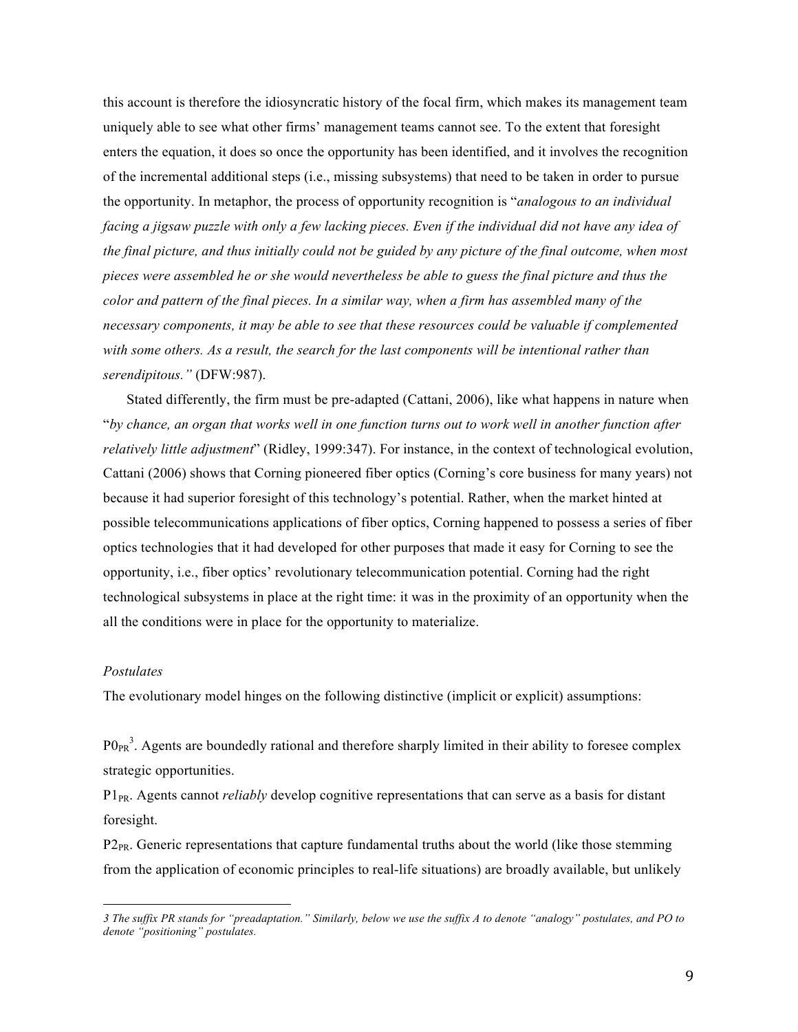this account is therefore the idiosyncratic history of the focal firm, which makes its management team uniquely able to see what other firms' management teams cannot see. To the extent that foresight enters the equation, it does so once the opportunity has been identified, and it involves the recognition of the incremental additional steps (i.e., missing subsystems) that need to be taken in order to pursue the opportunity. In metaphor, the process of opportunity recognition is "*analogous to an individual facing a jigsaw puzzle with only a few lacking pieces. Even if the individual did not have any idea of the final picture, and thus initially could not be guided by any picture of the final outcome, when most pieces were assembled he or she would nevertheless be able to guess the final picture and thus the color and pattern of the final pieces. In a similar way, when a firm has assembled many of the necessary components, it may be able to see that these resources could be valuable if complemented with some others. As a result, the search for the last components will be intentional rather than serendipitous."* (DFW:987).

Stated differently, the firm must be pre-adapted (Cattani, 2006), like what happens in nature when "*by chance, an organ that works well in one function turns out to work well in another function after relatively little adjustment*" (Ridley, 1999:347). For instance, in the context of technological evolution, Cattani (2006) shows that Corning pioneered fiber optics (Corning's core business for many years) not because it had superior foresight of this technology's potential. Rather, when the market hinted at possible telecommunications applications of fiber optics, Corning happened to possess a series of fiber optics technologies that it had developed for other purposes that made it easy for Corning to see the opportunity, i.e., fiber optics' revolutionary telecommunication potential. Corning had the right technological subsystems in place at the right time: it was in the proximity of an opportunity when the all the conditions were in place for the opportunity to materialize.

*Postulates*

The evolutionary model hinges on the following distinctive (implicit or explicit) assumptions:

$P0_{PR}$[3]. Agents are boundedly rational and therefore sharply limited in their ability to foresee complex strategic opportunities.

$P1_{PR}$. Agents cannot *reliably* develop cognitive representations that can serve as a basis for distant foresight.

$P2_{PR}$. Generic representations that capture fundamental truths about the world (like those stemming from the application of economic principles to real-life situations) are broadly available, but unlikely

*3 The suffix PR stands for "preadaptation." Similarly, below we use the suffix A to denote "analogy" postulates, and PO to denote "positioning" postulates.*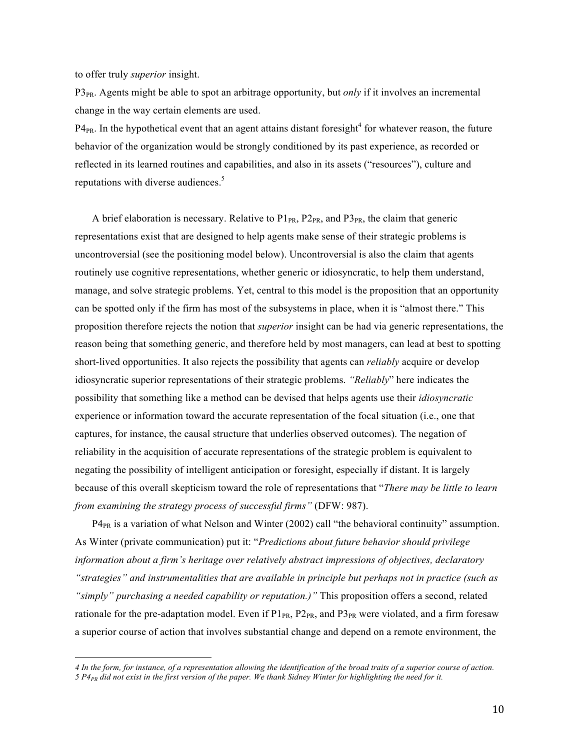to offer truly *superior* insight.

$P3_{PR}$. Agents might be able to spot an arbitrage opportunity, but *only* if it involves an incremental change in the way certain elements are used.

$P4_{PR}$. In the hypothetical event that an agent attains distant foresight[4] for whatever reason, the future behavior of the organization would be strongly conditioned by its past experience, as recorded or reflected in its learned routines and capabilities, and also in its assets ("resources"), culture and reputations with diverse audiences.[5]

A brief elaboration is necessary. Relative to $P1_{PR}$, $P2_{PR}$, and $P3_{PR}$, the claim that generic representations exist that are designed to help agents make sense of their strategic problems is uncontroversial (see the positioning model below). Uncontroversial is also the claim that agents routinely use cognitive representations, whether generic or idiosyncratic, to help them understand, manage, and solve strategic problems. Yet, central to this model is the proposition that an opportunity can be spotted only if the firm has most of the subsystems in place, when it is "almost there." This proposition therefore rejects the notion that *superior* insight can be had via generic representations, the reason being that something generic, and therefore held by most managers, can lead at best to spotting short-lived opportunities. It also rejects the possibility that agents can *reliably* acquire or develop idiosyncratic superior representations of their strategic problems. *"Reliably"* here indicates the possibility that something like a method can be devised that helps agents use their *idiosyncratic* experience or information toward the accurate representation of the focal situation (i.e., one that captures, for instance, the causal structure that underlies observed outcomes). The negation of reliability in the acquisition of accurate representations of the strategic problem is equivalent to negating the possibility of intelligent anticipation or foresight, especially if distant. It is largely because of this overall skepticism toward the role of representations that "*There may be little to learn from examining the strategy process of successful firms"* (DFW: 987).

$P4_{PR}$ is a variation of what Nelson and Winter (2002) call "the behavioral continuity" assumption. As Winter (private communication) put it: "*Predictions about future behavior should privilege information about a firm's heritage over relatively abstract impressions of objectives, declaratory "strategies" and instrumentalities that are available in principle but perhaps not in practice (such as "simply" purchasing a needed capability or reputation.)"* This proposition offers a second, related rationale for the pre-adaptation model. Even if $P1_{PR}$, $P2_{PR}$, and $P3_{PR}$ were violated, and a firm foresaw a superior course of action that involves substantial change and depend on a remote environment, the

---

*4 In the form, for instance, of a representation allowing the identification of the broad traits of a superior course of action.*
*5 $P4_{PR}$ did not exist in the first version of the paper. We thank Sidney Winter for highlighting the need for it.*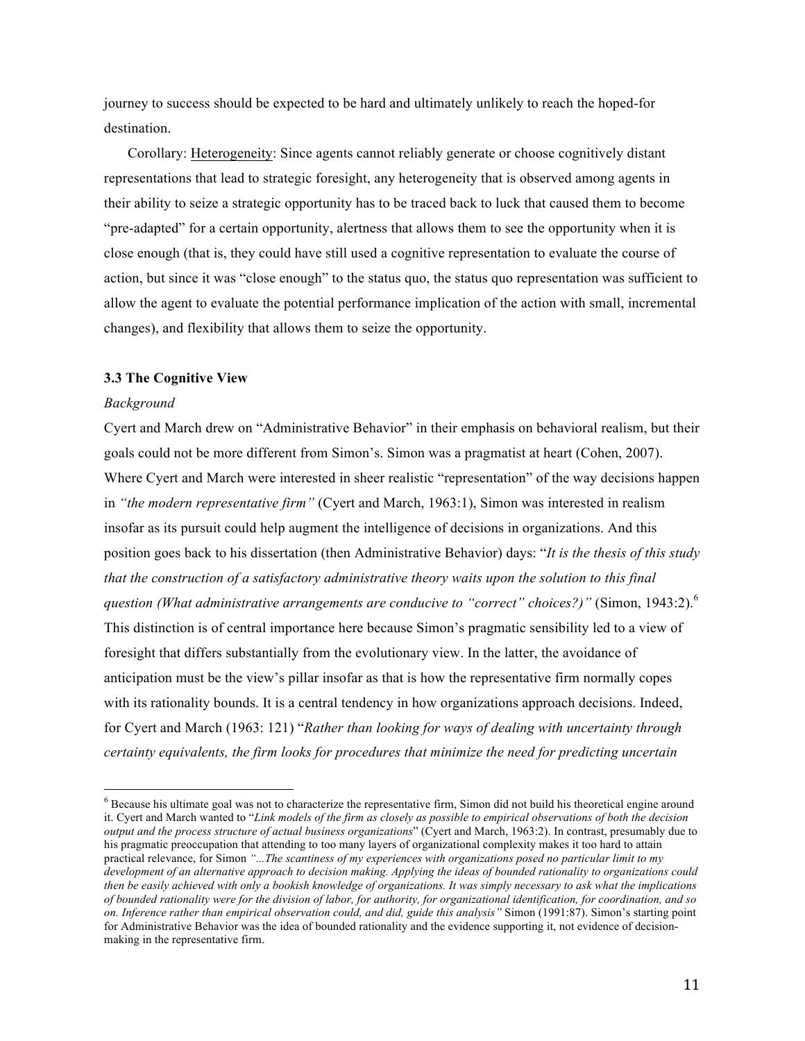journey to success should be expected to be hard and ultimately unlikely to reach the hoped-for destination.

Corollary: Heterogeneity: Since agents cannot reliably generate or choose cognitively distant representations that lead to strategic foresight, any heterogeneity that is observed among agents in their ability to seize a strategic opportunity has to be traced back to luck that caused them to become "pre-adapted" for a certain opportunity, alertness that allows them to see the opportunity when it is close enough (that is, they could have still used a cognitive representation to evaluate the course of action, but since it was "close enough" to the status quo, the status quo representation was sufficient to allow the agent to evaluate the potential performance implication of the action with small, incremental changes), and flexibility that allows them to seize the opportunity.

### 3.3 The Cognitive View

*Background*

Cyert and March drew on "Administrative Behavior" in their emphasis on behavioral realism, but their goals could not be more different from Simon's. Simon was a pragmatist at heart (Cohen, 2007). Where Cyert and March were interested in sheer realistic "representation" of the way decisions happen in *"the modern representative firm"* (Cyert and March, 1963:1), Simon was interested in realism insofar as its pursuit could help augment the intelligence of decisions in organizations. And this position goes back to his dissertation (then Administrative Behavior) days: "*It is the thesis of this study that the construction of a satisfactory administrative theory waits upon the solution to this final question (What administrative arrangements are conducive to "correct" choices?)"* (Simon, 1943:2).[6] This distinction is of central importance here because Simon's pragmatic sensibility led to a view of foresight that differs substantially from the evolutionary view. In the latter, the avoidance of anticipation must be the view's pillar insofar as that is how the representative firm normally copes with its rationality bounds. It is a central tendency in how organizations approach decisions. Indeed, for Cyert and March (1963: 121) "*Rather than looking for ways of dealing with uncertainty through certainty equivalents, the firm looks for procedures that minimize the need for predicting uncertain*

---

[6] Because his ultimate goal was not to characterize the representative firm, Simon did not build his theoretical engine around it. Cyert and March wanted to "*Link models of the firm as closely as possible to empirical observations of both the decision output and the process structure of actual business organizations*" (Cyert and March, 1963:2). In contrast, presumably due to his pragmatic preoccupation that attending to too many layers of organizational complexity makes it too hard to attain practical relevance, for Simon *"...The scantiness of my experiences with organizations posed no particular limit to my development of an alternative approach to decision making. Applying the ideas of bounded rationality to organizations could then be easily achieved with only a bookish knowledge of organizations. It was simply necessary to ask what the implications of bounded rationality were for the division of labor, for authority, for organizational identification, for coordination, and so on. Inference rather than empirical observation could, and did, guide this analysis"* Simon (1991:87). Simon's starting point for Administrative Behavior was the idea of bounded rationality and the evidence supporting it, not evidence of decision-making in the representative firm.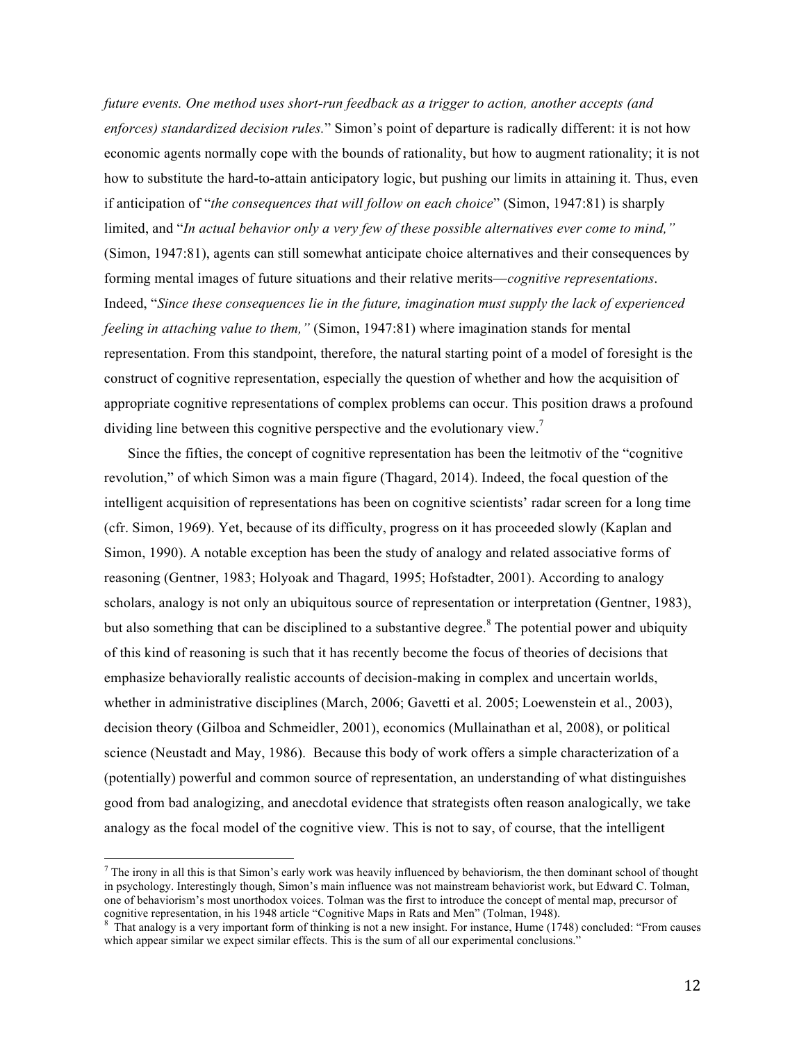*future events. One method uses short-run feedback as a trigger to action, another accepts (and enforces) standardized decision rules.*" Simon's point of departure is radically different: it is not how economic agents normally cope with the bounds of rationality, but how to augment rationality; it is not how to substitute the hard-to-attain anticipatory logic, but pushing our limits in attaining it. Thus, even if anticipation of "*the consequences that will follow on each choice*" (Simon, 1947:81) is sharply limited, and "*In actual behavior only a very few of these possible alternatives ever come to mind,"* (Simon, 1947:81), agents can still somewhat anticipate choice alternatives and their consequences by forming mental images of future situations and their relative merits—*cognitive representations*. Indeed, "*Since these consequences lie in the future, imagination must supply the lack of experienced feeling in attaching value to them,"* (Simon, 1947:81) where imagination stands for mental representation. From this standpoint, therefore, the natural starting point of a model of foresight is the construct of cognitive representation, especially the question of whether and how the acquisition of appropriate cognitive representations of complex problems can occur. This position draws a profound dividing line between this cognitive perspective and the evolutionary view.[7]

Since the fifties, the concept of cognitive representation has been the leitmotiv of the "cognitive revolution," of which Simon was a main figure (Thagard, 2014). Indeed, the focal question of the intelligent acquisition of representations has been on cognitive scientists' radar screen for a long time (cfr. Simon, 1969). Yet, because of its difficulty, progress on it has proceeded slowly (Kaplan and Simon, 1990). A notable exception has been the study of analogy and related associative forms of reasoning (Gentner, 1983; Holyoak and Thagard, 1995; Hofstadter, 2001). According to analogy scholars, analogy is not only an ubiquitous source of representation or interpretation (Gentner, 1983), but also something that can be disciplined to a substantive degree.[8] The potential power and ubiquity of this kind of reasoning is such that it has recently become the focus of theories of decisions that emphasize behaviorally realistic accounts of decision-making in complex and uncertain worlds, whether in administrative disciplines (March, 2006; Gavetti et al. 2005; Loewenstein et al., 2003), decision theory (Gilboa and Schmeidler, 2001), economics (Mullainathan et al, 2008), or political science (Neustadt and May, 1986). Because this body of work offers a simple characterization of a (potentially) powerful and common source of representation, an understanding of what distinguishes good from bad analogizing, and anecdotal evidence that strategists often reason analogically, we take analogy as the focal model of the cognitive view. This is not to say, of course, that the intelligent

---

[7] The irony in all this is that Simon's early work was heavily influenced by behaviorism, the then dominant school of thought in psychology. Interestingly though, Simon's main influence was not mainstream behaviorist work, but Edward C. Tolman, one of behaviorism's most unorthodox voices. Tolman was the first to introduce the concept of mental map, precursor of cognitive representation, in his 1948 article "Cognitive Maps in Rats and Men" (Tolman, 1948).

[8] That analogy is a very important form of thinking is not a new insight. For instance, Hume (1748) concluded: "From causes which appear similar we expect similar effects. This is the sum of all our experimental conclusions."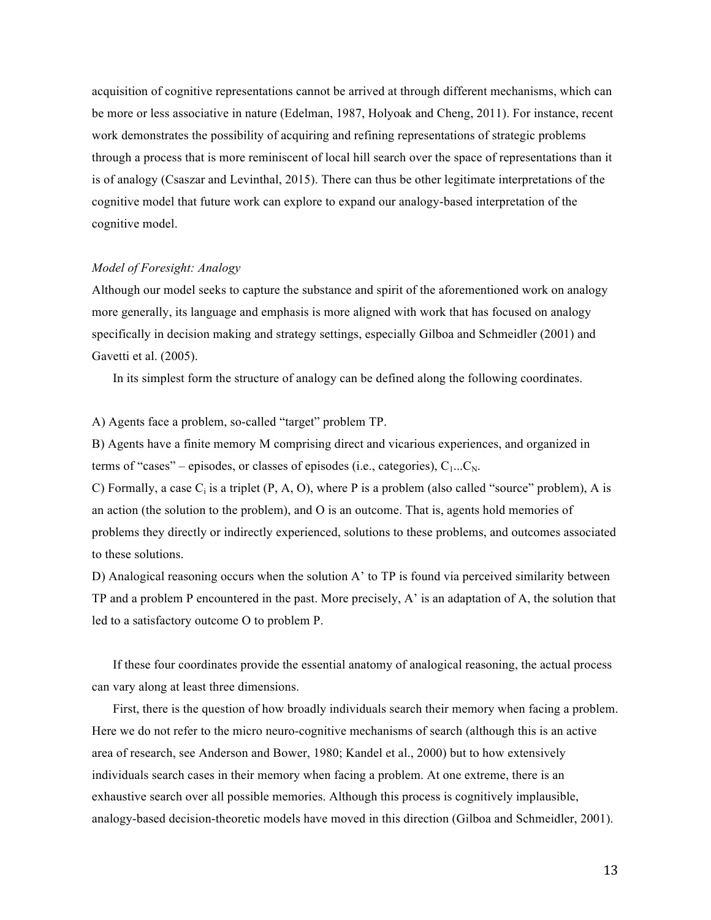acquisition of cognitive representations cannot be arrived at through different mechanisms, which can be more or less associative in nature (Edelman, 1987, Holyoak and Cheng, 2011). For instance, recent work demonstrates the possibility of acquiring and refining representations of strategic problems through a process that is more reminiscent of local hill search over the space of representations than it is of analogy (Csaszar and Levinthal, 2015). There can thus be other legitimate interpretations of the cognitive model that future work can explore to expand our analogy-based interpretation of the cognitive model.

*Model of Foresight: Analogy*

Although our model seeks to capture the substance and spirit of the aforementioned work on analogy more generally, its language and emphasis is more aligned with work that has focused on analogy specifically in decision making and strategy settings, especially Gilboa and Schmeidler (2001) and Gavetti et al. (2005).

In its simplest form the structure of analogy can be defined along the following coordinates.

A) Agents face a problem, so-called "target" problem TP.

B) Agents have a finite memory M comprising direct and vicarious experiences, and organized in terms of "cases" – episodes, or classes of episodes (i.e., categories), $C_1 \ldots C_N$.

C) Formally, a case $C_i$ is a triplet (P, A, O), where P is a problem (also called "source" problem), A is an action (the solution to the problem), and O is an outcome. That is, agents hold memories of problems they directly or indirectly experienced, solutions to these problems, and outcomes associated to these solutions.

D) Analogical reasoning occurs when the solution A' to TP is found via perceived similarity between TP and a problem P encountered in the past. More precisely, A' is an adaptation of A, the solution that led to a satisfactory outcome O to problem P.

If these four coordinates provide the essential anatomy of analogical reasoning, the actual process can vary along at least three dimensions.

First, there is the question of how broadly individuals search their memory when facing a problem. Here we do not refer to the micro neuro-cognitive mechanisms of search (although this is an active area of research, see Anderson and Bower, 1980; Kandel et al., 2000) but to how extensively individuals search cases in their memory when facing a problem. At one extreme, there is an exhaustive search over all possible memories. Although this process is cognitively implausible, analogy-based decision-theoretic models have moved in this direction (Gilboa and Schmeidler, 2001).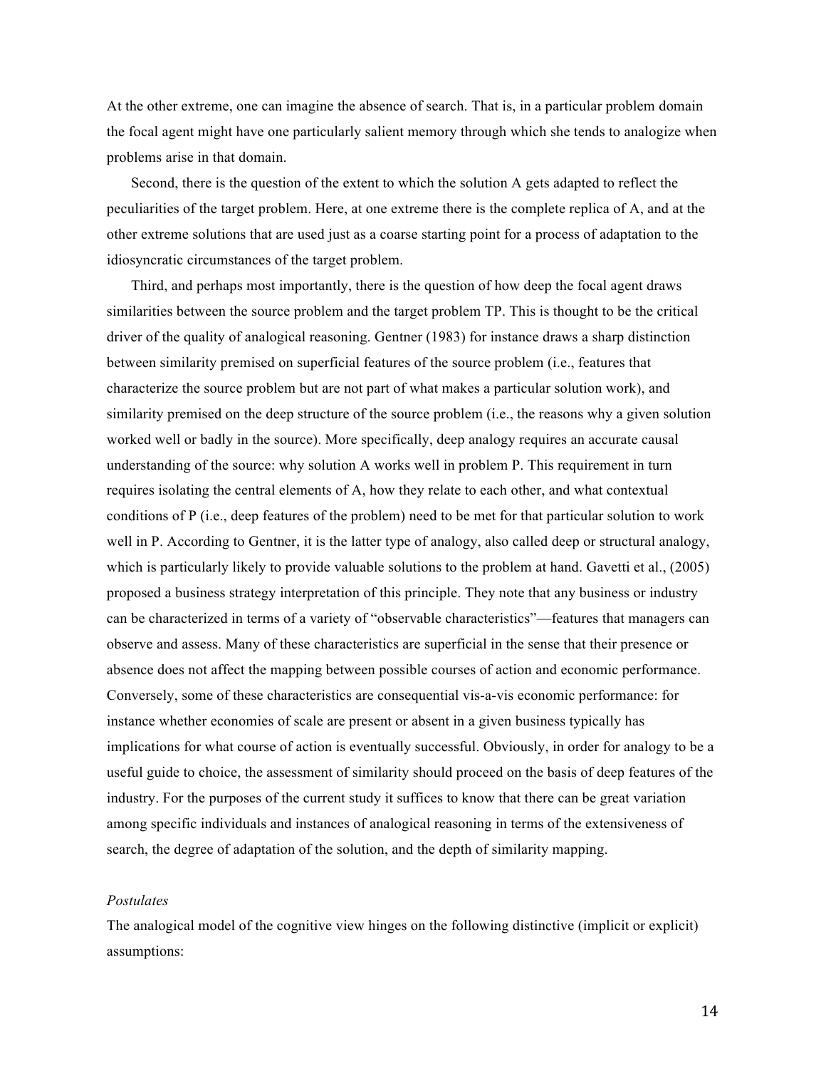At the other extreme, one can imagine the absence of search. That is, in a particular problem domain the focal agent might have one particularly salient memory through which she tends to analogize when problems arise in that domain.

Second, there is the question of the extent to which the solution A gets adapted to reflect the peculiarities of the target problem. Here, at one extreme there is the complete replica of A, and at the other extreme solutions that are used just as a coarse starting point for a process of adaptation to the idiosyncratic circumstances of the target problem.

Third, and perhaps most importantly, there is the question of how deep the focal agent draws similarities between the source problem and the target problem TP. This is thought to be the critical driver of the quality of analogical reasoning. Gentner (1983) for instance draws a sharp distinction between similarity premised on superficial features of the source problem (i.e., features that characterize the source problem but are not part of what makes a particular solution work), and similarity premised on the deep structure of the source problem (i.e., the reasons why a given solution worked well or badly in the source). More specifically, deep analogy requires an accurate causal understanding of the source: why solution A works well in problem P. This requirement in turn requires isolating the central elements of A, how they relate to each other, and what contextual conditions of P (i.e., deep features of the problem) need to be met for that particular solution to work well in P. According to Gentner, it is the latter type of analogy, also called deep or structural analogy, which is particularly likely to provide valuable solutions to the problem at hand. Gavetti et al., (2005) proposed a business strategy interpretation of this principle. They note that any business or industry can be characterized in terms of a variety of "observable characteristics"—features that managers can observe and assess. Many of these characteristics are superficial in the sense that their presence or absence does not affect the mapping between possible courses of action and economic performance. Conversely, some of these characteristics are consequential vis-a-vis economic performance: for instance whether economies of scale are present or absent in a given business typically has implications for what course of action is eventually successful. Obviously, in order for analogy to be a useful guide to choice, the assessment of similarity should proceed on the basis of deep features of the industry. For the purposes of the current study it suffices to know that there can be great variation among specific individuals and instances of analogical reasoning in terms of the extensiveness of search, the degree of adaptation of the solution, and the depth of similarity mapping.

*Postulates*

The analogical model of the cognitive view hinges on the following distinctive (implicit or explicit) assumptions: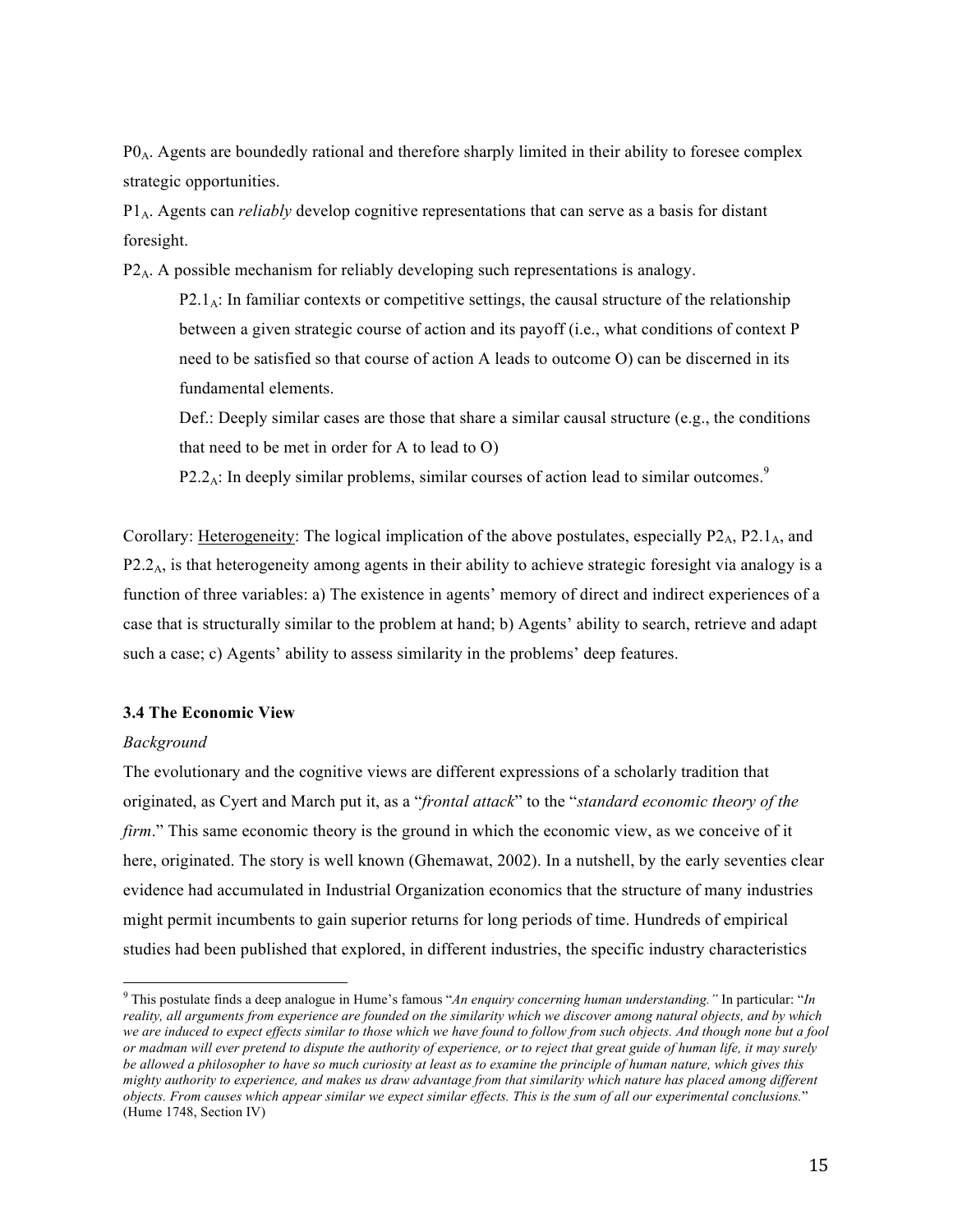$P0_A$. Agents are boundedly rational and therefore sharply limited in their ability to foresee complex strategic opportunities.

$P1_A$. Agents can *reliably* develop cognitive representations that can serve as a basis for distant foresight.

$P2_A$. A possible mechanism for reliably developing such representations is analogy.

> $P2.1_A$: In familiar contexts or competitive settings, the causal structure of the relationship between a given strategic course of action and its payoff (i.e., what conditions of context P need to be satisfied so that course of action A leads to outcome O) can be discerned in its fundamental elements.
>
> Def.: Deeply similar cases are those that share a similar causal structure (e.g., the conditions that need to be met in order for A to lead to O)
>
> $P2.2_A$: In deeply similar problems, similar courses of action lead to similar outcomes.[9]

Corollary: Heterogeneity: The logical implication of the above postulates, especially $P2_A$, $P2.1_A$, and $P2.2_A$, is that heterogeneity among agents in their ability to achieve strategic foresight via analogy is a function of three variables: a) The existence in agents' memory of direct and indirect experiences of a case that is structurally similar to the problem at hand; b) Agents' ability to search, retrieve and adapt such a case; c) Agents' ability to assess similarity in the problems' deep features.

### 3.4 The Economic View

*Background*

The evolutionary and the cognitive views are different expressions of a scholarly tradition that originated, as Cyert and March put it, as a "*frontal attack*" to the "*standard economic theory of the firm*." This same economic theory is the ground in which the economic view, as we conceive of it here, originated. The story is well known (Ghemawat, 2002). In a nutshell, by the early seventies clear evidence had accumulated in Industrial Organization economics that the structure of many industries might permit incumbents to gain superior returns for long periods of time. Hundreds of empirical studies had been published that explored, in different industries, the specific industry characteristics

---

[9] This postulate finds a deep analogue in Hume's famous "*An enquiry concerning human understanding.*" In particular: "*In reality, all arguments from experience are founded on the similarity which we discover among natural objects, and by which we are induced to expect effects similar to those which we have found to follow from such objects. And though none but a fool or madman will ever pretend to dispute the authority of experience, or to reject that great guide of human life, it may surely be allowed a philosopher to have so much curiosity at least as to examine the principle of human nature, which gives this mighty authority to experience, and makes us draw advantage from that similarity which nature has placed among different objects. From causes which appear similar we expect similar effects. This is the sum of all our experimental conclusions.*" (Hume 1748, Section IV)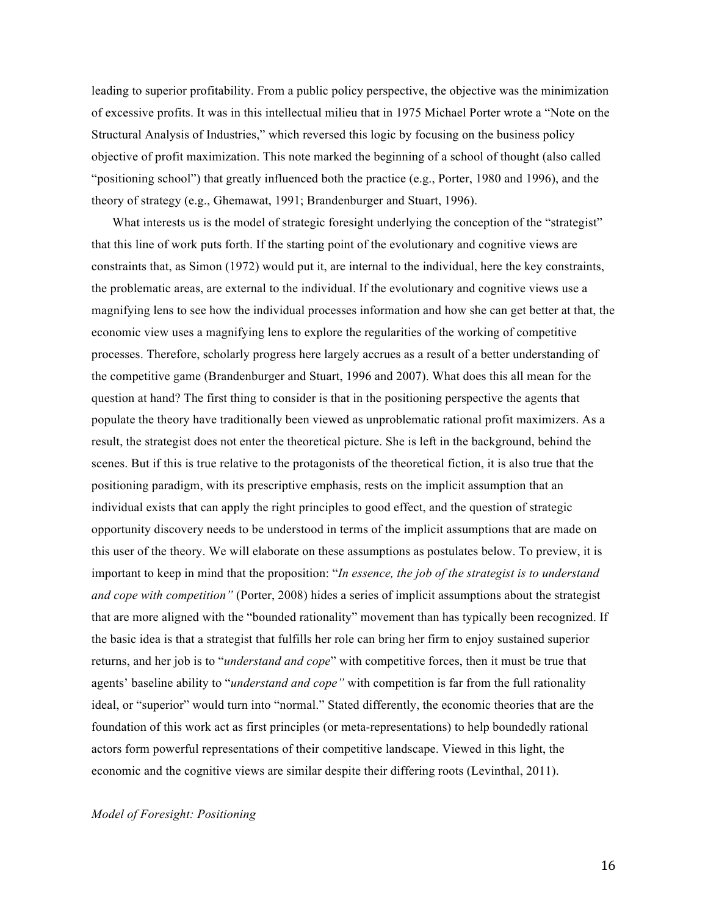leading to superior profitability. From a public policy perspective, the objective was the minimization of excessive profits. It was in this intellectual milieu that in 1975 Michael Porter wrote a "Note on the Structural Analysis of Industries," which reversed this logic by focusing on the business policy objective of profit maximization. This note marked the beginning of a school of thought (also called "positioning school") that greatly influenced both the practice (e.g., Porter, 1980 and 1996), and the theory of strategy (e.g., Ghemawat, 1991; Brandenburger and Stuart, 1996).

What interests us is the model of strategic foresight underlying the conception of the "strategist" that this line of work puts forth. If the starting point of the evolutionary and cognitive views are constraints that, as Simon (1972) would put it, are internal to the individual, here the key constraints, the problematic areas, are external to the individual. If the evolutionary and cognitive views use a magnifying lens to see how the individual processes information and how she can get better at that, the economic view uses a magnifying lens to explore the regularities of the working of competitive processes. Therefore, scholarly progress here largely accrues as a result of a better understanding of the competitive game (Brandenburger and Stuart, 1996 and 2007). What does this all mean for the question at hand? The first thing to consider is that in the positioning perspective the agents that populate the theory have traditionally been viewed as unproblematic rational profit maximizers. As a result, the strategist does not enter the theoretical picture. She is left in the background, behind the scenes. But if this is true relative to the protagonists of the theoretical fiction, it is also true that the positioning paradigm, with its prescriptive emphasis, rests on the implicit assumption that an individual exists that can apply the right principles to good effect, and the question of strategic opportunity discovery needs to be understood in terms of the implicit assumptions that are made on this user of the theory. We will elaborate on these assumptions as postulates below. To preview, it is important to keep in mind that the proposition: "*In essence, the job of the strategist is to understand and cope with competition"* (Porter, 2008) hides a series of implicit assumptions about the strategist that are more aligned with the "bounded rationality" movement than has typically been recognized. If the basic idea is that a strategist that fulfills her role can bring her firm to enjoy sustained superior returns, and her job is to "*understand and cope*" with competitive forces, then it must be true that agents' baseline ability to "*understand and cope"* with competition is far from the full rationality ideal, or "superior" would turn into "normal." Stated differently, the economic theories that are the foundation of this work act as first principles (or meta-representations) to help boundedly rational actors form powerful representations of their competitive landscape. Viewed in this light, the economic and the cognitive views are similar despite their differing roots (Levinthal, 2011).

*Model of Foresight: Positioning*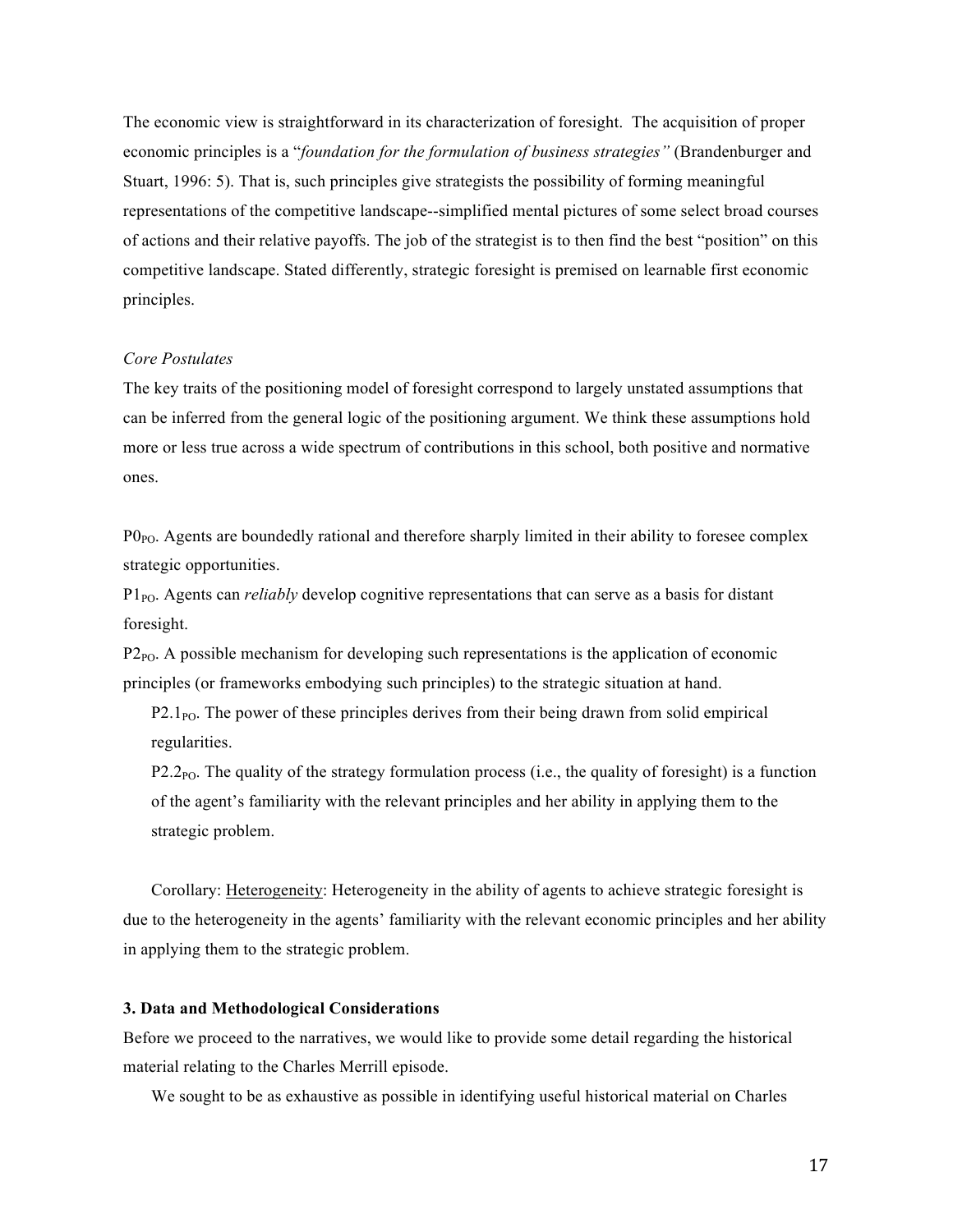The economic view is straightforward in its characterization of foresight. The acquisition of proper economic principles is a "*foundation for the formulation of business strategies"* (Brandenburger and Stuart, 1996: 5). That is, such principles give strategists the possibility of forming meaningful representations of the competitive landscape--simplified mental pictures of some select broad courses of actions and their relative payoffs. The job of the strategist is to then find the best "position" on this competitive landscape. Stated differently, strategic foresight is premised on learnable first economic principles.

*Core Postulates*

The key traits of the positioning model of foresight correspond to largely unstated assumptions that can be inferred from the general logic of the positioning argument. We think these assumptions hold more or less true across a wide spectrum of contributions in this school, both positive and normative ones.

$P0_{PO}$. Agents are boundedly rational and therefore sharply limited in their ability to foresee complex strategic opportunities.

$P1_{PO}$. Agents can *reliably* develop cognitive representations that can serve as a basis for distant foresight.

$P2_{PO}$. A possible mechanism for developing such representations is the application of economic principles (or frameworks embodying such principles) to the strategic situation at hand.

$P2.1_{PO}$. The power of these principles derives from their being drawn from solid empirical regularities.

$P2.2_{PO}$. The quality of the strategy formulation process (i.e., the quality of foresight) is a function of the agent's familiarity with the relevant principles and her ability in applying them to the strategic problem.

Corollary: Heterogeneity: Heterogeneity in the ability of agents to achieve strategic foresight is due to the heterogeneity in the agents' familiarity with the relevant economic principles and her ability in applying them to the strategic problem.

### 3. Data and Methodological Considerations

Before we proceed to the narratives, we would like to provide some detail regarding the historical material relating to the Charles Merrill episode.

We sought to be as exhaustive as possible in identifying useful historical material on Charles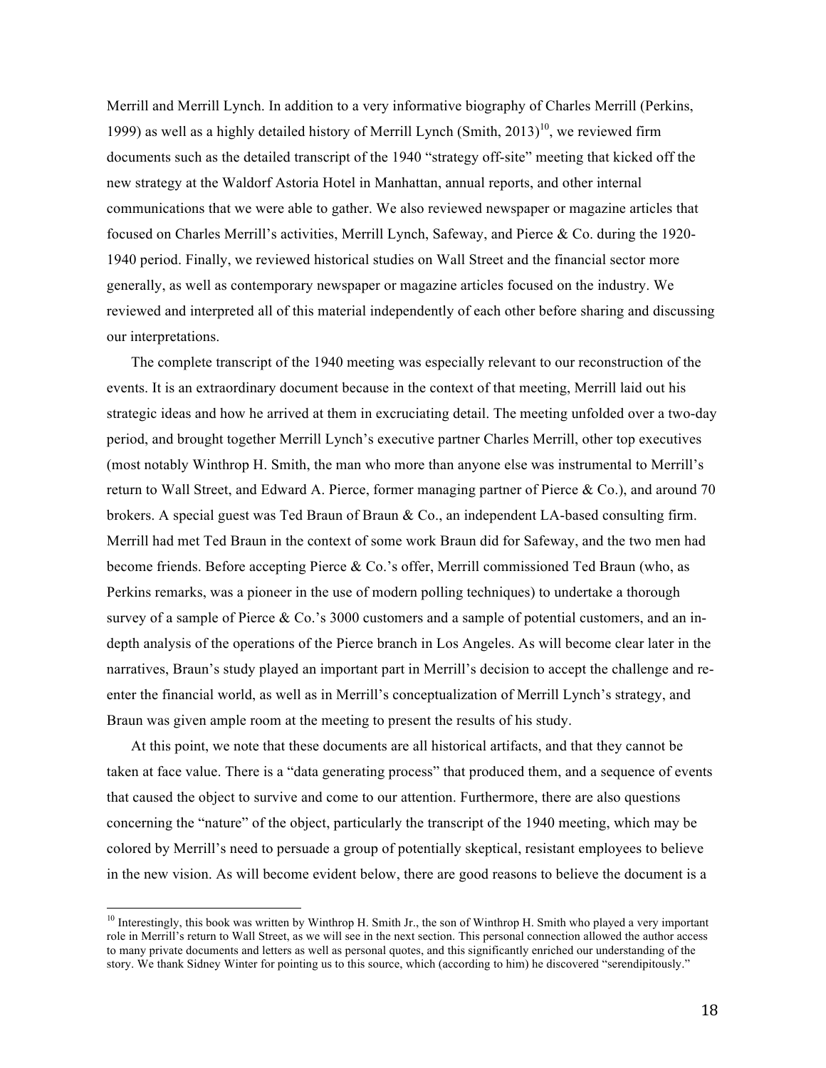Merrill and Merrill Lynch. In addition to a very informative biography of Charles Merrill (Perkins, 1999) as well as a highly detailed history of Merrill Lynch (Smith, 2013)[10], we reviewed firm documents such as the detailed transcript of the 1940 "strategy off-site" meeting that kicked off the new strategy at the Waldorf Astoria Hotel in Manhattan, annual reports, and other internal communications that we were able to gather. We also reviewed newspaper or magazine articles that focused on Charles Merrill's activities, Merrill Lynch, Safeway, and Pierce & Co. during the 1920-1940 period. Finally, we reviewed historical studies on Wall Street and the financial sector more generally, as well as contemporary newspaper or magazine articles focused on the industry. We reviewed and interpreted all of this material independently of each other before sharing and discussing our interpretations.

The complete transcript of the 1940 meeting was especially relevant to our reconstruction of the events. It is an extraordinary document because in the context of that meeting, Merrill laid out his strategic ideas and how he arrived at them in excruciating detail. The meeting unfolded over a two-day period, and brought together Merrill Lynch's executive partner Charles Merrill, other top executives (most notably Winthrop H. Smith, the man who more than anyone else was instrumental to Merrill's return to Wall Street, and Edward A. Pierce, former managing partner of Pierce & Co.), and around 70 brokers. A special guest was Ted Braun of Braun & Co., an independent LA-based consulting firm. Merrill had met Ted Braun in the context of some work Braun did for Safeway, and the two men had become friends. Before accepting Pierce & Co.'s offer, Merrill commissioned Ted Braun (who, as Perkins remarks, was a pioneer in the use of modern polling techniques) to undertake a thorough survey of a sample of Pierce & Co.'s 3000 customers and a sample of potential customers, and an in-depth analysis of the operations of the Pierce branch in Los Angeles. As will become clear later in the narratives, Braun's study played an important part in Merrill's decision to accept the challenge and re-enter the financial world, as well as in Merrill's conceptualization of Merrill Lynch's strategy, and Braun was given ample room at the meeting to present the results of his study.

At this point, we note that these documents are all historical artifacts, and that they cannot be taken at face value. There is a "data generating process" that produced them, and a sequence of events that caused the object to survive and come to our attention. Furthermore, there are also questions concerning the "nature" of the object, particularly the transcript of the 1940 meeting, which may be colored by Merrill's need to persuade a group of potentially skeptical, resistant employees to believe in the new vision. As will become evident below, there are good reasons to believe the document is a

---

[10] Interestingly, this book was written by Winthrop H. Smith Jr., the son of Winthrop H. Smith who played a very important role in Merrill's return to Wall Street, as we will see in the next section. This personal connection allowed the author access to many private documents and letters as well as personal quotes, and this significantly enriched our understanding of the story. We thank Sidney Winter for pointing us to this source, which (according to him) he discovered "serendipitously."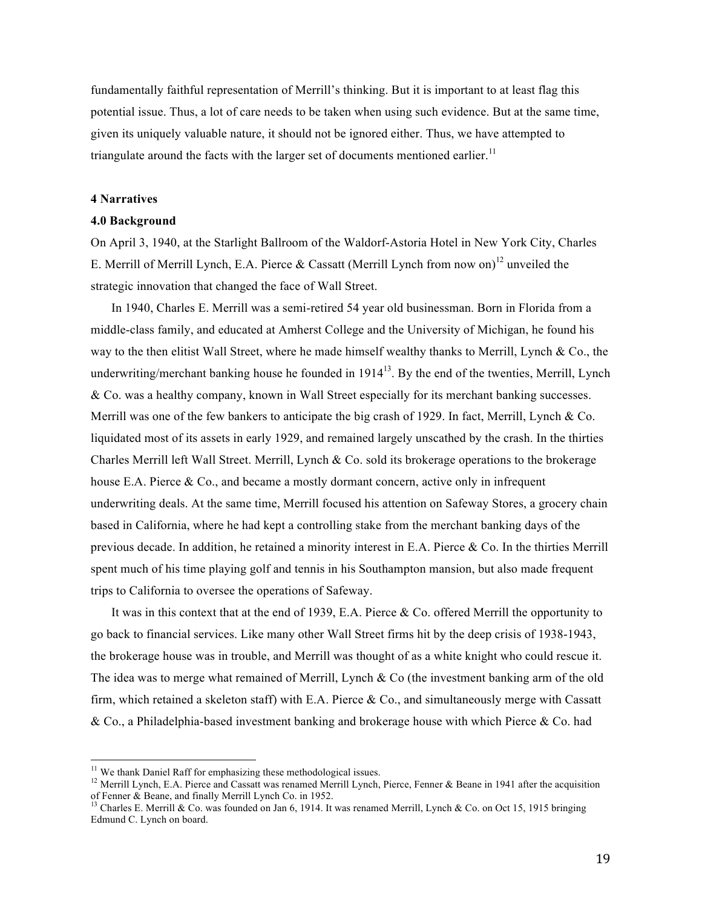fundamentally faithful representation of Merrill's thinking. But it is important to at least flag this potential issue. Thus, a lot of care needs to be taken when using such evidence. But at the same time, given its uniquely valuable nature, it should not be ignored either. Thus, we have attempted to triangulate around the facts with the larger set of documents mentioned earlier.[11]

## 4 Narratives

### 4.0 Background

On April 3, 1940, at the Starlight Ballroom of the Waldorf-Astoria Hotel in New York City, Charles E. Merrill of Merrill Lynch, E.A. Pierce & Cassatt (Merrill Lynch from now on)[12] unveiled the strategic innovation that changed the face of Wall Street.

In 1940, Charles E. Merrill was a semi-retired 54 year old businessman. Born in Florida from a middle-class family, and educated at Amherst College and the University of Michigan, he found his way to the then elitist Wall Street, where he made himself wealthy thanks to Merrill, Lynch & Co., the underwriting/merchant banking house he founded in 1914[13]. By the end of the twenties, Merrill, Lynch & Co. was a healthy company, known in Wall Street especially for its merchant banking successes. Merrill was one of the few bankers to anticipate the big crash of 1929. In fact, Merrill, Lynch & Co. liquidated most of its assets in early 1929, and remained largely unscathed by the crash. In the thirties Charles Merrill left Wall Street. Merrill, Lynch & Co. sold its brokerage operations to the brokerage house E.A. Pierce & Co., and became a mostly dormant concern, active only in infrequent underwriting deals. At the same time, Merrill focused his attention on Safeway Stores, a grocery chain based in California, where he had kept a controlling stake from the merchant banking days of the previous decade. In addition, he retained a minority interest in E.A. Pierce & Co. In the thirties Merrill spent much of his time playing golf and tennis in his Southampton mansion, but also made frequent trips to California to oversee the operations of Safeway.

It was in this context that at the end of 1939, E.A. Pierce & Co. offered Merrill the opportunity to go back to financial services. Like many other Wall Street firms hit by the deep crisis of 1938-1943, the brokerage house was in trouble, and Merrill was thought of as a white knight who could rescue it. The idea was to merge what remained of Merrill, Lynch & Co (the investment banking arm of the old firm, which retained a skeleton staff) with E.A. Pierce & Co., and simultaneously merge with Cassatt & Co., a Philadelphia-based investment banking and brokerage house with which Pierce & Co. had

---

[11] We thank Daniel Raff for emphasizing these methodological issues.

[12] Merrill Lynch, E.A. Pierce and Cassatt was renamed Merrill Lynch, Pierce, Fenner & Beane in 1941 after the acquisition of Fenner & Beane, and finally Merrill Lynch Co. in 1952.

[13] Charles E. Merrill & Co. was founded on Jan 6, 1914. It was renamed Merrill, Lynch & Co. on Oct 15, 1915 bringing Edmund C. Lynch on board.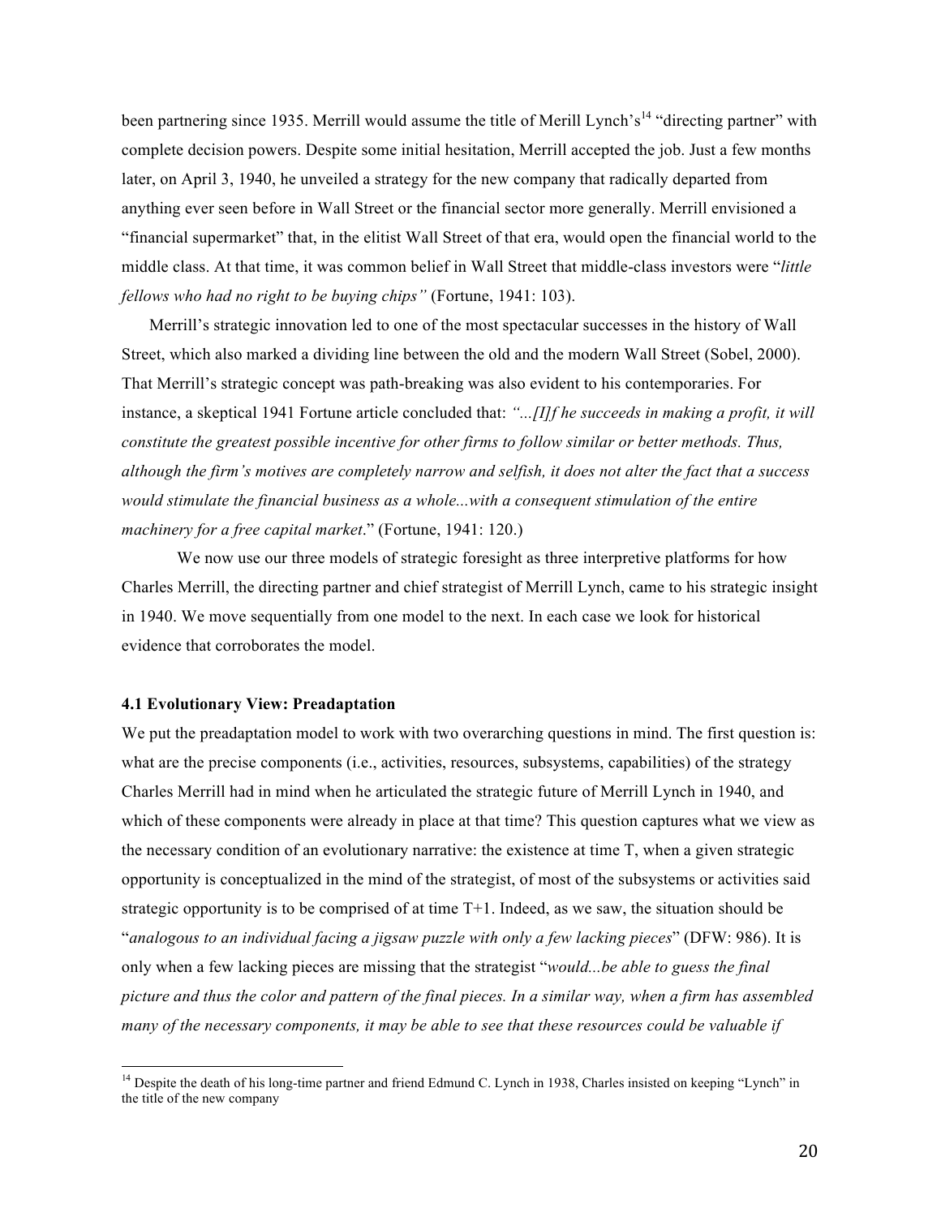been partnering since 1935. Merrill would assume the title of Merill Lynch's[14] "directing partner" with complete decision powers. Despite some initial hesitation, Merrill accepted the job. Just a few months later, on April 3, 1940, he unveiled a strategy for the new company that radically departed from anything ever seen before in Wall Street or the financial sector more generally. Merrill envisioned a "financial supermarket" that, in the elitist Wall Street of that era, would open the financial world to the middle class. At that time, it was common belief in Wall Street that middle-class investors were "*little fellows who had no right to be buying chips"* (Fortune, 1941: 103).

Merrill's strategic innovation led to one of the most spectacular successes in the history of Wall Street, which also marked a dividing line between the old and the modern Wall Street (Sobel, 2000). That Merrill's strategic concept was path-breaking was also evident to his contemporaries. For instance, a skeptical 1941 Fortune article concluded that: *"...[I]f he succeeds in making a profit, it will constitute the greatest possible incentive for other firms to follow similar or better methods. Thus, although the firm's motives are completely narrow and selfish, it does not alter the fact that a success would stimulate the financial business as a whole...with a consequent stimulation of the entire machinery for a free capital market*." (Fortune, 1941: 120.)

We now use our three models of strategic foresight as three interpretive platforms for how Charles Merrill, the directing partner and chief strategist of Merrill Lynch, came to his strategic insight in 1940. We move sequentially from one model to the next. In each case we look for historical evidence that corroborates the model.

### 4.1 Evolutionary View: Preadaptation

We put the preadaptation model to work with two overarching questions in mind. The first question is: what are the precise components (i.e., activities, resources, subsystems, capabilities) of the strategy Charles Merrill had in mind when he articulated the strategic future of Merrill Lynch in 1940, and which of these components were already in place at that time? This question captures what we view as the necessary condition of an evolutionary narrative: the existence at time T, when a given strategic opportunity is conceptualized in the mind of the strategist, of most of the subsystems or activities said strategic opportunity is to be comprised of at time T+1. Indeed, as we saw, the situation should be "*analogous to an individual facing a jigsaw puzzle with only a few lacking pieces*" (DFW: 986). It is only when a few lacking pieces are missing that the strategist "*would...be able to guess the final picture and thus the color and pattern of the final pieces. In a similar way, when a firm has assembled many of the necessary components, it may be able to see that these resources could be valuable if*

[14] Despite the death of his long-time partner and friend Edmund C. Lynch in 1938, Charles insisted on keeping "Lynch" in the title of the new company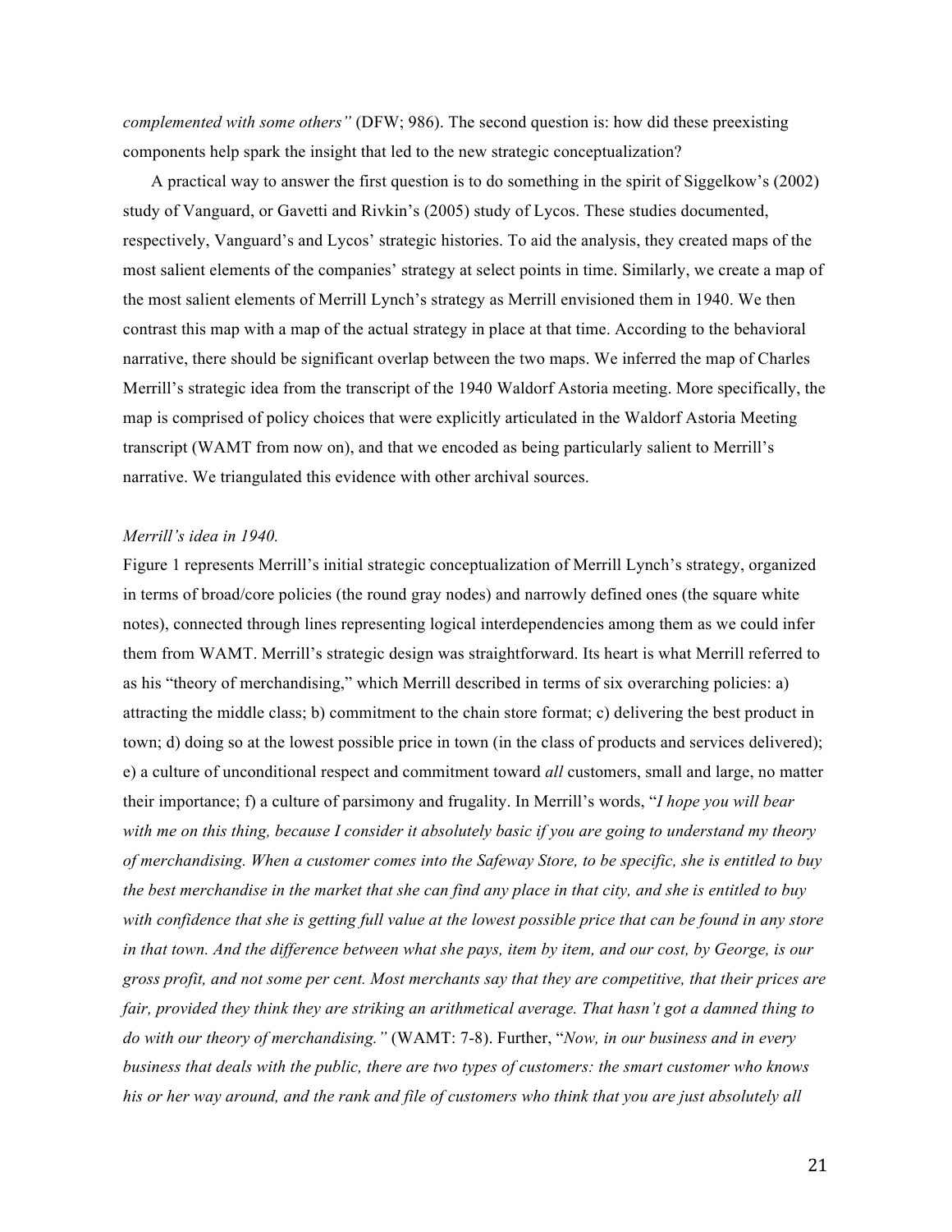*complemented with some others"* (DFW; 986). The second question is: how did these preexisting components help spark the insight that led to the new strategic conceptualization?

A practical way to answer the first question is to do something in the spirit of Siggelkow's (2002) study of Vanguard, or Gavetti and Rivkin's (2005) study of Lycos. These studies documented, respectively, Vanguard's and Lycos' strategic histories. To aid the analysis, they created maps of the most salient elements of the companies' strategy at select points in time. Similarly, we create a map of the most salient elements of Merrill Lynch's strategy as Merrill envisioned them in 1940. We then contrast this map with a map of the actual strategy in place at that time. According to the behavioral narrative, there should be significant overlap between the two maps. We inferred the map of Charles Merrill's strategic idea from the transcript of the 1940 Waldorf Astoria meeting. More specifically, the map is comprised of policy choices that were explicitly articulated in the Waldorf Astoria Meeting transcript (WAMT from now on), and that we encoded as being particularly salient to Merrill's narrative. We triangulated this evidence with other archival sources.

*Merrill's idea in 1940.*

Figure 1 represents Merrill's initial strategic conceptualization of Merrill Lynch's strategy, organized in terms of broad/core policies (the round gray nodes) and narrowly defined ones (the square white notes), connected through lines representing logical interdependencies among them as we could infer them from WAMT. Merrill's strategic design was straightforward. Its heart is what Merrill referred to as his "theory of merchandising," which Merrill described in terms of six overarching policies: a) attracting the middle class; b) commitment to the chain store format; c) delivering the best product in town; d) doing so at the lowest possible price in town (in the class of products and services delivered); e) a culture of unconditional respect and commitment toward *all* customers, small and large, no matter their importance; f) a culture of parsimony and frugality. In Merrill's words, "*I hope you will bear with me on this thing, because I consider it absolutely basic if you are going to understand my theory of merchandising. When a customer comes into the Safeway Store, to be specific, she is entitled to buy the best merchandise in the market that she can find any place in that city, and she is entitled to buy with confidence that she is getting full value at the lowest possible price that can be found in any store in that town. And the difference between what she pays, item by item, and our cost, by George, is our gross profit, and not some per cent. Most merchants say that they are competitive, that their prices are fair, provided they think they are striking an arithmetical average. That hasn't got a damned thing to do with our theory of merchandising."* (WAMT: 7-8). Further, "*Now, in our business and in every business that deals with the public, there are two types of customers: the smart customer who knows his or her way around, and the rank and file of customers who think that you are just absolutely all*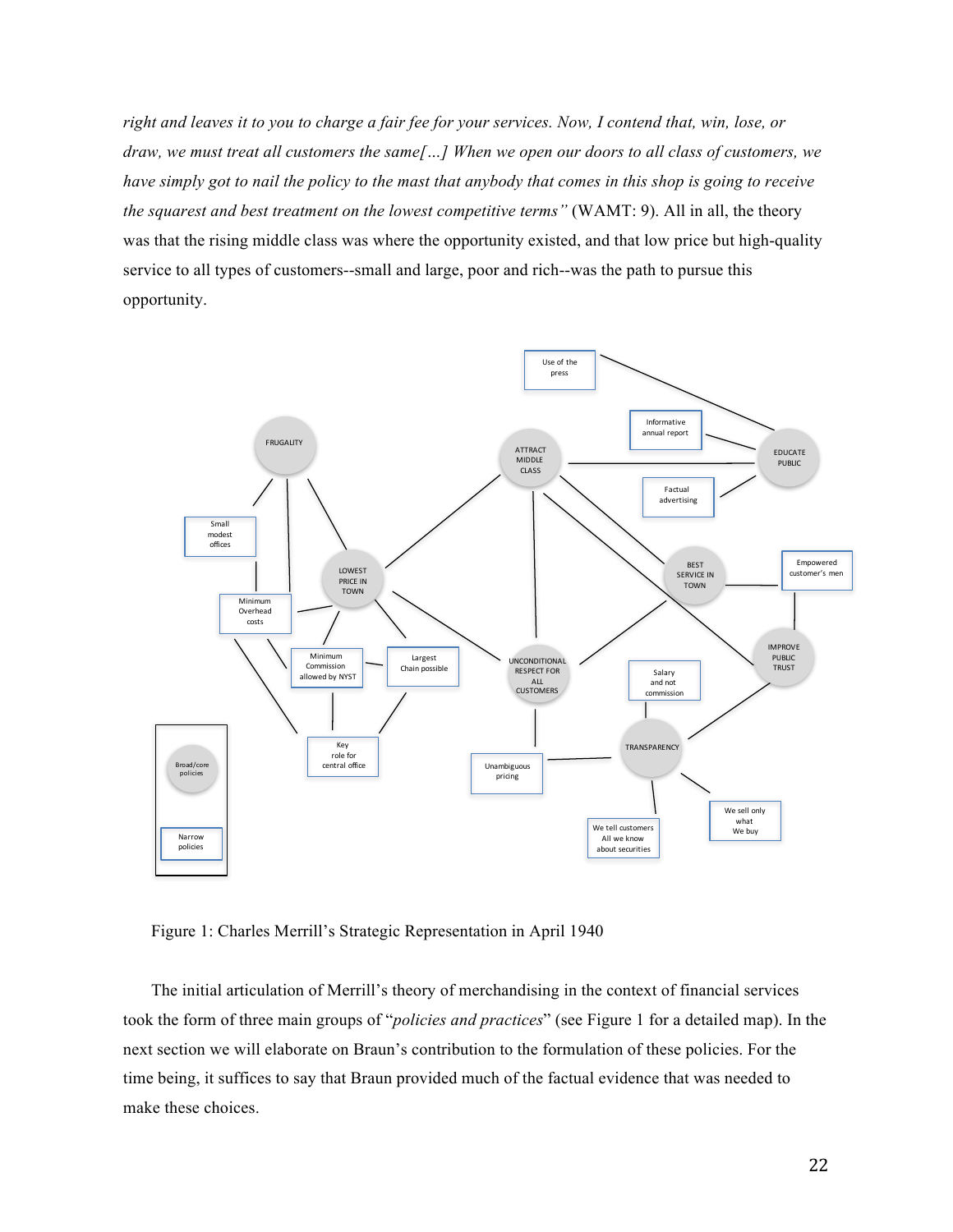*right and leaves it to you to charge a fair fee for your services. Now, I contend that, win, lose, or draw, we must treat all customers the same[…] When we open our doors to all class of customers, we have simply got to nail the policy to the mast that anybody that comes in this shop is going to receive the squarest and best treatment on the lowest competitive terms"* (WAMT: 9). All in all, the theory was that the rising middle class was where the opportunity existed, and that low price but high-quality service to all types of customers--small and large, poor and rich--was the path to pursue this opportunity.

Figure 1: Charles Merrill's Strategic Representation in April 1940

The initial articulation of Merrill's theory of merchandising in the context of financial services took the form of three main groups of "*policies and practices*" (see Figure 1 for a detailed map). In the next section we will elaborate on Braun's contribution to the formulation of these policies. For the time being, it suffices to say that Braun provided much of the factual evidence that was needed to make these choices.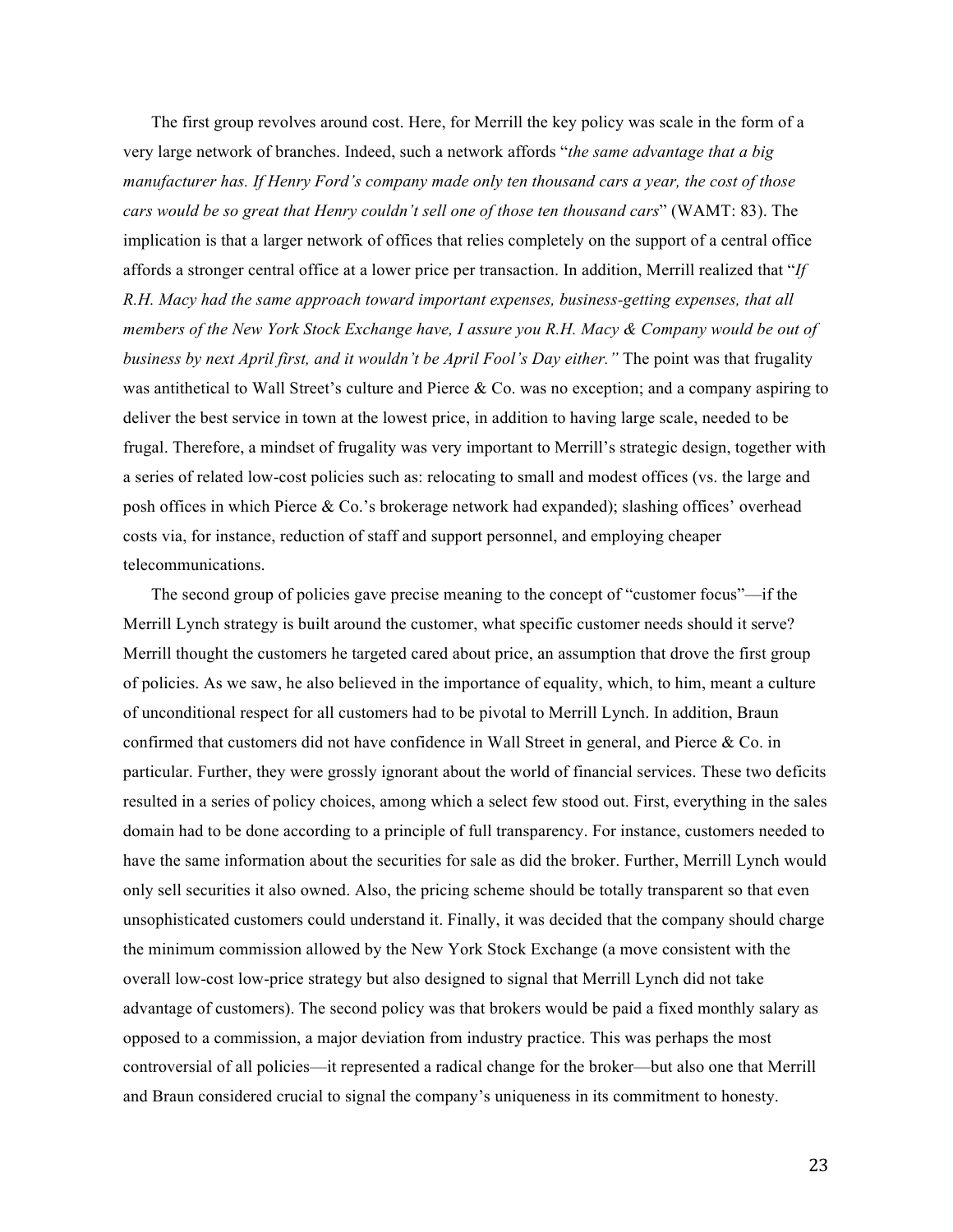The first group revolves around cost. Here, for Merrill the key policy was scale in the form of a very large network of branches. Indeed, such a network affords "*the same advantage that a big manufacturer has. If Henry Ford's company made only ten thousand cars a year, the cost of those cars would be so great that Henry couldn't sell one of those ten thousand cars*" (WAMT: 83). The implication is that a larger network of offices that relies completely on the support of a central office affords a stronger central office at a lower price per transaction. In addition, Merrill realized that "*If R.H. Macy had the same approach toward important expenses, business-getting expenses, that all members of the New York Stock Exchange have, I assure you R.H. Macy & Company would be out of business by next April first, and it wouldn't be April Fool's Day either.*" The point was that frugality was antithetical to Wall Street's culture and Pierce & Co. was no exception; and a company aspiring to deliver the best service in town at the lowest price, in addition to having large scale, needed to be frugal. Therefore, a mindset of frugality was very important to Merrill's strategic design, together with a series of related low-cost policies such as: relocating to small and modest offices (vs. the large and posh offices in which Pierce & Co.'s brokerage network had expanded); slashing offices' overhead costs via, for instance, reduction of staff and support personnel, and employing cheaper telecommunications.

The second group of policies gave precise meaning to the concept of "customer focus"—if the Merrill Lynch strategy is built around the customer, what specific customer needs should it serve? Merrill thought the customers he targeted cared about price, an assumption that drove the first group of policies. As we saw, he also believed in the importance of equality, which, to him, meant a culture of unconditional respect for all customers had to be pivotal to Merrill Lynch. In addition, Braun confirmed that customers did not have confidence in Wall Street in general, and Pierce & Co. in particular. Further, they were grossly ignorant about the world of financial services. These two deficits resulted in a series of policy choices, among which a select few stood out. First, everything in the sales domain had to be done according to a principle of full transparency. For instance, customers needed to have the same information about the securities for sale as did the broker. Further, Merrill Lynch would only sell securities it also owned. Also, the pricing scheme should be totally transparent so that even unsophisticated customers could understand it. Finally, it was decided that the company should charge the minimum commission allowed by the New York Stock Exchange (a move consistent with the overall low-cost low-price strategy but also designed to signal that Merrill Lynch did not take advantage of customers). The second policy was that brokers would be paid a fixed monthly salary as opposed to a commission, a major deviation from industry practice. This was perhaps the most controversial of all policies—it represented a radical change for the broker—but also one that Merrill and Braun considered crucial to signal the company's uniqueness in its commitment to honesty.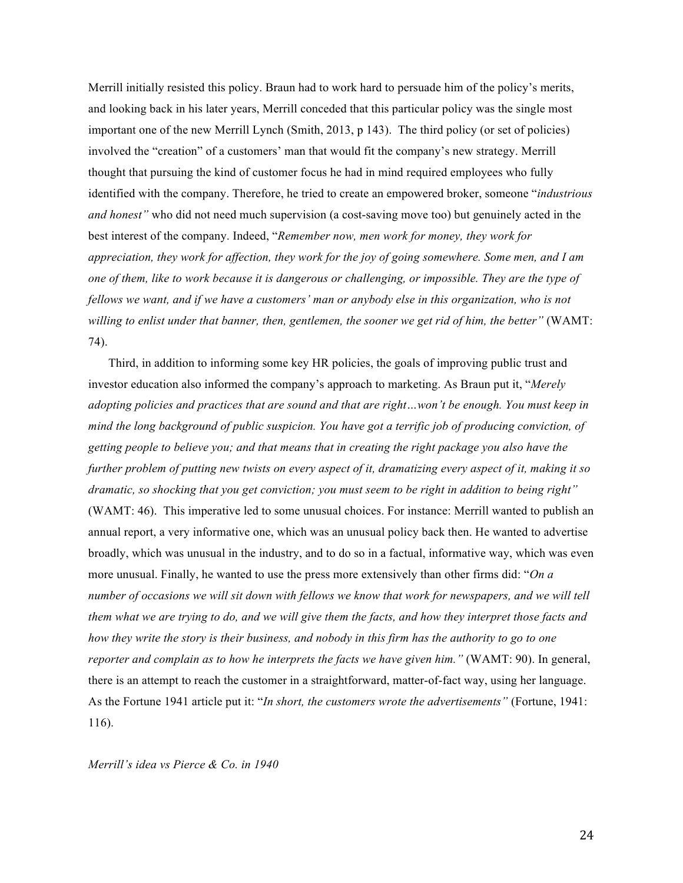Merrill initially resisted this policy. Braun had to work hard to persuade him of the policy's merits, and looking back in his later years, Merrill conceded that this particular policy was the single most important one of the new Merrill Lynch (Smith, 2013, p 143). The third policy (or set of policies) involved the "creation" of a customers' man that would fit the company's new strategy. Merrill thought that pursuing the kind of customer focus he had in mind required employees who fully identified with the company. Therefore, he tried to create an empowered broker, someone "*industrious and honest"* who did not need much supervision (a cost-saving move too) but genuinely acted in the best interest of the company. Indeed, "*Remember now, men work for money, they work for appreciation, they work for affection, they work for the joy of going somewhere. Some men, and I am one of them, like to work because it is dangerous or challenging, or impossible. They are the type of fellows we want, and if we have a customers' man or anybody else in this organization, who is not willing to enlist under that banner, then, gentlemen, the sooner we get rid of him, the better"* (WAMT: 74).

Third, in addition to informing some key HR policies, the goals of improving public trust and investor education also informed the company's approach to marketing. As Braun put it, "*Merely adopting policies and practices that are sound and that are right…won't be enough. You must keep in mind the long background of public suspicion. You have got a terrific job of producing conviction, of getting people to believe you; and that means that in creating the right package you also have the further problem of putting new twists on every aspect of it, dramatizing every aspect of it, making it so dramatic, so shocking that you get conviction; you must seem to be right in addition to being right"* (WAMT: 46). This imperative led to some unusual choices. For instance: Merrill wanted to publish an annual report, a very informative one, which was an unusual policy back then. He wanted to advertise broadly, which was unusual in the industry, and to do so in a factual, informative way, which was even more unusual. Finally, he wanted to use the press more extensively than other firms did: "*On a number of occasions we will sit down with fellows we know that work for newspapers, and we will tell them what we are trying to do, and we will give them the facts, and how they interpret those facts and how they write the story is their business, and nobody in this firm has the authority to go to one reporter and complain as to how he interprets the facts we have given him."* (WAMT: 90). In general, there is an attempt to reach the customer in a straightforward, matter-of-fact way, using her language. As the Fortune 1941 article put it: "*In short, the customers wrote the advertisements"* (Fortune, 1941: 116).

*Merrill's idea vs Pierce & Co. in 1940*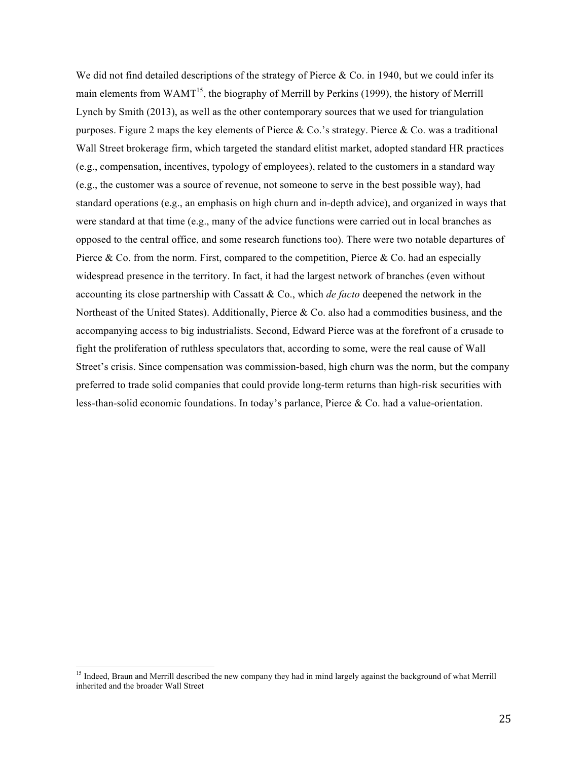We did not find detailed descriptions of the strategy of Pierce & Co. in 1940, but we could infer its main elements from WAMT[15], the biography of Merrill by Perkins (1999), the history of Merrill Lynch by Smith (2013), as well as the other contemporary sources that we used for triangulation purposes. Figure 2 maps the key elements of Pierce & Co.'s strategy. Pierce & Co. was a traditional Wall Street brokerage firm, which targeted the standard elitist market, adopted standard HR practices (e.g., compensation, incentives, typology of employees), related to the customers in a standard way (e.g., the customer was a source of revenue, not someone to serve in the best possible way), had standard operations (e.g., an emphasis on high churn and in-depth advice), and organized in ways that were standard at that time (e.g., many of the advice functions were carried out in local branches as opposed to the central office, and some research functions too). There were two notable departures of Pierce & Co. from the norm. First, compared to the competition, Pierce & Co. had an especially widespread presence in the territory. In fact, it had the largest network of branches (even without accounting its close partnership with Cassatt & Co., which *de facto* deepened the network in the Northeast of the United States). Additionally, Pierce & Co. also had a commodities business, and the accompanying access to big industrialists. Second, Edward Pierce was at the forefront of a crusade to fight the proliferation of ruthless speculators that, according to some, were the real cause of Wall Street's crisis. Since compensation was commission-based, high churn was the norm, but the company preferred to trade solid companies that could provide long-term returns than high-risk securities with less-than-solid economic foundations. In today's parlance, Pierce & Co. had a value-orientation.

[15] Indeed, Braun and Merrill described the new company they had in mind largely against the background of what Merrill inherited and the broader Wall Street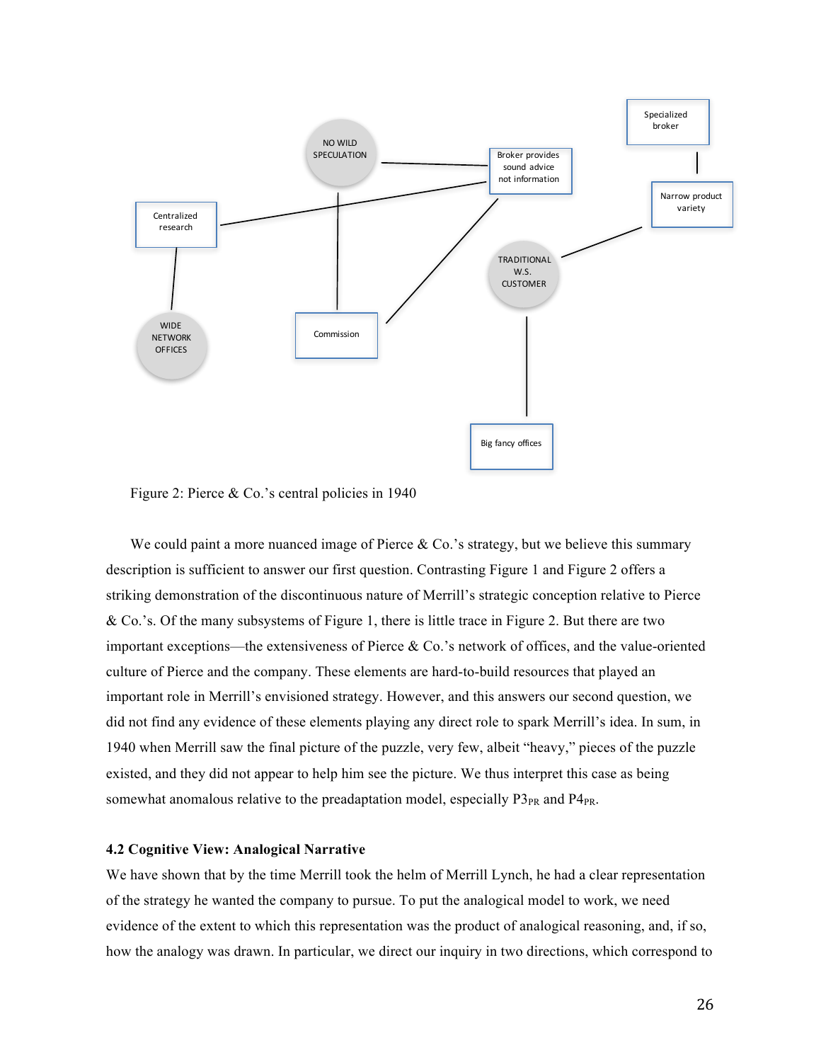Figure 2: Pierce & Co.'s central policies in 1940

We could paint a more nuanced image of Pierce & Co.'s strategy, but we believe this summary description is sufficient to answer our first question. Contrasting Figure 1 and Figure 2 offers a striking demonstration of the discontinuous nature of Merrill's strategic conception relative to Pierce & Co.'s. Of the many subsystems of Figure 1, there is little trace in Figure 2. But there are two important exceptions—the extensiveness of Pierce & Co.'s network of offices, and the value-oriented culture of Pierce and the company. These elements are hard-to-build resources that played an important role in Merrill's envisioned strategy. However, and this answers our second question, we did not find any evidence of these elements playing any direct role to spark Merrill's idea. In sum, in 1940 when Merrill saw the final picture of the puzzle, very few, albeit "heavy," pieces of the puzzle existed, and they did not appear to help him see the picture. We thus interpret this case as being somewhat anomalous relative to the preadaptation model, especially $P3_{PR}$ and $P4_{PR}$.

### 4.2 Cognitive View: Analogical Narrative

We have shown that by the time Merrill took the helm of Merrill Lynch, he had a clear representation of the strategy he wanted the company to pursue. To put the analogical model to work, we need evidence of the extent to which this representation was the product of analogical reasoning, and, if so, how the analogy was drawn. In particular, we direct our inquiry in two directions, which correspond to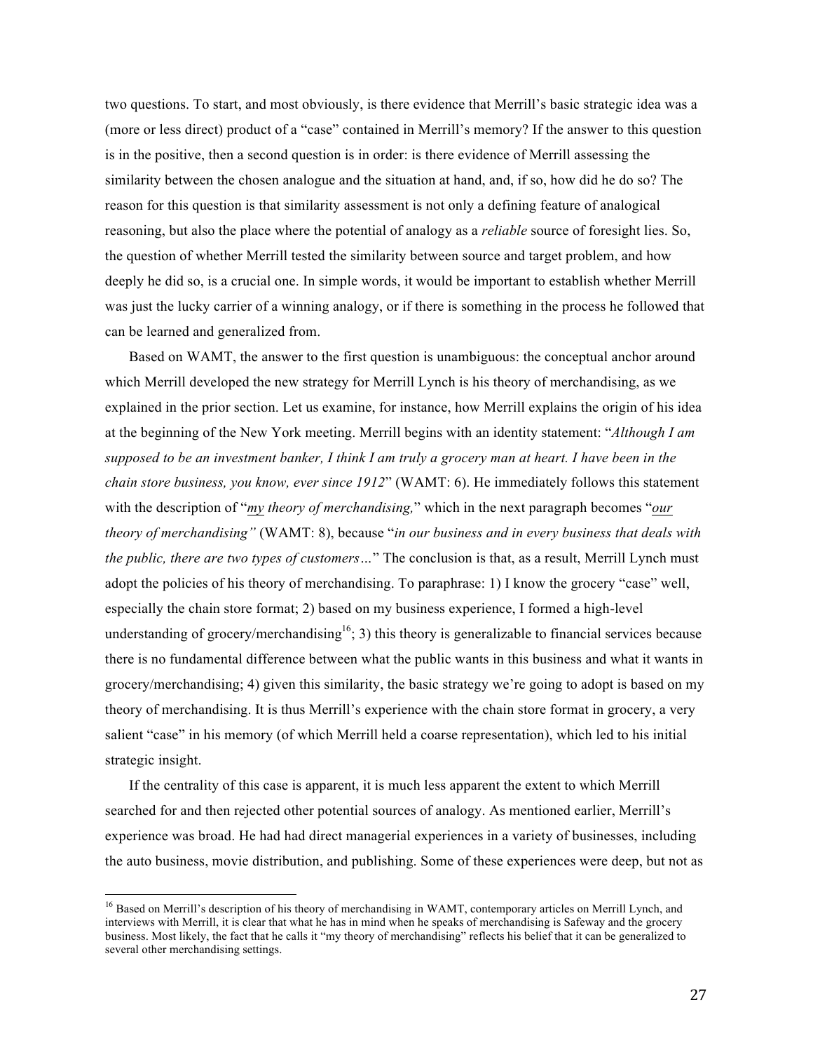two questions. To start, and most obviously, is there evidence that Merrill's basic strategic idea was a (more or less direct) product of a "case" contained in Merrill's memory? If the answer to this question is in the positive, then a second question is in order: is there evidence of Merrill assessing the similarity between the chosen analogue and the situation at hand, and, if so, how did he do so? The reason for this question is that similarity assessment is not only a defining feature of analogical reasoning, but also the place where the potential of analogy as a *reliable* source of foresight lies. So, the question of whether Merrill tested the similarity between source and target problem, and how deeply he did so, is a crucial one. In simple words, it would be important to establish whether Merrill was just the lucky carrier of a winning analogy, or if there is something in the process he followed that can be learned and generalized from.

Based on WAMT, the answer to the first question is unambiguous: the conceptual anchor around which Merrill developed the new strategy for Merrill Lynch is his theory of merchandising, as we explained in the prior section. Let us examine, for instance, how Merrill explains the origin of his idea at the beginning of the New York meeting. Merrill begins with an identity statement: "*Although I am supposed to be an investment banker, I think I am truly a grocery man at heart. I have been in the chain store business, you know, ever since 1912*" (WAMT: 6). He immediately follows this statement with the description of "*my theory of merchandising,*" which in the next paragraph becomes "*our theory of merchandising"* (WAMT: 8), because "*in our business and in every business that deals with the public, there are two types of customers…*" The conclusion is that, as a result, Merrill Lynch must adopt the policies of his theory of merchandising. To paraphrase: 1) I know the grocery "case" well, especially the chain store format; 2) based on my business experience, I formed a high-level understanding of grocery/merchandising[16]; 3) this theory is generalizable to financial services because there is no fundamental difference between what the public wants in this business and what it wants in grocery/merchandising; 4) given this similarity, the basic strategy we're going to adopt is based on my theory of merchandising. It is thus Merrill's experience with the chain store format in grocery, a very salient "case" in his memory (of which Merrill held a coarse representation), which led to his initial strategic insight.

If the centrality of this case is apparent, it is much less apparent the extent to which Merrill searched for and then rejected other potential sources of analogy. As mentioned earlier, Merrill's experience was broad. He had had direct managerial experiences in a variety of businesses, including the auto business, movie distribution, and publishing. Some of these experiences were deep, but not as

[16] Based on Merrill's description of his theory of merchandising in WAMT, contemporary articles on Merrill Lynch, and interviews with Merrill, it is clear that what he has in mind when he speaks of merchandising is Safeway and the grocery business. Most likely, the fact that he calls it "my theory of merchandising" reflects his belief that it can be generalized to several other merchandising settings.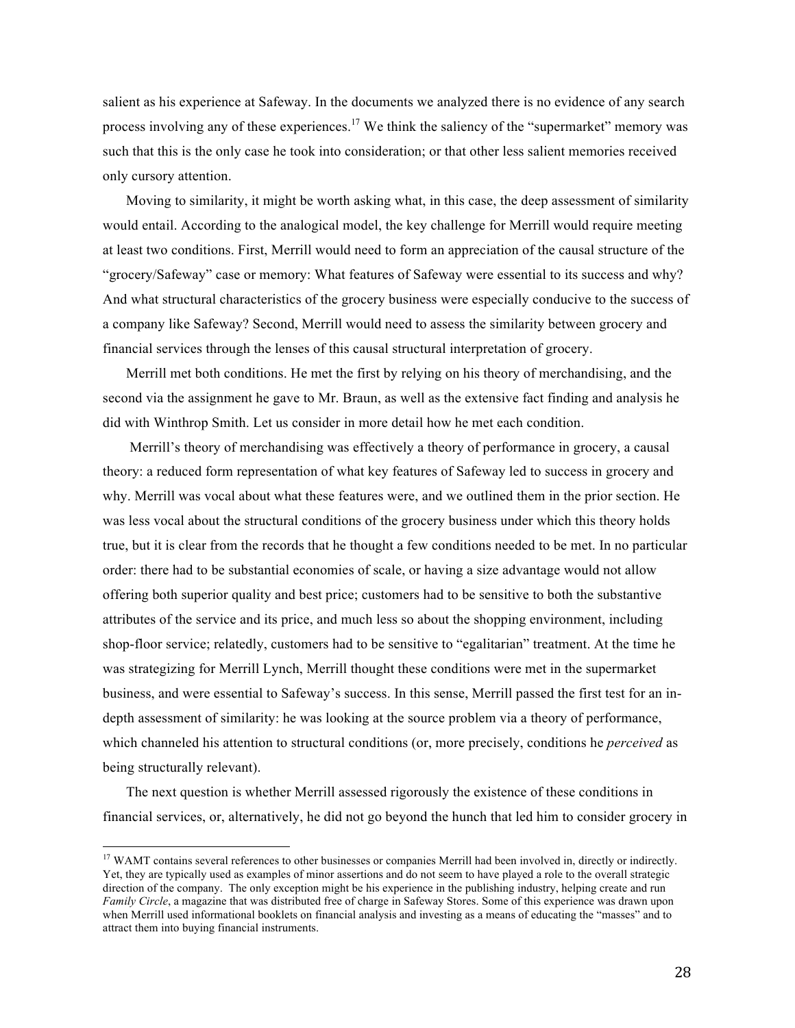salient as his experience at Safeway. In the documents we analyzed there is no evidence of any search process involving any of these experiences.[17] We think the saliency of the "supermarket" memory was such that this is the only case he took into consideration; or that other less salient memories received only cursory attention.

Moving to similarity, it might be worth asking what, in this case, the deep assessment of similarity would entail. According to the analogical model, the key challenge for Merrill would require meeting at least two conditions. First, Merrill would need to form an appreciation of the causal structure of the "grocery/Safeway" case or memory: What features of Safeway were essential to its success and why? And what structural characteristics of the grocery business were especially conducive to the success of a company like Safeway? Second, Merrill would need to assess the similarity between grocery and financial services through the lenses of this causal structural interpretation of grocery.

Merrill met both conditions. He met the first by relying on his theory of merchandising, and the second via the assignment he gave to Mr. Braun, as well as the extensive fact finding and analysis he did with Winthrop Smith. Let us consider in more detail how he met each condition.

Merrill's theory of merchandising was effectively a theory of performance in grocery, a causal theory: a reduced form representation of what key features of Safeway led to success in grocery and why. Merrill was vocal about what these features were, and we outlined them in the prior section. He was less vocal about the structural conditions of the grocery business under which this theory holds true, but it is clear from the records that he thought a few conditions needed to be met. In no particular order: there had to be substantial economies of scale, or having a size advantage would not allow offering both superior quality and best price; customers had to be sensitive to both the substantive attributes of the service and its price, and much less so about the shopping environment, including shop-floor service; relatedly, customers had to be sensitive to "egalitarian" treatment. At the time he was strategizing for Merrill Lynch, Merrill thought these conditions were met in the supermarket business, and were essential to Safeway's success. In this sense, Merrill passed the first test for an in-depth assessment of similarity: he was looking at the source problem via a theory of performance, which channeled his attention to structural conditions (or, more precisely, conditions he *perceived* as being structurally relevant).

The next question is whether Merrill assessed rigorously the existence of these conditions in financial services, or, alternatively, he did not go beyond the hunch that led him to consider grocery in

[17] WAMT contains several references to other businesses or companies Merrill had been involved in, directly or indirectly. Yet, they are typically used as examples of minor assertions and do not seem to have played a role to the overall strategic direction of the company. The only exception might be his experience in the publishing industry, helping create and run *Family Circle*, a magazine that was distributed free of charge in Safeway Stores. Some of this experience was drawn upon when Merrill used informational booklets on financial analysis and investing as a means of educating the "masses" and to attract them into buying financial instruments.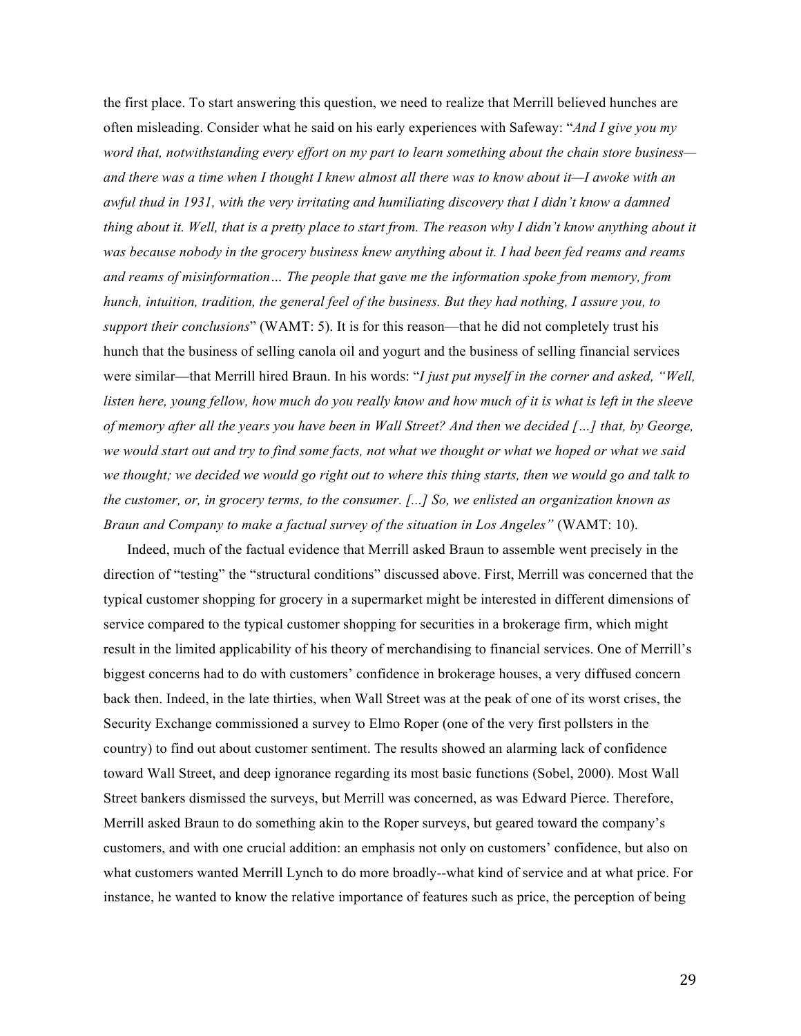the first place. To start answering this question, we need to realize that Merrill believed hunches are often misleading. Consider what he said on his early experiences with Safeway: "*And I give you my word that, notwithstanding every effort on my part to learn something about the chain store business—and there was a time when I thought I knew almost all there was to know about it—I awoke with an awful thud in 1931, with the very irritating and humiliating discovery that I didn't know a damned thing about it. Well, that is a pretty place to start from. The reason why I didn't know anything about it was because nobody in the grocery business knew anything about it. I had been fed reams and reams and reams of misinformation… The people that gave me the information spoke from memory, from hunch, intuition, tradition, the general feel of the business. But they had nothing, I assure you, to support their conclusions*" (WAMT: 5). It is for this reason—that he did not completely trust his hunch that the business of selling canola oil and yogurt and the business of selling financial services were similar—that Merrill hired Braun. In his words: "*I just put myself in the corner and asked, "Well, listen here, young fellow, how much do you really know and how much of it is what is left in the sleeve of memory after all the years you have been in Wall Street? And then we decided […] that, by George, we would start out and try to find some facts, not what we thought or what we hoped or what we said we thought; we decided we would go right out to where this thing starts, then we would go and talk to the customer, or, in grocery terms, to the consumer. [...] So, we enlisted an organization known as Braun and Company to make a factual survey of the situation in Los Angeles"* (WAMT: 10).

Indeed, much of the factual evidence that Merrill asked Braun to assemble went precisely in the direction of "testing" the "structural conditions" discussed above. First, Merrill was concerned that the typical customer shopping for grocery in a supermarket might be interested in different dimensions of service compared to the typical customer shopping for securities in a brokerage firm, which might result in the limited applicability of his theory of merchandising to financial services. One of Merrill's biggest concerns had to do with customers' confidence in brokerage houses, a very diffused concern back then. Indeed, in the late thirties, when Wall Street was at the peak of one of its worst crises, the Security Exchange commissioned a survey to Elmo Roper (one of the very first pollsters in the country) to find out about customer sentiment. The results showed an alarming lack of confidence toward Wall Street, and deep ignorance regarding its most basic functions (Sobel, 2000). Most Wall Street bankers dismissed the surveys, but Merrill was concerned, as was Edward Pierce. Therefore, Merrill asked Braun to do something akin to the Roper surveys, but geared toward the company's customers, and with one crucial addition: an emphasis not only on customers' confidence, but also on what customers wanted Merrill Lynch to do more broadly--what kind of service and at what price. For instance, he wanted to know the relative importance of features such as price, the perception of being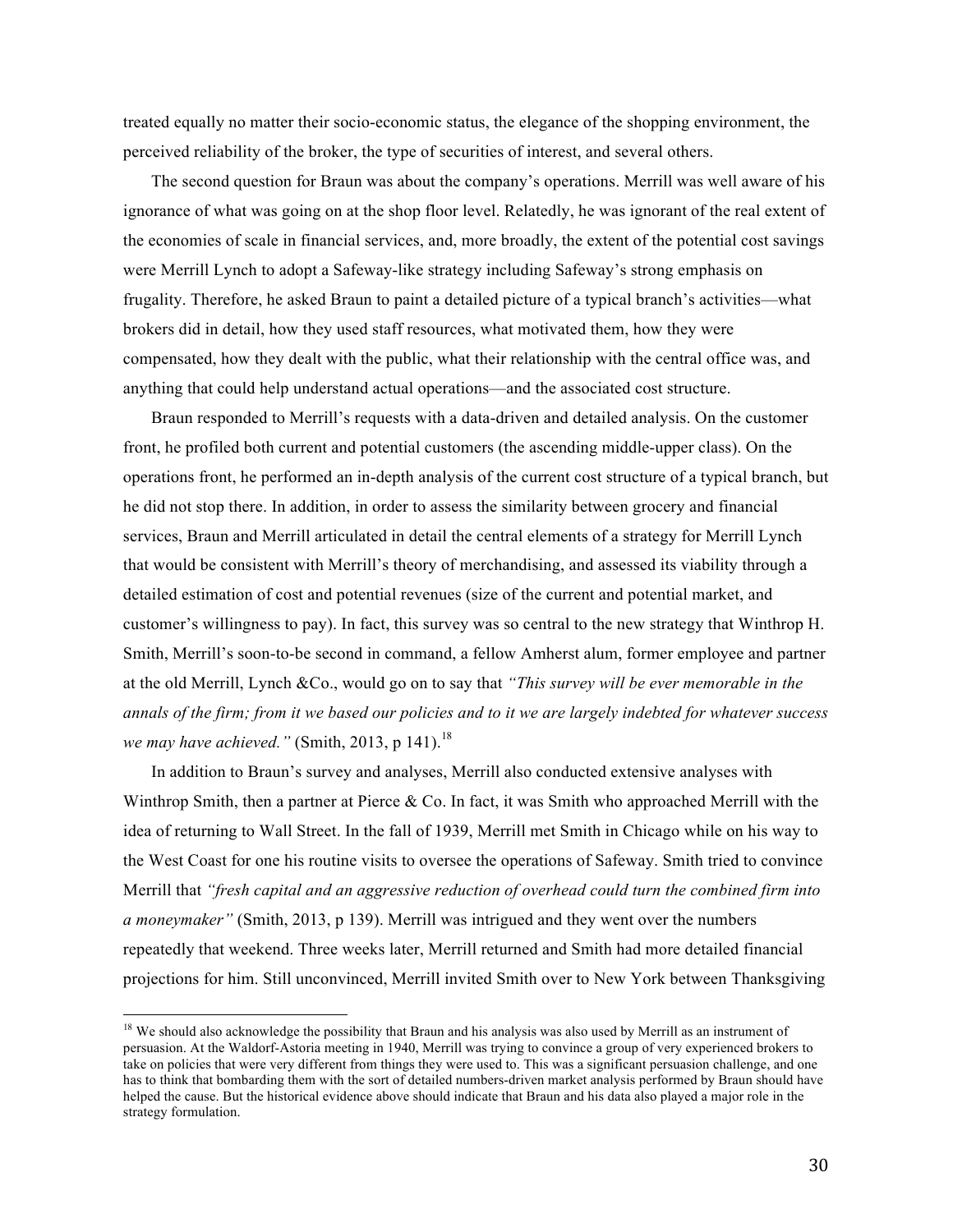treated equally no matter their socio-economic status, the elegance of the shopping environment, the perceived reliability of the broker, the type of securities of interest, and several others.

The second question for Braun was about the company's operations. Merrill was well aware of his ignorance of what was going on at the shop floor level. Relatedly, he was ignorant of the real extent of the economies of scale in financial services, and, more broadly, the extent of the potential cost savings were Merrill Lynch to adopt a Safeway-like strategy including Safeway's strong emphasis on frugality. Therefore, he asked Braun to paint a detailed picture of a typical branch's activities—what brokers did in detail, how they used staff resources, what motivated them, how they were compensated, how they dealt with the public, what their relationship with the central office was, and anything that could help understand actual operations—and the associated cost structure.

Braun responded to Merrill's requests with a data-driven and detailed analysis. On the customer front, he profiled both current and potential customers (the ascending middle-upper class). On the operations front, he performed an in-depth analysis of the current cost structure of a typical branch, but he did not stop there. In addition, in order to assess the similarity between grocery and financial services, Braun and Merrill articulated in detail the central elements of a strategy for Merrill Lynch that would be consistent with Merrill's theory of merchandising, and assessed its viability through a detailed estimation of cost and potential revenues (size of the current and potential market, and customer's willingness to pay). In fact, this survey was so central to the new strategy that Winthrop H. Smith, Merrill's soon-to-be second in command, a fellow Amherst alum, former employee and partner at the old Merrill, Lynch &Co., would go on to say that *"This survey will be ever memorable in the annals of the firm; from it we based our policies and to it we are largely indebted for whatever success we may have achieved."* (Smith, 2013, p 141).[18]

In addition to Braun's survey and analyses, Merrill also conducted extensive analyses with Winthrop Smith, then a partner at Pierce & Co. In fact, it was Smith who approached Merrill with the idea of returning to Wall Street. In the fall of 1939, Merrill met Smith in Chicago while on his way to the West Coast for one his routine visits to oversee the operations of Safeway. Smith tried to convince Merrill that *"fresh capital and an aggressive reduction of overhead could turn the combined firm into a moneymaker"* (Smith, 2013, p 139). Merrill was intrigued and they went over the numbers repeatedly that weekend. Three weeks later, Merrill returned and Smith had more detailed financial projections for him. Still unconvinced, Merrill invited Smith over to New York between Thanksgiving

---

[18] We should also acknowledge the possibility that Braun and his analysis was also used by Merrill as an instrument of persuasion. At the Waldorf-Astoria meeting in 1940, Merrill was trying to convince a group of very experienced brokers to take on policies that were very different from things they were used to. This was a significant persuasion challenge, and one has to think that bombarding them with the sort of detailed numbers-driven market analysis performed by Braun should have helped the cause. But the historical evidence above should indicate that Braun and his data also played a major role in the strategy formulation.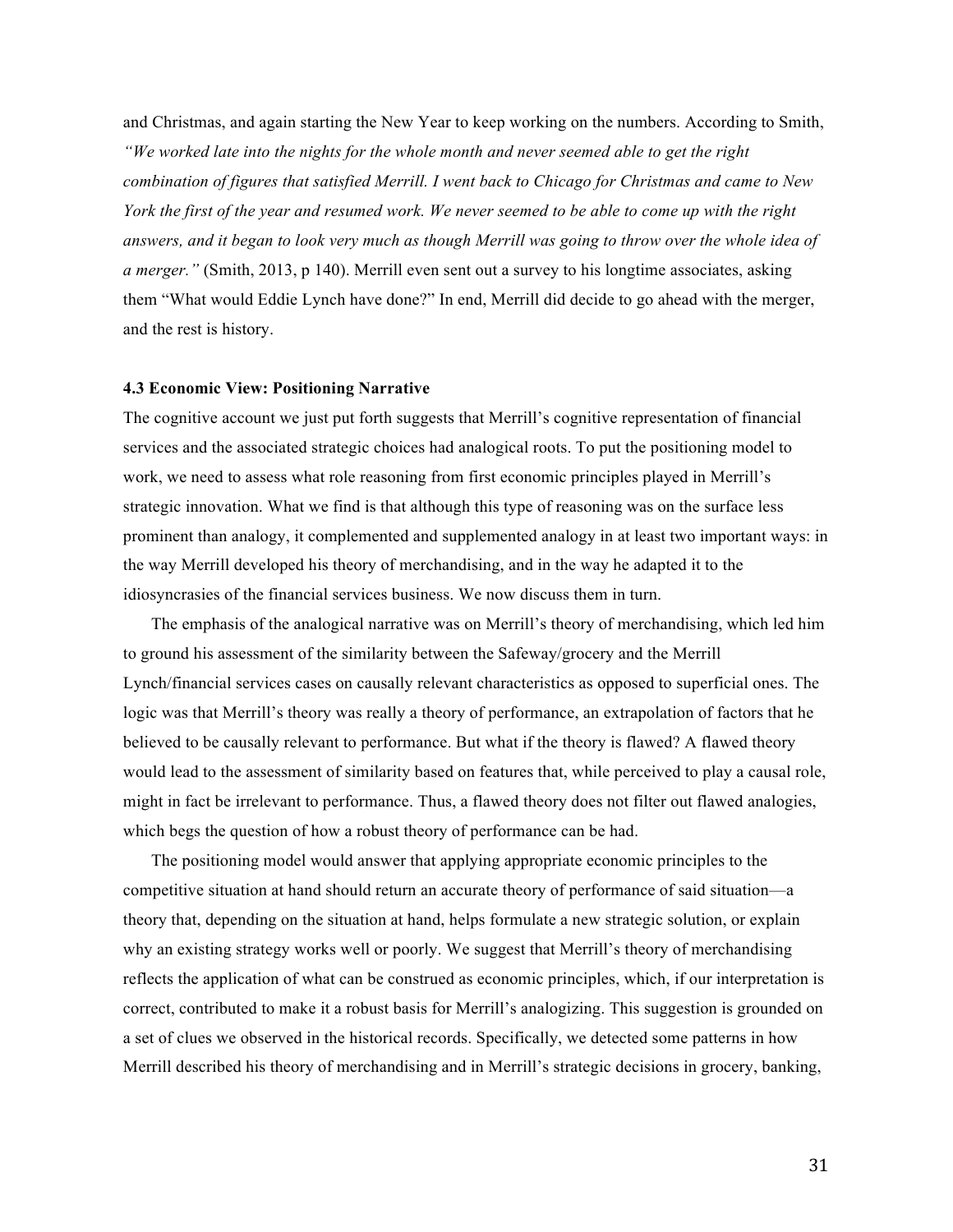and Christmas, and again starting the New Year to keep working on the numbers. According to Smith, *"We worked late into the nights for the whole month and never seemed able to get the right combination of figures that satisfied Merrill. I went back to Chicago for Christmas and came to New York the first of the year and resumed work. We never seemed to be able to come up with the right answers, and it began to look very much as though Merrill was going to throw over the whole idea of a merger."* (Smith, 2013, p 140). Merrill even sent out a survey to his longtime associates, asking them "What would Eddie Lynch have done?" In end, Merrill did decide to go ahead with the merger, and the rest is history.

### 4.3 Economic View: Positioning Narrative

The cognitive account we just put forth suggests that Merrill's cognitive representation of financial services and the associated strategic choices had analogical roots. To put the positioning model to work, we need to assess what role reasoning from first economic principles played in Merrill's strategic innovation. What we find is that although this type of reasoning was on the surface less prominent than analogy, it complemented and supplemented analogy in at least two important ways: in the way Merrill developed his theory of merchandising, and in the way he adapted it to the idiosyncrasies of the financial services business. We now discuss them in turn.

The emphasis of the analogical narrative was on Merrill's theory of merchandising, which led him to ground his assessment of the similarity between the Safeway/grocery and the Merrill Lynch/financial services cases on causally relevant characteristics as opposed to superficial ones. The logic was that Merrill's theory was really a theory of performance, an extrapolation of factors that he believed to be causally relevant to performance. But what if the theory is flawed? A flawed theory would lead to the assessment of similarity based on features that, while perceived to play a causal role, might in fact be irrelevant to performance. Thus, a flawed theory does not filter out flawed analogies, which begs the question of how a robust theory of performance can be had.

The positioning model would answer that applying appropriate economic principles to the competitive situation at hand should return an accurate theory of performance of said situation—a theory that, depending on the situation at hand, helps formulate a new strategic solution, or explain why an existing strategy works well or poorly. We suggest that Merrill's theory of merchandising reflects the application of what can be construed as economic principles, which, if our interpretation is correct, contributed to make it a robust basis for Merrill's analogizing. This suggestion is grounded on a set of clues we observed in the historical records. Specifically, we detected some patterns in how Merrill described his theory of merchandising and in Merrill's strategic decisions in grocery, banking,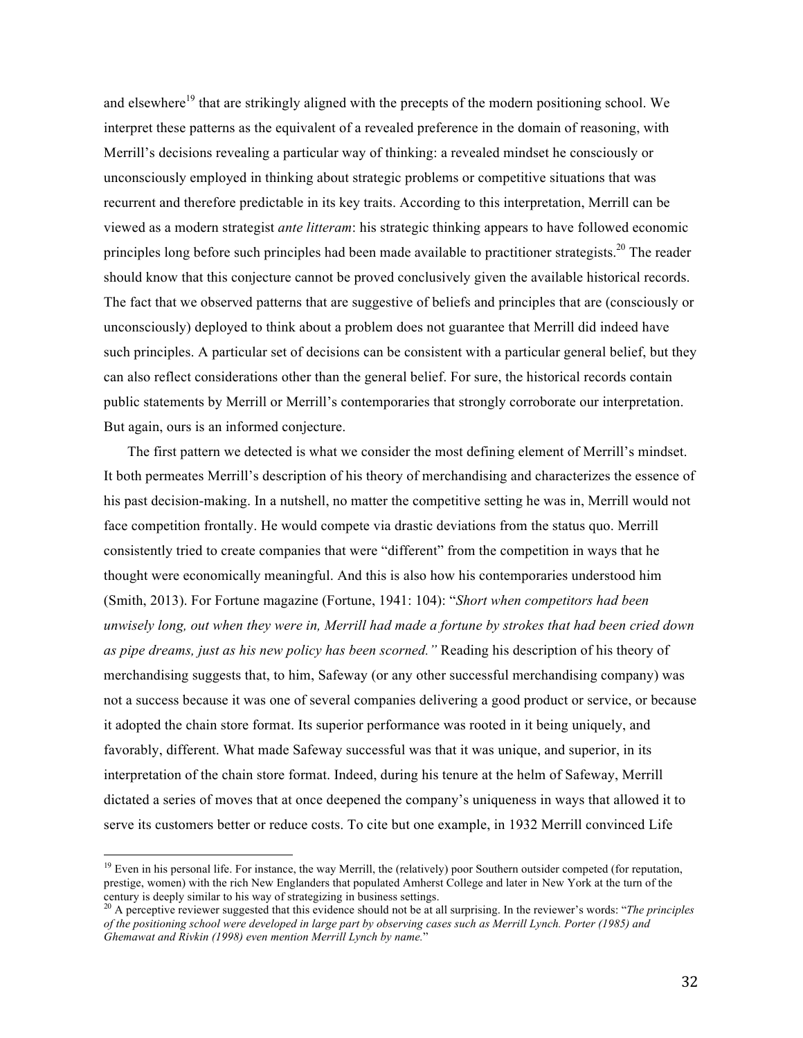and elsewhere[19] that are strikingly aligned with the precepts of the modern positioning school. We interpret these patterns as the equivalent of a revealed preference in the domain of reasoning, with Merrill's decisions revealing a particular way of thinking: a revealed mindset he consciously or unconsciously employed in thinking about strategic problems or competitive situations that was recurrent and therefore predictable in its key traits. According to this interpretation, Merrill can be viewed as a modern strategist *ante litteram*: his strategic thinking appears to have followed economic principles long before such principles had been made available to practitioner strategists.[20] The reader should know that this conjecture cannot be proved conclusively given the available historical records. The fact that we observed patterns that are suggestive of beliefs and principles that are (consciously or unconsciously) deployed to think about a problem does not guarantee that Merrill did indeed have such principles. A particular set of decisions can be consistent with a particular general belief, but they can also reflect considerations other than the general belief. For sure, the historical records contain public statements by Merrill or Merrill's contemporaries that strongly corroborate our interpretation. But again, ours is an informed conjecture.

The first pattern we detected is what we consider the most defining element of Merrill's mindset. It both permeates Merrill's description of his theory of merchandising and characterizes the essence of his past decision-making. In a nutshell, no matter the competitive setting he was in, Merrill would not face competition frontally. He would compete via drastic deviations from the status quo. Merrill consistently tried to create companies that were "different" from the competition in ways that he thought were economically meaningful. And this is also how his contemporaries understood him (Smith, 2013). For Fortune magazine (Fortune, 1941: 104): "*Short when competitors had been unwisely long, out when they were in, Merrill had made a fortune by strokes that had been cried down as pipe dreams, just as his new policy has been scorned.*" Reading his description of his theory of merchandising suggests that, to him, Safeway (or any other successful merchandising company) was not a success because it was one of several companies delivering a good product or service, or because it adopted the chain store format. Its superior performance was rooted in it being uniquely, and favorably, different. What made Safeway successful was that it was unique, and superior, in its interpretation of the chain store format. Indeed, during his tenure at the helm of Safeway, Merrill dictated a series of moves that at once deepened the company's uniqueness in ways that allowed it to serve its customers better or reduce costs. To cite but one example, in 1932 Merrill convinced Life

---

[19] Even in his personal life. For instance, the way Merrill, the (relatively) poor Southern outsider competed (for reputation, prestige, women) with the rich New Englanders that populated Amherst College and later in New York at the turn of the century is deeply similar to his way of strategizing in business settings.

[20] A perceptive reviewer suggested that this evidence should not be at all surprising. In the reviewer's words: "*The principles of the positioning school were developed in large part by observing cases such as Merrill Lynch. Porter (1985) and Ghemawat and Rivkin (1998) even mention Merrill Lynch by name.*"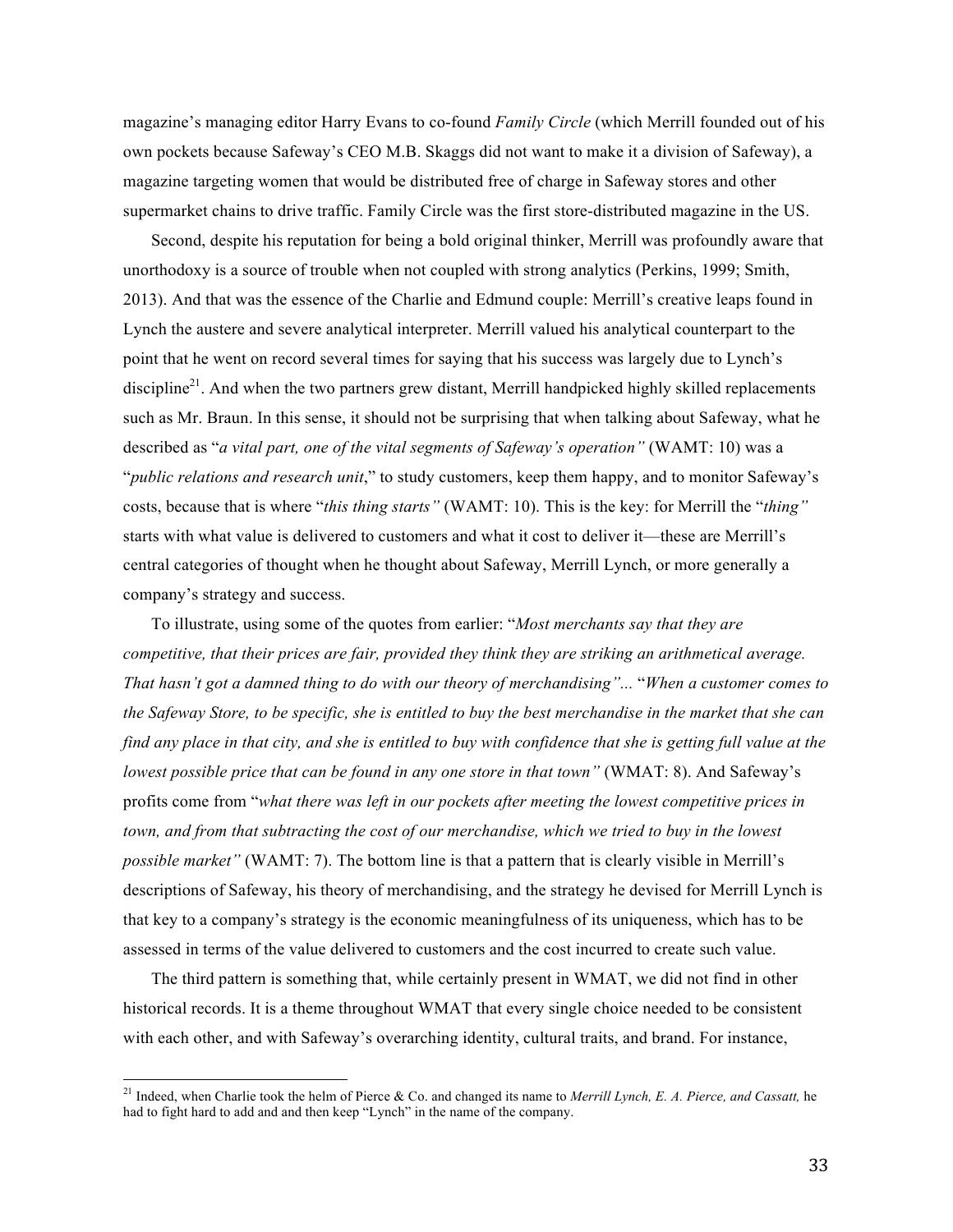magazine's managing editor Harry Evans to co-found *Family Circle* (which Merrill founded out of his own pockets because Safeway's CEO M.B. Skaggs did not want to make it a division of Safeway), a magazine targeting women that would be distributed free of charge in Safeway stores and other supermarket chains to drive traffic. Family Circle was the first store-distributed magazine in the US.

Second, despite his reputation for being a bold original thinker, Merrill was profoundly aware that unorthodoxy is a source of trouble when not coupled with strong analytics (Perkins, 1999; Smith, 2013). And that was the essence of the Charlie and Edmund couple: Merrill's creative leaps found in Lynch the austere and severe analytical interpreter. Merrill valued his analytical counterpart to the point that he went on record several times for saying that his success was largely due to Lynch's discipline[21]. And when the two partners grew distant, Merrill handpicked highly skilled replacements such as Mr. Braun. In this sense, it should not be surprising that when talking about Safeway, what he described as "*a vital part, one of the vital segments of Safeway's operation"* (WAMT: 10) was a "*public relations and research unit*," to study customers, keep them happy, and to monitor Safeway's costs, because that is where "*this thing starts"* (WAMT: 10). This is the key: for Merrill the "*thing"* starts with what value is delivered to customers and what it cost to deliver it—these are Merrill's central categories of thought when he thought about Safeway, Merrill Lynch, or more generally a company's strategy and success.

To illustrate, using some of the quotes from earlier: "*Most merchants say that they are competitive, that their prices are fair, provided they think they are striking an arithmetical average. That hasn't got a damned thing to do with our theory of merchandising"*... "*When a customer comes to the Safeway Store, to be specific, she is entitled to buy the best merchandise in the market that she can find any place in that city, and she is entitled to buy with confidence that she is getting full value at the lowest possible price that can be found in any one store in that town"* (WMAT: 8). And Safeway's profits come from "*what there was left in our pockets after meeting the lowest competitive prices in town, and from that subtracting the cost of our merchandise, which we tried to buy in the lowest possible market"* (WAMT: 7). The bottom line is that a pattern that is clearly visible in Merrill's descriptions of Safeway, his theory of merchandising, and the strategy he devised for Merrill Lynch is that key to a company's strategy is the economic meaningfulness of its uniqueness, which has to be assessed in terms of the value delivered to customers and the cost incurred to create such value.

The third pattern is something that, while certainly present in WMAT, we did not find in other historical records. It is a theme throughout WMAT that every single choice needed to be consistent with each other, and with Safeway's overarching identity, cultural traits, and brand. For instance,

---

[21] Indeed, when Charlie took the helm of Pierce & Co. and changed its name to *Merrill Lynch, E. A. Pierce, and Cassatt,* he had to fight hard to add and and then keep "Lynch" in the name of the company.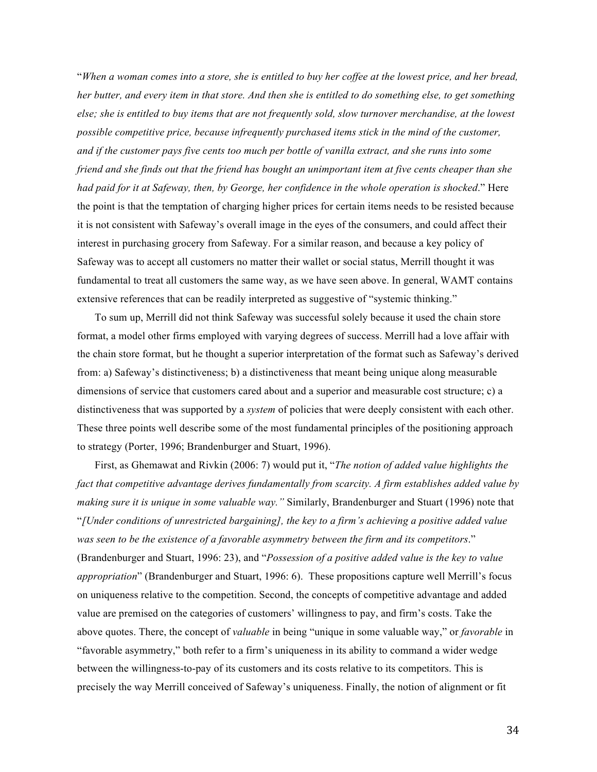"*When a woman comes into a store, she is entitled to buy her coffee at the lowest price, and her bread, her butter, and every item in that store. And then she is entitled to do something else, to get something else; she is entitled to buy items that are not frequently sold, slow turnover merchandise, at the lowest possible competitive price, because infrequently purchased items stick in the mind of the customer, and if the customer pays five cents too much per bottle of vanilla extract, and she runs into some friend and she finds out that the friend has bought an unimportant item at five cents cheaper than she had paid for it at Safeway, then, by George, her confidence in the whole operation is shocked*." Here the point is that the temptation of charging higher prices for certain items needs to be resisted because it is not consistent with Safeway's overall image in the eyes of the consumers, and could affect their interest in purchasing grocery from Safeway. For a similar reason, and because a key policy of Safeway was to accept all customers no matter their wallet or social status, Merrill thought it was fundamental to treat all customers the same way, as we have seen above. In general, WAMT contains extensive references that can be readily interpreted as suggestive of "systemic thinking."

To sum up, Merrill did not think Safeway was successful solely because it used the chain store format, a model other firms employed with varying degrees of success. Merrill had a love affair with the chain store format, but he thought a superior interpretation of the format such as Safeway's derived from: a) Safeway's distinctiveness; b) a distinctiveness that meant being unique along measurable dimensions of service that customers cared about and a superior and measurable cost structure; c) a distinctiveness that was supported by a *system* of policies that were deeply consistent with each other. These three points well describe some of the most fundamental principles of the positioning approach to strategy (Porter, 1996; Brandenburger and Stuart, 1996).

First, as Ghemawat and Rivkin (2006: 7) would put it, "*The notion of added value highlights the fact that competitive advantage derives fundamentally from scarcity. A firm establishes added value by making sure it is unique in some valuable way.*" Similarly, Brandenburger and Stuart (1996) note that "*[Under conditions of unrestricted bargaining], the key to a firm's achieving a positive added value was seen to be the existence of a favorable asymmetry between the firm and its competitors*." (Brandenburger and Stuart, 1996: 23), and "*Possession of a positive added value is the key to value appropriation*" (Brandenburger and Stuart, 1996: 6). These propositions capture well Merrill's focus on uniqueness relative to the competition. Second, the concepts of competitive advantage and added value are premised on the categories of customers' willingness to pay, and firm's costs. Take the above quotes. There, the concept of *valuable* in being "unique in some valuable way," or *favorable* in "favorable asymmetry," both refer to a firm's uniqueness in its ability to command a wider wedge between the willingness-to-pay of its customers and its costs relative to its competitors. This is precisely the way Merrill conceived of Safeway's uniqueness. Finally, the notion of alignment or fit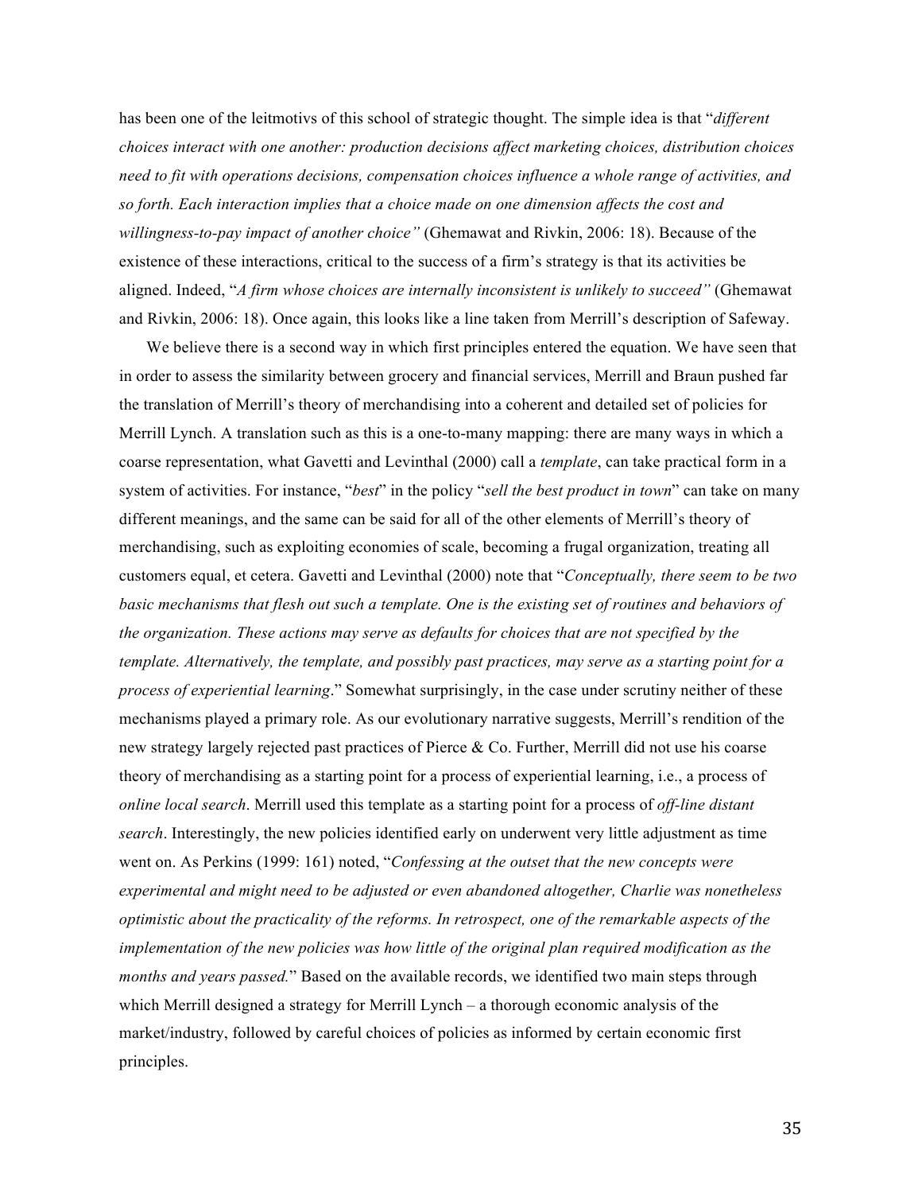has been one of the leitmotivs of this school of strategic thought. The simple idea is that "*different choices interact with one another: production decisions affect marketing choices, distribution choices need to fit with operations decisions, compensation choices influence a whole range of activities, and so forth. Each interaction implies that a choice made on one dimension affects the cost and willingness-to-pay impact of another choice"* (Ghemawat and Rivkin, 2006: 18). Because of the existence of these interactions, critical to the success of a firm's strategy is that its activities be aligned. Indeed, "*A firm whose choices are internally inconsistent is unlikely to succeed"* (Ghemawat and Rivkin, 2006: 18). Once again, this looks like a line taken from Merrill's description of Safeway.

We believe there is a second way in which first principles entered the equation. We have seen that in order to assess the similarity between grocery and financial services, Merrill and Braun pushed far the translation of Merrill's theory of merchandising into a coherent and detailed set of policies for Merrill Lynch. A translation such as this is a one-to-many mapping: there are many ways in which a coarse representation, what Gavetti and Levinthal (2000) call a *template*, can take practical form in a system of activities. For instance, "*best*" in the policy "*sell the best product in town*" can take on many different meanings, and the same can be said for all of the other elements of Merrill's theory of merchandising, such as exploiting economies of scale, becoming a frugal organization, treating all customers equal, et cetera. Gavetti and Levinthal (2000) note that "*Conceptually, there seem to be two basic mechanisms that flesh out such a template. One is the existing set of routines and behaviors of the organization. These actions may serve as defaults for choices that are not specified by the template. Alternatively, the template, and possibly past practices, may serve as a starting point for a process of experiential learning*." Somewhat surprisingly, in the case under scrutiny neither of these mechanisms played a primary role. As our evolutionary narrative suggests, Merrill's rendition of the new strategy largely rejected past practices of Pierce & Co. Further, Merrill did not use his coarse theory of merchandising as a starting point for a process of experiential learning, i.e., a process of *online local search*. Merrill used this template as a starting point for a process of *off-line distant search*. Interestingly, the new policies identified early on underwent very little adjustment as time went on. As Perkins (1999: 161) noted, "*Confessing at the outset that the new concepts were experimental and might need to be adjusted or even abandoned altogether, Charlie was nonetheless optimistic about the practicality of the reforms. In retrospect, one of the remarkable aspects of the implementation of the new policies was how little of the original plan required modification as the months and years passed.*" Based on the available records, we identified two main steps through which Merrill designed a strategy for Merrill Lynch – a thorough economic analysis of the market/industry, followed by careful choices of policies as informed by certain economic first principles.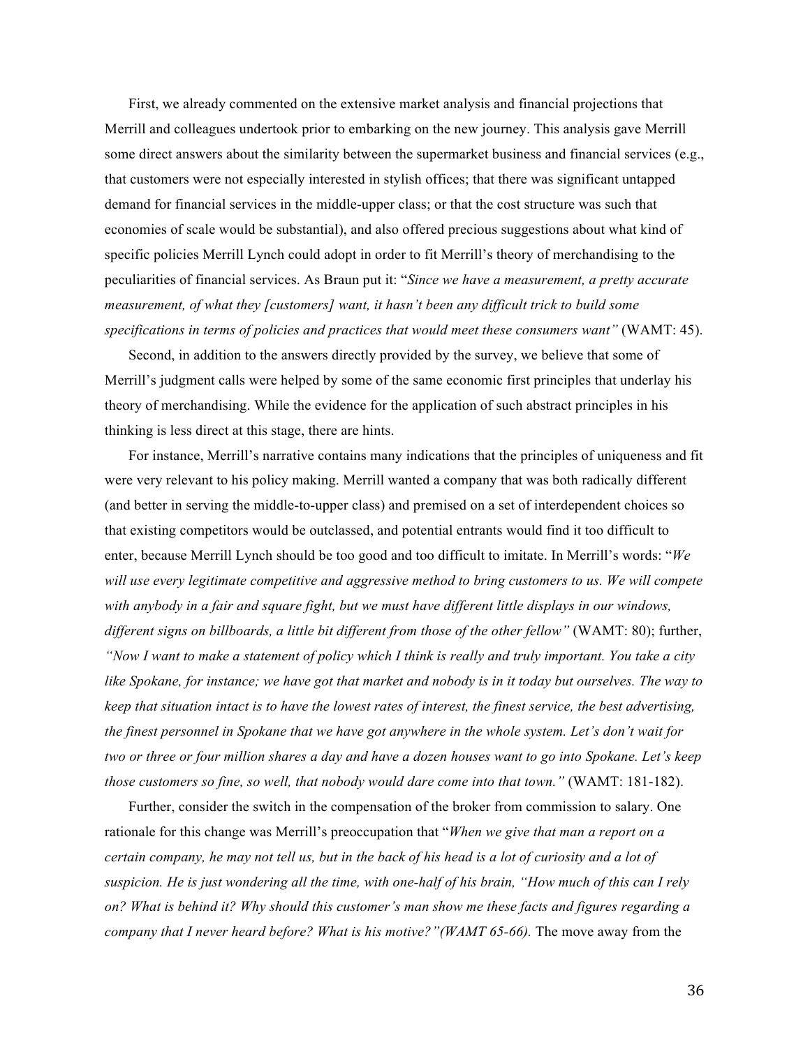First, we already commented on the extensive market analysis and financial projections that Merrill and colleagues undertook prior to embarking on the new journey. This analysis gave Merrill some direct answers about the similarity between the supermarket business and financial services (e.g., that customers were not especially interested in stylish offices; that there was significant untapped demand for financial services in the middle-upper class; or that the cost structure was such that economies of scale would be substantial), and also offered precious suggestions about what kind of specific policies Merrill Lynch could adopt in order to fit Merrill's theory of merchandising to the peculiarities of financial services. As Braun put it: "*Since we have a measurement, a pretty accurate measurement, of what they [customers] want, it hasn't been any difficult trick to build some specifications in terms of policies and practices that would meet these consumers want"* (WAMT: 45).

Second, in addition to the answers directly provided by the survey, we believe that some of Merrill's judgment calls were helped by some of the same economic first principles that underlay his theory of merchandising. While the evidence for the application of such abstract principles in his thinking is less direct at this stage, there are hints.

For instance, Merrill's narrative contains many indications that the principles of uniqueness and fit were very relevant to his policy making. Merrill wanted a company that was both radically different (and better in serving the middle-to-upper class) and premised on a set of interdependent choices so that existing competitors would be outclassed, and potential entrants would find it too difficult to enter, because Merrill Lynch should be too good and too difficult to imitate. In Merrill's words: "*We will use every legitimate competitive and aggressive method to bring customers to us. We will compete with anybody in a fair and square fight, but we must have different little displays in our windows, different signs on billboards, a little bit different from those of the other fellow"* (WAMT: 80); further, *"Now I want to make a statement of policy which I think is really and truly important. You take a city like Spokane, for instance; we have got that market and nobody is in it today but ourselves. The way to keep that situation intact is to have the lowest rates of interest, the finest service, the best advertising, the finest personnel in Spokane that we have got anywhere in the whole system. Let's don't wait for two or three or four million shares a day and have a dozen houses want to go into Spokane. Let's keep those customers so fine, so well, that nobody would dare come into that town."* (WAMT: 181-182).

Further, consider the switch in the compensation of the broker from commission to salary. One rationale for this change was Merrill's preoccupation that "*When we give that man a report on a certain company, he may not tell us, but in the back of his head is a lot of curiosity and a lot of suspicion. He is just wondering all the time, with one-half of his brain, "How much of this can I rely on? What is behind it? Why should this customer's man show me these facts and figures regarding a company that I never heard before? What is his motive?"(WAMT 65-66).* The move away from the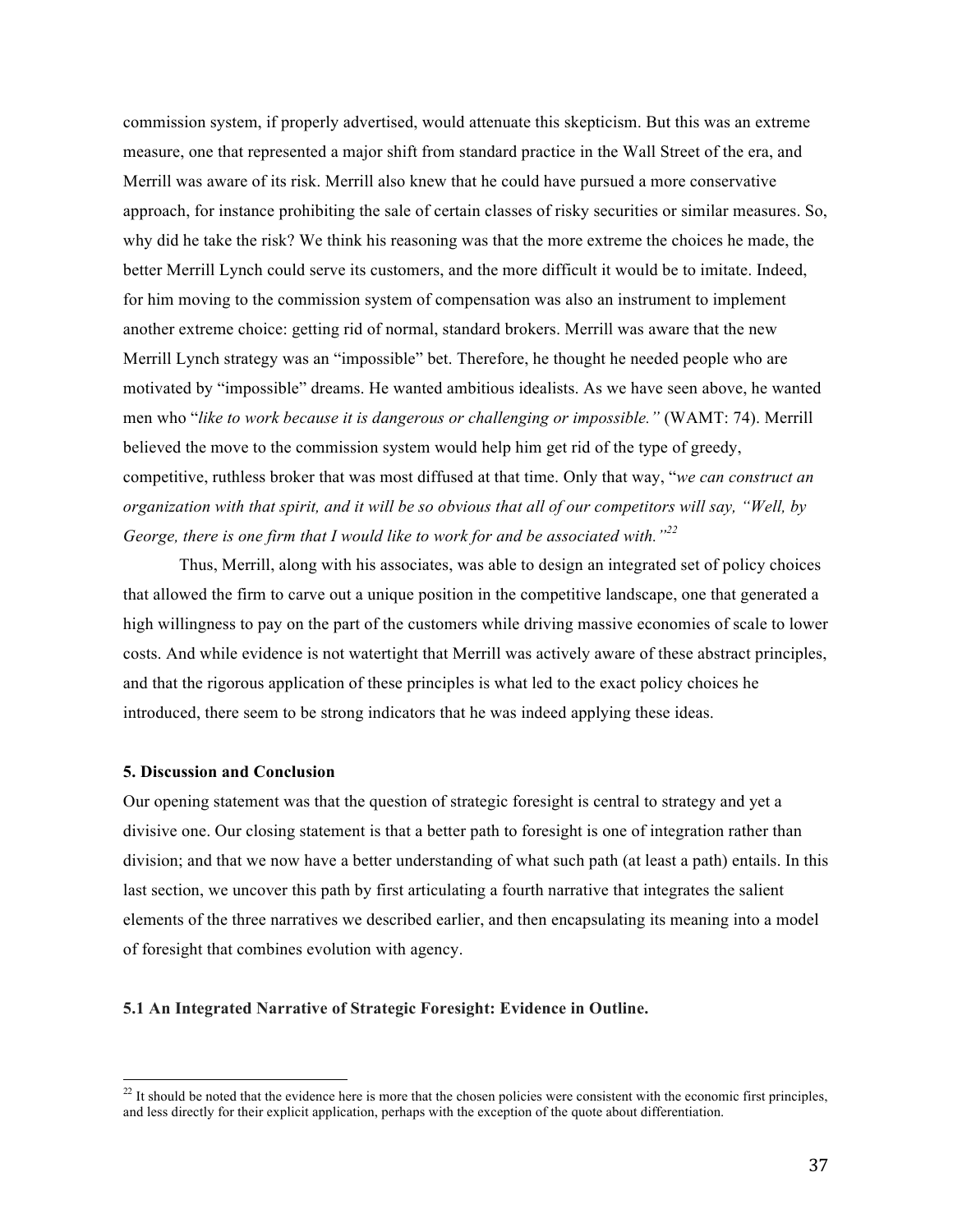commission system, if properly advertised, would attenuate this skepticism. But this was an extreme measure, one that represented a major shift from standard practice in the Wall Street of the era, and Merrill was aware of its risk. Merrill also knew that he could have pursued a more conservative approach, for instance prohibiting the sale of certain classes of risky securities or similar measures. So, why did he take the risk? We think his reasoning was that the more extreme the choices he made, the better Merrill Lynch could serve its customers, and the more difficult it would be to imitate. Indeed, for him moving to the commission system of compensation was also an instrument to implement another extreme choice: getting rid of normal, standard brokers. Merrill was aware that the new Merrill Lynch strategy was an "impossible" bet. Therefore, he thought he needed people who are motivated by "impossible" dreams. He wanted ambitious idealists. As we have seen above, he wanted men who "*like to work because it is dangerous or challenging or impossible.*" (WAMT: 74). Merrill believed the move to the commission system would help him get rid of the type of greedy, competitive, ruthless broker that was most diffused at that time. Only that way, "*we can construct an organization with that spirit, and it will be so obvious that all of our competitors will say, "Well, by George, there is one firm that I would like to work for and be associated with."*[22]

Thus, Merrill, along with his associates, was able to design an integrated set of policy choices that allowed the firm to carve out a unique position in the competitive landscape, one that generated a high willingness to pay on the part of the customers while driving massive economies of scale to lower costs. And while evidence is not watertight that Merrill was actively aware of these abstract principles, and that the rigorous application of these principles is what led to the exact policy choices he introduced, there seem to be strong indicators that he was indeed applying these ideas.

## 5. Discussion and Conclusion

Our opening statement was that the question of strategic foresight is central to strategy and yet a divisive one. Our closing statement is that a better path to foresight is one of integration rather than division; and that we now have a better understanding of what such path (at least a path) entails. In this last section, we uncover this path by first articulating a fourth narrative that integrates the salient elements of the three narratives we described earlier, and then encapsulating its meaning into a model of foresight that combines evolution with agency.

### 5.1 An Integrated Narrative of Strategic Foresight: Evidence in Outline.

[22] It should be noted that the evidence here is more that the chosen policies were consistent with the economic first principles, and less directly for their explicit application, perhaps with the exception of the quote about differentiation.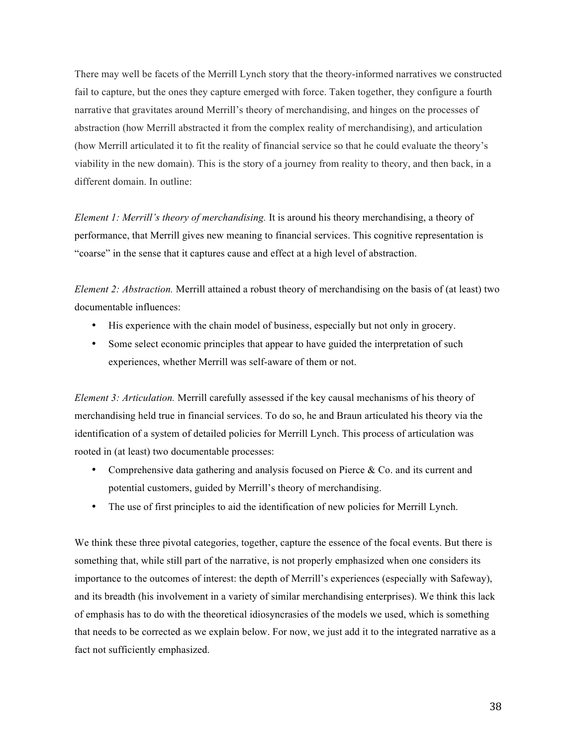There may well be facets of the Merrill Lynch story that the theory-informed narratives we constructed fail to capture, but the ones they capture emerged with force. Taken together, they configure a fourth narrative that gravitates around Merrill's theory of merchandising, and hinges on the processes of abstraction (how Merrill abstracted it from the complex reality of merchandising), and articulation (how Merrill articulated it to fit the reality of financial service so that he could evaluate the theory's viability in the new domain). This is the story of a journey from reality to theory, and then back, in a different domain. In outline:

*Element 1: Merrill's theory of merchandising.* It is around his theory merchandising, a theory of performance, that Merrill gives new meaning to financial services. This cognitive representation is "coarse" in the sense that it captures cause and effect at a high level of abstraction.

*Element 2: Abstraction.* Merrill attained a robust theory of merchandising on the basis of (at least) two documentable influences:

- His experience with the chain model of business, especially but not only in grocery.
- Some select economic principles that appear to have guided the interpretation of such experiences, whether Merrill was self-aware of them or not.

*Element 3: Articulation.* Merrill carefully assessed if the key causal mechanisms of his theory of merchandising held true in financial services. To do so, he and Braun articulated his theory via the identification of a system of detailed policies for Merrill Lynch. This process of articulation was rooted in (at least) two documentable processes:

- Comprehensive data gathering and analysis focused on Pierce & Co. and its current and potential customers, guided by Merrill's theory of merchandising.
- The use of first principles to aid the identification of new policies for Merrill Lynch.

We think these three pivotal categories, together, capture the essence of the focal events. But there is something that, while still part of the narrative, is not properly emphasized when one considers its importance to the outcomes of interest: the depth of Merrill's experiences (especially with Safeway), and its breadth (his involvement in a variety of similar merchandising enterprises). We think this lack of emphasis has to do with the theoretical idiosyncrasies of the models we used, which is something that needs to be corrected as we explain below. For now, we just add it to the integrated narrative as a fact not sufficiently emphasized.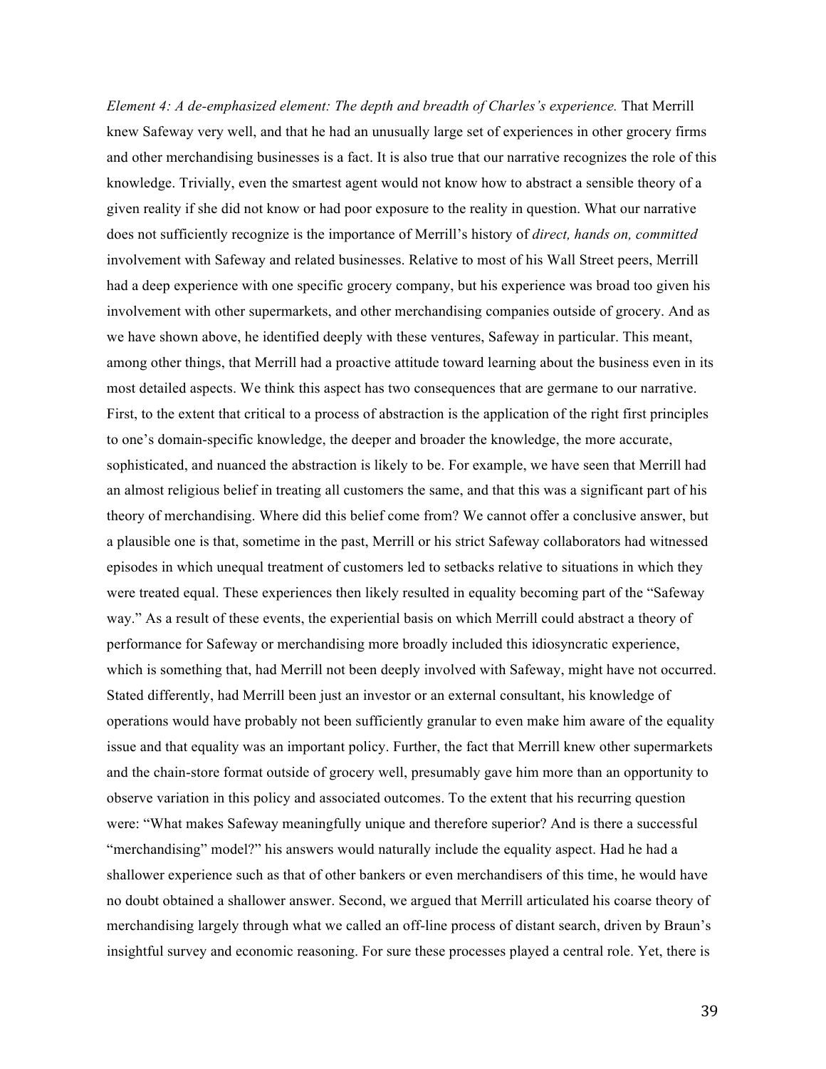*Element 4: A de-emphasized element: The depth and breadth of Charles's experience.* That Merrill knew Safeway very well, and that he had an unusually large set of experiences in other grocery firms and other merchandising businesses is a fact. It is also true that our narrative recognizes the role of this knowledge. Trivially, even the smartest agent would not know how to abstract a sensible theory of a given reality if she did not know or had poor exposure to the reality in question. What our narrative does not sufficiently recognize is the importance of Merrill's history of *direct, hands on, committed* involvement with Safeway and related businesses. Relative to most of his Wall Street peers, Merrill had a deep experience with one specific grocery company, but his experience was broad too given his involvement with other supermarkets, and other merchandising companies outside of grocery. And as we have shown above, he identified deeply with these ventures, Safeway in particular. This meant, among other things, that Merrill had a proactive attitude toward learning about the business even in its most detailed aspects. We think this aspect has two consequences that are germane to our narrative. First, to the extent that critical to a process of abstraction is the application of the right first principles to one's domain-specific knowledge, the deeper and broader the knowledge, the more accurate, sophisticated, and nuanced the abstraction is likely to be. For example, we have seen that Merrill had an almost religious belief in treating all customers the same, and that this was a significant part of his theory of merchandising. Where did this belief come from? We cannot offer a conclusive answer, but a plausible one is that, sometime in the past, Merrill or his strict Safeway collaborators had witnessed episodes in which unequal treatment of customers led to setbacks relative to situations in which they were treated equal. These experiences then likely resulted in equality becoming part of the "Safeway way." As a result of these events, the experiential basis on which Merrill could abstract a theory of performance for Safeway or merchandising more broadly included this idiosyncratic experience, which is something that, had Merrill not been deeply involved with Safeway, might have not occurred. Stated differently, had Merrill been just an investor or an external consultant, his knowledge of operations would have probably not been sufficiently granular to even make him aware of the equality issue and that equality was an important policy. Further, the fact that Merrill knew other supermarkets and the chain-store format outside of grocery well, presumably gave him more than an opportunity to observe variation in this policy and associated outcomes. To the extent that his recurring question were: "What makes Safeway meaningfully unique and therefore superior? And is there a successful "merchandising" model?" his answers would naturally include the equality aspect. Had he had a shallower experience such as that of other bankers or even merchandisers of this time, he would have no doubt obtained a shallower answer. Second, we argued that Merrill articulated his coarse theory of merchandising largely through what we called an off-line process of distant search, driven by Braun's insightful survey and economic reasoning. For sure these processes played a central role. Yet, there is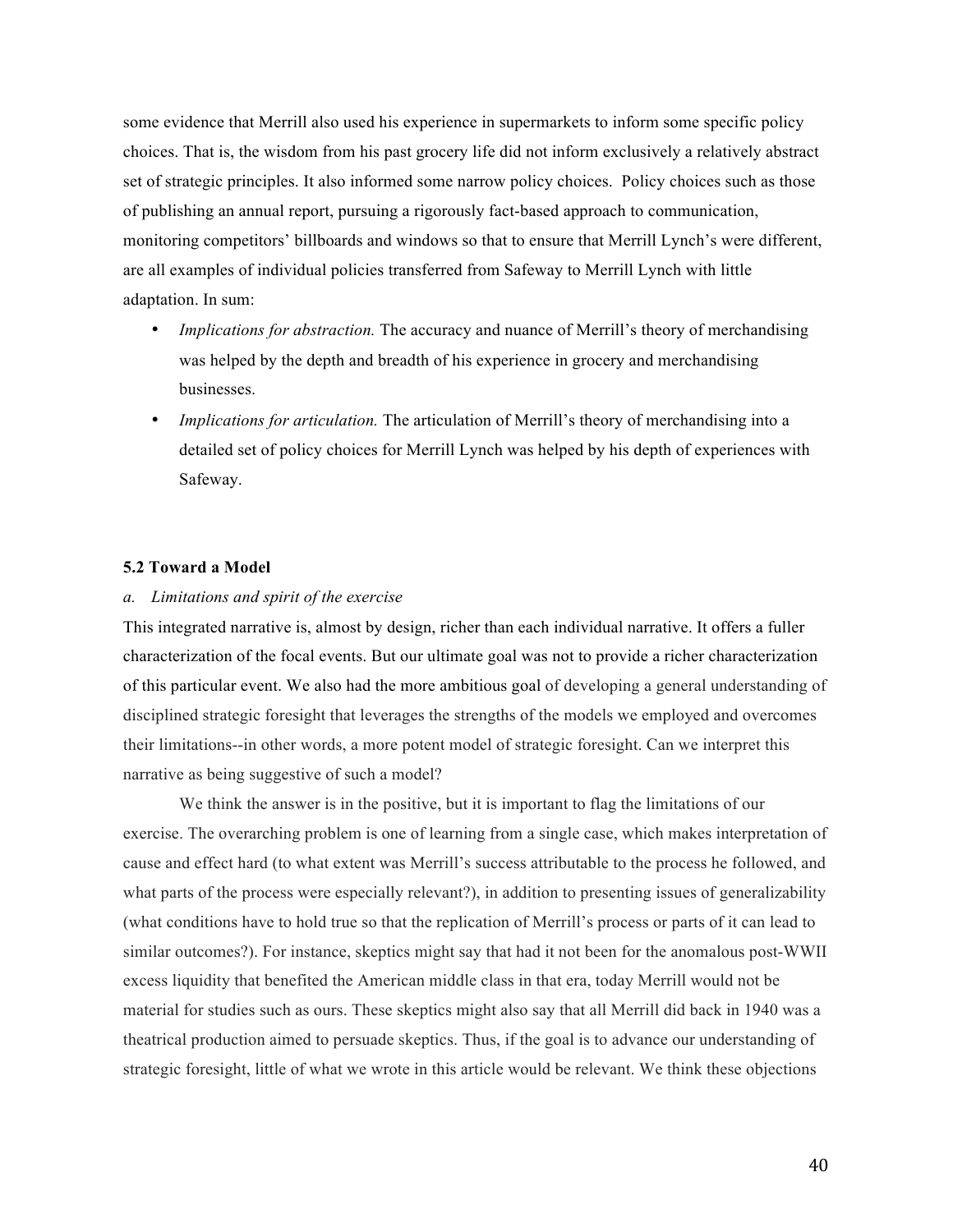some evidence that Merrill also used his experience in supermarkets to inform some specific policy choices. That is, the wisdom from his past grocery life did not inform exclusively a relatively abstract set of strategic principles. It also informed some narrow policy choices. Policy choices such as those of publishing an annual report, pursuing a rigorously fact-based approach to communication, monitoring competitors' billboards and windows so that to ensure that Merrill Lynch's were different, are all examples of individual policies transferred from Safeway to Merrill Lynch with little adaptation. In sum:

- *Implications for abstraction.* The accuracy and nuance of Merrill's theory of merchandising was helped by the depth and breadth of his experience in grocery and merchandising businesses.
- *Implications for articulation.* The articulation of Merrill's theory of merchandising into a detailed set of policy choices for Merrill Lynch was helped by his depth of experiences with Safeway.

### 5.2 Toward a Model

*a. Limitations and spirit of the exercise*

This integrated narrative is, almost by design, richer than each individual narrative. It offers a fuller characterization of the focal events. But our ultimate goal was not to provide a richer characterization of this particular event. We also had the more ambitious goal of developing a general understanding of disciplined strategic foresight that leverages the strengths of the models we employed and overcomes their limitations--in other words, a more potent model of strategic foresight. Can we interpret this narrative as being suggestive of such a model?

We think the answer is in the positive, but it is important to flag the limitations of our exercise. The overarching problem is one of learning from a single case, which makes interpretation of cause and effect hard (to what extent was Merrill's success attributable to the process he followed, and what parts of the process were especially relevant?), in addition to presenting issues of generalizability (what conditions have to hold true so that the replication of Merrill's process or parts of it can lead to similar outcomes?). For instance, skeptics might say that had it not been for the anomalous post-WWII excess liquidity that benefited the American middle class in that era, today Merrill would not be material for studies such as ours. These skeptics might also say that all Merrill did back in 1940 was a theatrical production aimed to persuade skeptics. Thus, if the goal is to advance our understanding of strategic foresight, little of what we wrote in this article would be relevant. We think these objections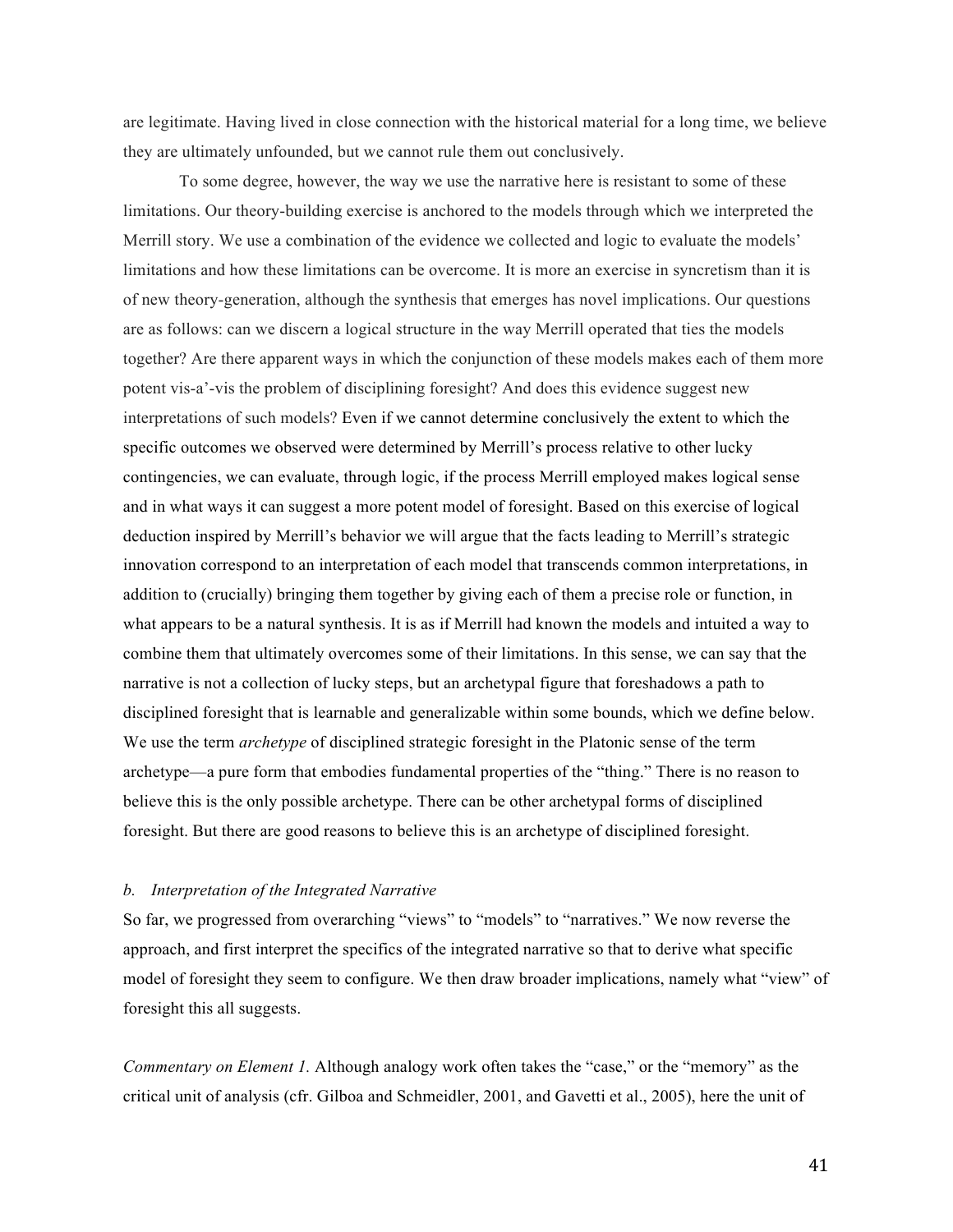are legitimate. Having lived in close connection with the historical material for a long time, we believe they are ultimately unfounded, but we cannot rule them out conclusively.

To some degree, however, the way we use the narrative here is resistant to some of these limitations. Our theory-building exercise is anchored to the models through which we interpreted the Merrill story. We use a combination of the evidence we collected and logic to evaluate the models' limitations and how these limitations can be overcome. It is more an exercise in syncretism than it is of new theory-generation, although the synthesis that emerges has novel implications. Our questions are as follows: can we discern a logical structure in the way Merrill operated that ties the models together? Are there apparent ways in which the conjunction of these models makes each of them more potent vis-a'-vis the problem of disciplining foresight? And does this evidence suggest new interpretations of such models? Even if we cannot determine conclusively the extent to which the specific outcomes we observed were determined by Merrill's process relative to other lucky contingencies, we can evaluate, through logic, if the process Merrill employed makes logical sense and in what ways it can suggest a more potent model of foresight. Based on this exercise of logical deduction inspired by Merrill's behavior we will argue that the facts leading to Merrill's strategic innovation correspond to an interpretation of each model that transcends common interpretations, in addition to (crucially) bringing them together by giving each of them a precise role or function, in what appears to be a natural synthesis. It is as if Merrill had known the models and intuited a way to combine them that ultimately overcomes some of their limitations. In this sense, we can say that the narrative is not a collection of lucky steps, but an archetypal figure that foreshadows a path to disciplined foresight that is learnable and generalizable within some bounds, which we define below. We use the term *archetype* of disciplined strategic foresight in the Platonic sense of the term archetype—a pure form that embodies fundamental properties of the "thing." There is no reason to believe this is the only possible archetype. There can be other archetypal forms of disciplined foresight. But there are good reasons to believe this is an archetype of disciplined foresight.

### b. Interpretation of the Integrated Narrative

So far, we progressed from overarching "views" to "models" to "narratives." We now reverse the approach, and first interpret the specifics of the integrated narrative so that to derive what specific model of foresight they seem to configure. We then draw broader implications, namely what "view" of foresight this all suggests.

*Commentary on Element 1.* Although analogy work often takes the "case," or the "memory" as the critical unit of analysis (cfr. Gilboa and Schmeidler, 2001, and Gavetti et al., 2005), here the unit of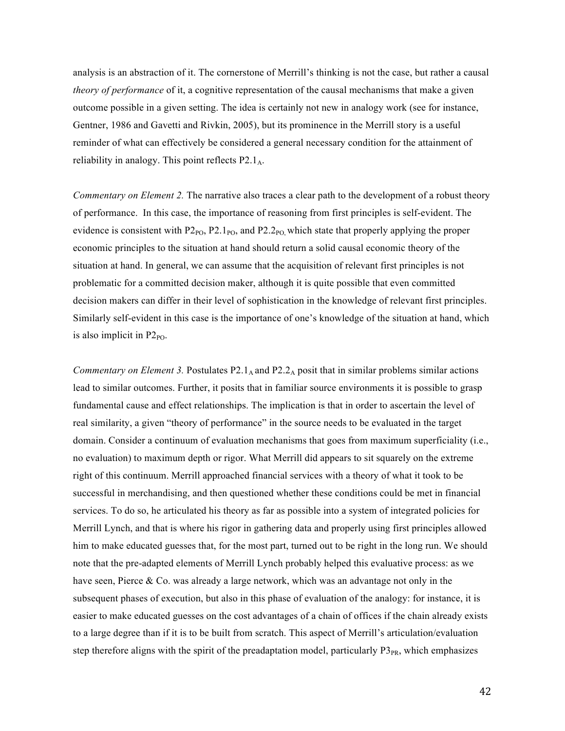analysis is an abstraction of it. The cornerstone of Merrill's thinking is not the case, but rather a causal *theory of performance* of it, a cognitive representation of the causal mechanisms that make a given outcome possible in a given setting. The idea is certainly not new in analogy work (see for instance, Gentner, 1986 and Gavetti and Rivkin, 2005), but its prominence in the Merrill story is a useful reminder of what can effectively be considered a general necessary condition for the attainment of reliability in analogy. This point reflects $P2.1_A$.

*Commentary on Element 2.* The narrative also traces a clear path to the development of a robust theory of performance. In this case, the importance of reasoning from first principles is self-evident. The evidence is consistent with $P2_{PO}$, $P2.1_{PO}$, and $P2.2_{PO}$ which state that properly applying the proper economic principles to the situation at hand should return a solid causal economic theory of the situation at hand. In general, we can assume that the acquisition of relevant first principles is not problematic for a committed decision maker, although it is quite possible that even committed decision makers can differ in their level of sophistication in the knowledge of relevant first principles. Similarly self-evident in this case is the importance of one's knowledge of the situation at hand, which is also implicit in $P2_{PO}$.

*Commentary on Element 3.* Postulates $P2.1_A$ and $P2.2_A$ posit that in similar problems similar actions lead to similar outcomes. Further, it posits that in familiar source environments it is possible to grasp fundamental cause and effect relationships. The implication is that in order to ascertain the level of real similarity, a given "theory of performance" in the source needs to be evaluated in the target domain. Consider a continuum of evaluation mechanisms that goes from maximum superficiality (i.e., no evaluation) to maximum depth or rigor. What Merrill did appears to sit squarely on the extreme right of this continuum. Merrill approached financial services with a theory of what it took to be successful in merchandising, and then questioned whether these conditions could be met in financial services. To do so, he articulated his theory as far as possible into a system of integrated policies for Merrill Lynch, and that is where his rigor in gathering data and properly using first principles allowed him to make educated guesses that, for the most part, turned out to be right in the long run. We should note that the pre-adapted elements of Merrill Lynch probably helped this evaluative process: as we have seen, Pierce & Co. was already a large network, which was an advantage not only in the subsequent phases of execution, but also in this phase of evaluation of the analogy: for instance, it is easier to make educated guesses on the cost advantages of a chain of offices if the chain already exists to a large degree than if it is to be built from scratch. This aspect of Merrill's articulation/evaluation step therefore aligns with the spirit of the preadaptation model, particularly $P3_{PR}$, which emphasizes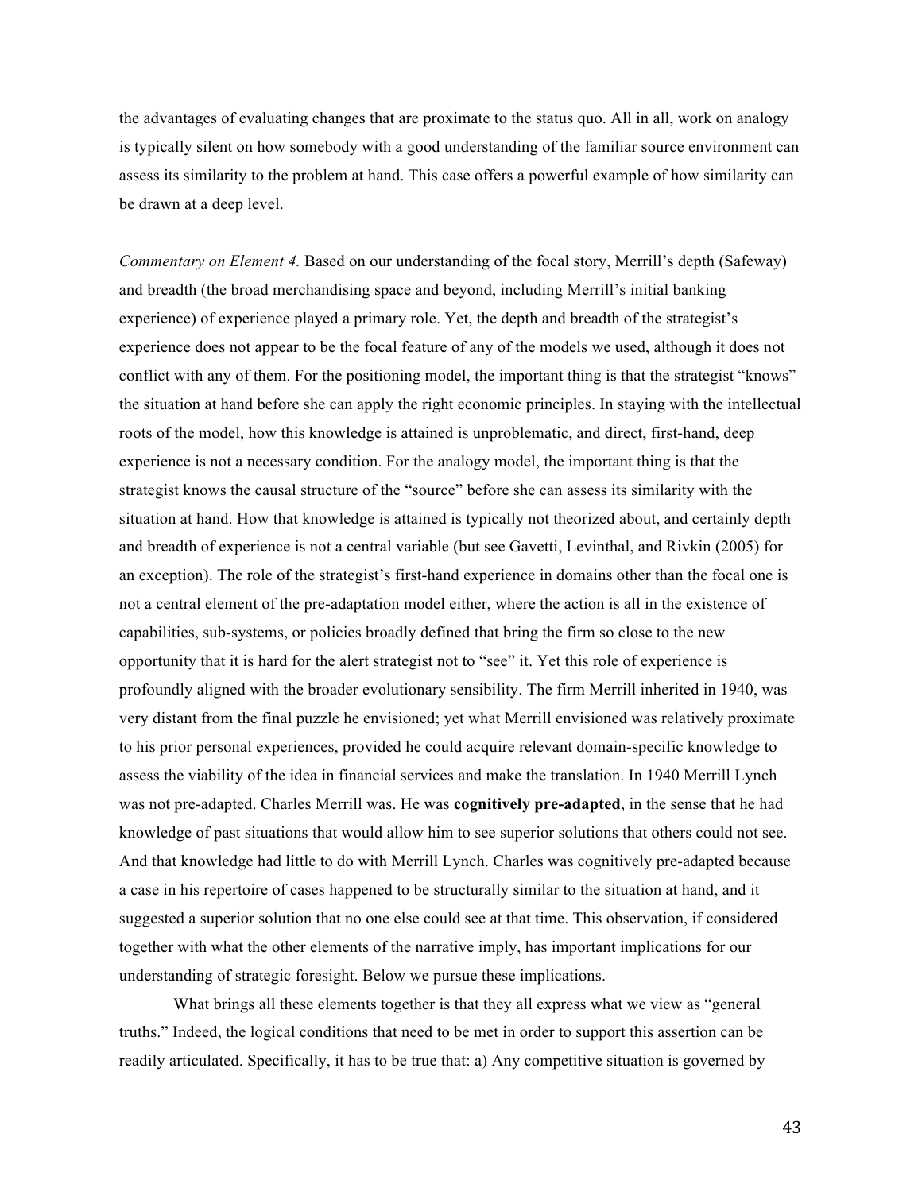the advantages of evaluating changes that are proximate to the status quo. All in all, work on analogy is typically silent on how somebody with a good understanding of the familiar source environment can assess its similarity to the problem at hand. This case offers a powerful example of how similarity can be drawn at a deep level.

*Commentary on Element 4.* Based on our understanding of the focal story, Merrill's depth (Safeway) and breadth (the broad merchandising space and beyond, including Merrill's initial banking experience) of experience played a primary role. Yet, the depth and breadth of the strategist's experience does not appear to be the focal feature of any of the models we used, although it does not conflict with any of them. For the positioning model, the important thing is that the strategist "knows" the situation at hand before she can apply the right economic principles. In staying with the intellectual roots of the model, how this knowledge is attained is unproblematic, and direct, first-hand, deep experience is not a necessary condition. For the analogy model, the important thing is that the strategist knows the causal structure of the "source" before she can assess its similarity with the situation at hand. How that knowledge is attained is typically not theorized about, and certainly depth and breadth of experience is not a central variable (but see Gavetti, Levinthal, and Rivkin (2005) for an exception). The role of the strategist's first-hand experience in domains other than the focal one is not a central element of the pre-adaptation model either, where the action is all in the existence of capabilities, sub-systems, or policies broadly defined that bring the firm so close to the new opportunity that it is hard for the alert strategist not to "see" it. Yet this role of experience is profoundly aligned with the broader evolutionary sensibility. The firm Merrill inherited in 1940, was very distant from the final puzzle he envisioned; yet what Merrill envisioned was relatively proximate to his prior personal experiences, provided he could acquire relevant domain-specific knowledge to assess the viability of the idea in financial services and make the translation. In 1940 Merrill Lynch was not pre-adapted. Charles Merrill was. He was **cognitively pre-adapted**, in the sense that he had knowledge of past situations that would allow him to see superior solutions that others could not see. And that knowledge had little to do with Merrill Lynch. Charles was cognitively pre-adapted because a case in his repertoire of cases happened to be structurally similar to the situation at hand, and it suggested a superior solution that no one else could see at that time. This observation, if considered together with what the other elements of the narrative imply, has important implications for our understanding of strategic foresight. Below we pursue these implications.

What brings all these elements together is that they all express what we view as "general truths." Indeed, the logical conditions that need to be met in order to support this assertion can be readily articulated. Specifically, it has to be true that: a) Any competitive situation is governed by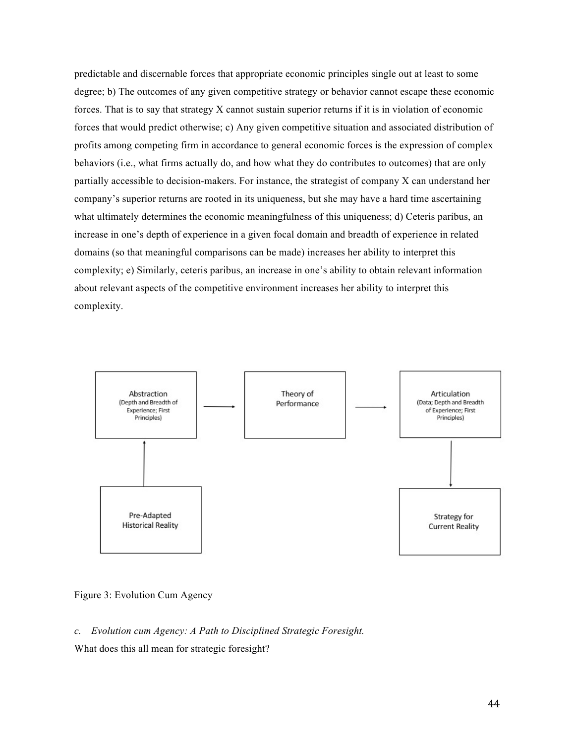predictable and discernable forces that appropriate economic principles single out at least to some degree; b) The outcomes of any given competitive strategy or behavior cannot escape these economic forces. That is to say that strategy X cannot sustain superior returns if it is in violation of economic forces that would predict otherwise; c) Any given competitive situation and associated distribution of profits among competing firm in accordance to general economic forces is the expression of complex behaviors (i.e., what firms actually do, and how what they do contributes to outcomes) that are only partially accessible to decision-makers. For instance, the strategist of company X can understand her company's superior returns are rooted in its uniqueness, but she may have a hard time ascertaining what ultimately determines the economic meaningfulness of this uniqueness; d) Ceteris paribus, an increase in one's depth of experience in a given focal domain and breadth of experience in related domains (so that meaningful comparisons can be made) increases her ability to interpret this complexity; e) Similarly, ceteris paribus, an increase in one's ability to obtain relevant information about relevant aspects of the competitive environment increases her ability to interpret this complexity.

Abstraction (Depth and Breadth of Experience; First Principles) → Theory of Performance → Articulation (Data; Depth and Breadth of Experience; First Principles)

Pre-Adapted Historical Reality → Abstraction

Articulation → Strategy for Current Reality

Figure 3: Evolution Cum Agency

*c. Evolution cum Agency: A Path to Disciplined Strategic Foresight.*

What does this all mean for strategic foresight?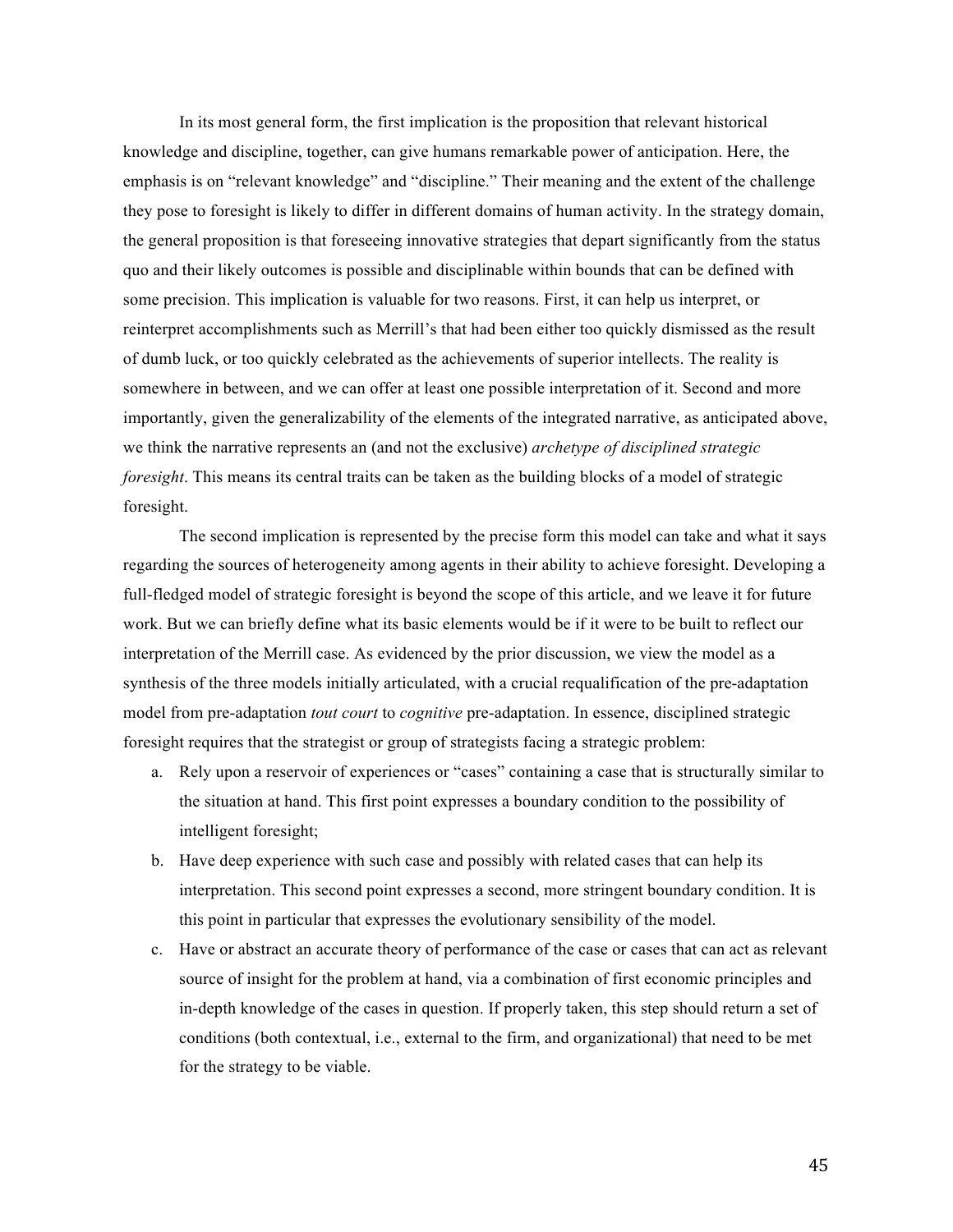In its most general form, the first implication is the proposition that relevant historical knowledge and discipline, together, can give humans remarkable power of anticipation. Here, the emphasis is on "relevant knowledge" and "discipline." Their meaning and the extent of the challenge they pose to foresight is likely to differ in different domains of human activity. In the strategy domain, the general proposition is that foreseeing innovative strategies that depart significantly from the status quo and their likely outcomes is possible and disciplinable within bounds that can be defined with some precision. This implication is valuable for two reasons. First, it can help us interpret, or reinterpret accomplishments such as Merrill's that had been either too quickly dismissed as the result of dumb luck, or too quickly celebrated as the achievements of superior intellects. The reality is somewhere in between, and we can offer at least one possible interpretation of it. Second and more importantly, given the generalizability of the elements of the integrated narrative, as anticipated above, we think the narrative represents an (and not the exclusive) *archetype of disciplined strategic foresight*. This means its central traits can be taken as the building blocks of a model of strategic foresight.

The second implication is represented by the precise form this model can take and what it says regarding the sources of heterogeneity among agents in their ability to achieve foresight. Developing a full-fledged model of strategic foresight is beyond the scope of this article, and we leave it for future work. But we can briefly define what its basic elements would be if it were to be built to reflect our interpretation of the Merrill case. As evidenced by the prior discussion, we view the model as a synthesis of the three models initially articulated, with a crucial requalification of the pre-adaptation model from pre-adaptation *tout court* to *cognitive* pre-adaptation. In essence, disciplined strategic foresight requires that the strategist or group of strategists facing a strategic problem:

a. Rely upon a reservoir of experiences or "cases" containing a case that is structurally similar to the situation at hand. This first point expresses a boundary condition to the possibility of intelligent foresight;
b. Have deep experience with such case and possibly with related cases that can help its interpretation. This second point expresses a second, more stringent boundary condition. It is this point in particular that expresses the evolutionary sensibility of the model.
c. Have or abstract an accurate theory of performance of the case or cases that can act as relevant source of insight for the problem at hand, via a combination of first economic principles and in-depth knowledge of the cases in question. If properly taken, this step should return a set of conditions (both contextual, i.e., external to the firm, and organizational) that need to be met for the strategy to be viable.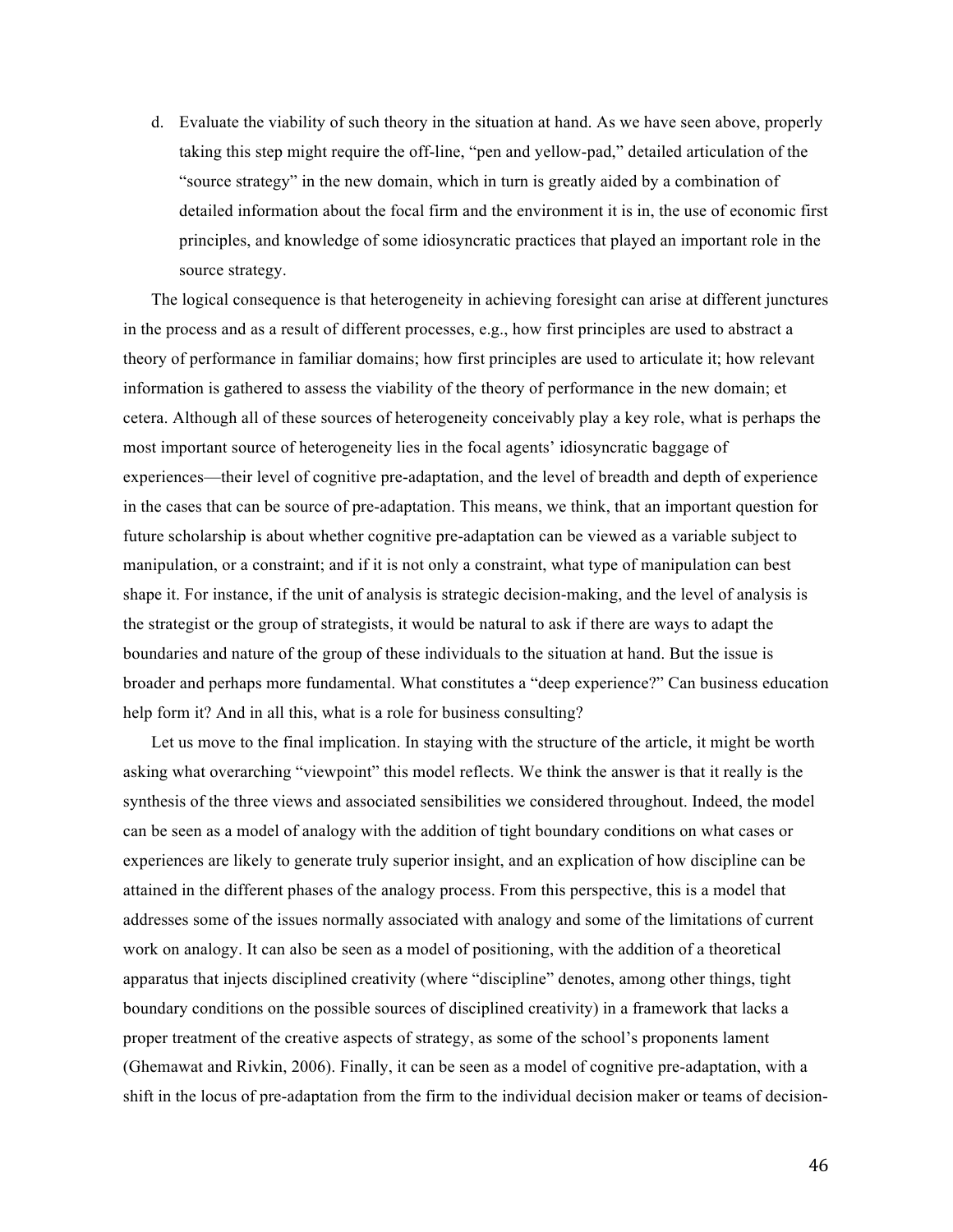d. Evaluate the viability of such theory in the situation at hand. As we have seen above, properly taking this step might require the off-line, "pen and yellow-pad," detailed articulation of the "source strategy" in the new domain, which in turn is greatly aided by a combination of detailed information about the focal firm and the environment it is in, the use of economic first principles, and knowledge of some idiosyncratic practices that played an important role in the source strategy.

The logical consequence is that heterogeneity in achieving foresight can arise at different junctures in the process and as a result of different processes, e.g., how first principles are used to abstract a theory of performance in familiar domains; how first principles are used to articulate it; how relevant information is gathered to assess the viability of the theory of performance in the new domain; et cetera. Although all of these sources of heterogeneity conceivably play a key role, what is perhaps the most important source of heterogeneity lies in the focal agents' idiosyncratic baggage of experiences—their level of cognitive pre-adaptation, and the level of breadth and depth of experience in the cases that can be source of pre-adaptation. This means, we think, that an important question for future scholarship is about whether cognitive pre-adaptation can be viewed as a variable subject to manipulation, or a constraint; and if it is not only a constraint, what type of manipulation can best shape it. For instance, if the unit of analysis is strategic decision-making, and the level of analysis is the strategist or the group of strategists, it would be natural to ask if there are ways to adapt the boundaries and nature of the group of these individuals to the situation at hand. But the issue is broader and perhaps more fundamental. What constitutes a "deep experience?" Can business education help form it? And in all this, what is a role for business consulting?

Let us move to the final implication. In staying with the structure of the article, it might be worth asking what overarching "viewpoint" this model reflects. We think the answer is that it really is the synthesis of the three views and associated sensibilities we considered throughout. Indeed, the model can be seen as a model of analogy with the addition of tight boundary conditions on what cases or experiences are likely to generate truly superior insight, and an explication of how discipline can be attained in the different phases of the analogy process. From this perspective, this is a model that addresses some of the issues normally associated with analogy and some of the limitations of current work on analogy. It can also be seen as a model of positioning, with the addition of a theoretical apparatus that injects disciplined creativity (where "discipline" denotes, among other things, tight boundary conditions on the possible sources of disciplined creativity) in a framework that lacks a proper treatment of the creative aspects of strategy, as some of the school's proponents lament (Ghemawat and Rivkin, 2006). Finally, it can be seen as a model of cognitive pre-adaptation, with a shift in the locus of pre-adaptation from the firm to the individual decision maker or teams of decision-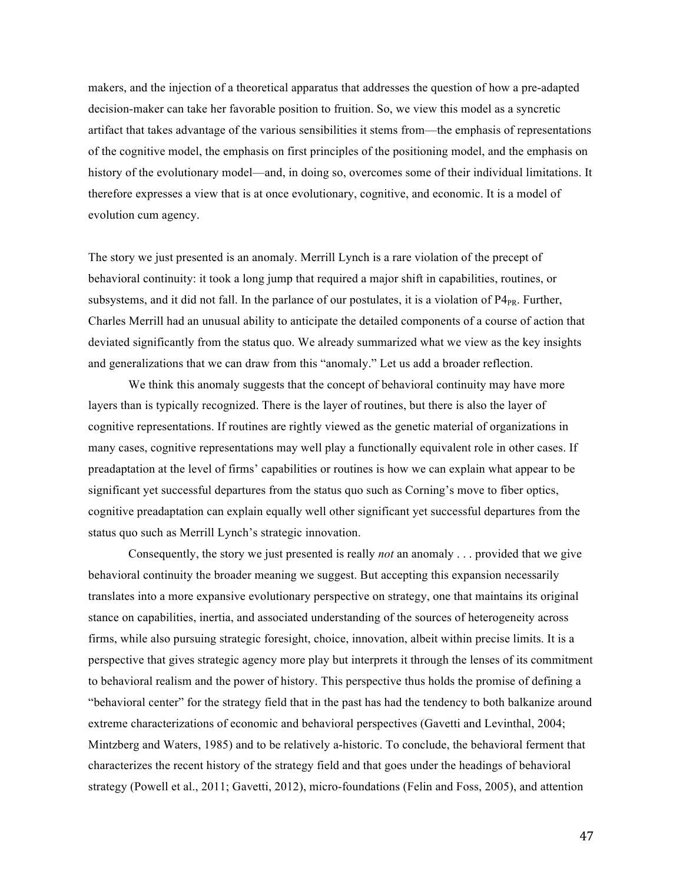makers, and the injection of a theoretical apparatus that addresses the question of how a pre-adapted decision-maker can take her favorable position to fruition. So, we view this model as a syncretic artifact that takes advantage of the various sensibilities it stems from—the emphasis of representations of the cognitive model, the emphasis on first principles of the positioning model, and the emphasis on history of the evolutionary model—and, in doing so, overcomes some of their individual limitations. It therefore expresses a view that is at once evolutionary, cognitive, and economic. It is a model of evolution cum agency.

The story we just presented is an anomaly. Merrill Lynch is a rare violation of the precept of behavioral continuity: it took a long jump that required a major shift in capabilities, routines, or subsystems, and it did not fall. In the parlance of our postulates, it is a violation of $P4_{PR}$. Further, Charles Merrill had an unusual ability to anticipate the detailed components of a course of action that deviated significantly from the status quo. We already summarized what we view as the key insights and generalizations that we can draw from this "anomaly." Let us add a broader reflection.

We think this anomaly suggests that the concept of behavioral continuity may have more layers than is typically recognized. There is the layer of routines, but there is also the layer of cognitive representations. If routines are rightly viewed as the genetic material of organizations in many cases, cognitive representations may well play a functionally equivalent role in other cases. If preadaptation at the level of firms' capabilities or routines is how we can explain what appear to be significant yet successful departures from the status quo such as Corning's move to fiber optics, cognitive preadaptation can explain equally well other significant yet successful departures from the status quo such as Merrill Lynch's strategic innovation.

Consequently, the story we just presented is really *not* an anomaly . . . provided that we give behavioral continuity the broader meaning we suggest. But accepting this expansion necessarily translates into a more expansive evolutionary perspective on strategy, one that maintains its original stance on capabilities, inertia, and associated understanding of the sources of heterogeneity across firms, while also pursuing strategic foresight, choice, innovation, albeit within precise limits. It is a perspective that gives strategic agency more play but interprets it through the lenses of its commitment to behavioral realism and the power of history. This perspective thus holds the promise of defining a "behavioral center" for the strategy field that in the past has had the tendency to both balkanize around extreme characterizations of economic and behavioral perspectives (Gavetti and Levinthal, 2004; Mintzberg and Waters, 1985) and to be relatively a-historic. To conclude, the behavioral ferment that characterizes the recent history of the strategy field and that goes under the headings of behavioral strategy (Powell et al., 2011; Gavetti, 2012), micro-foundations (Felin and Foss, 2005), and attention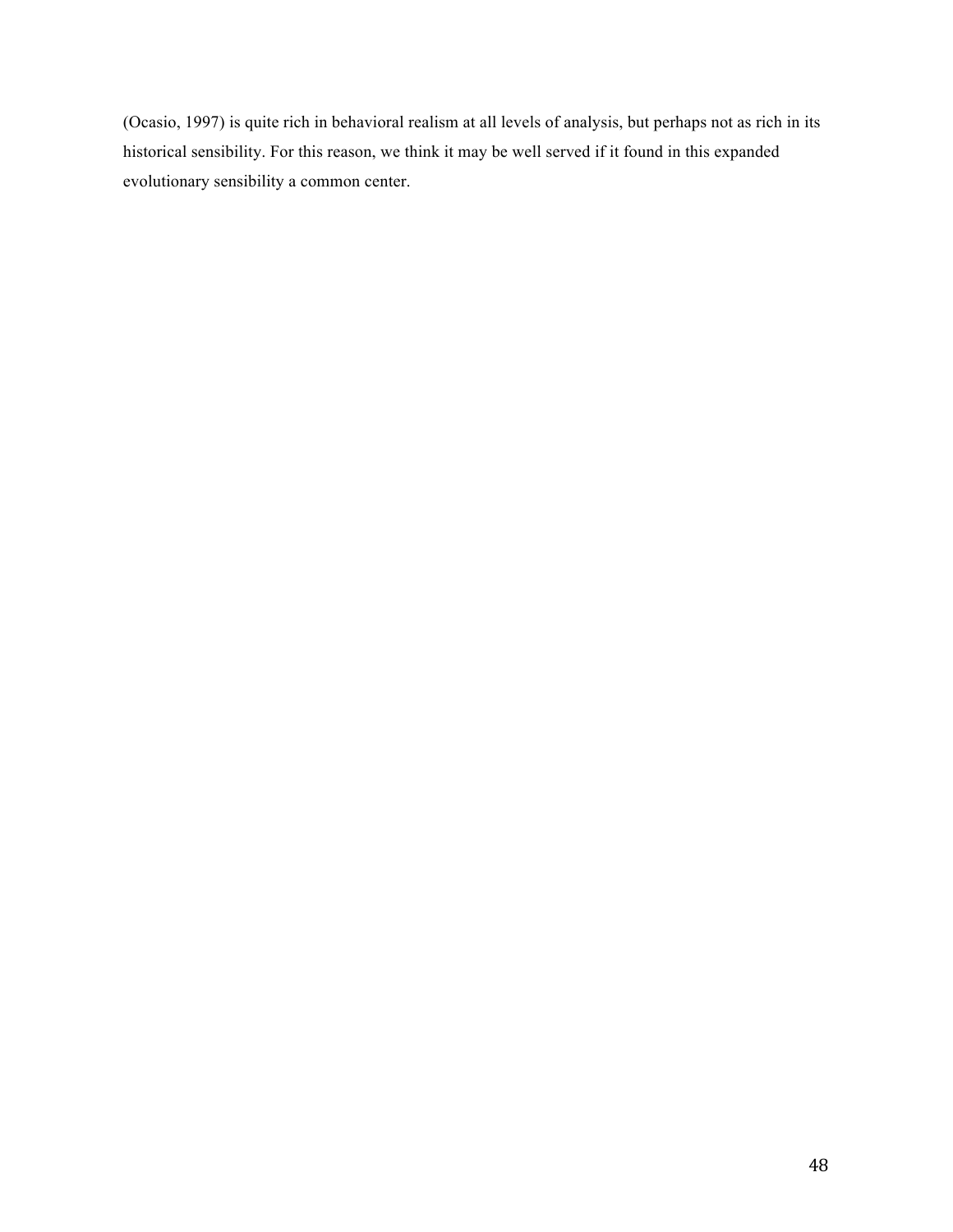(Ocasio, 1997) is quite rich in behavioral realism at all levels of analysis, but perhaps not as rich in its historical sensibility. For this reason, we think it may be well served if it found in this expanded evolutionary sensibility a common center.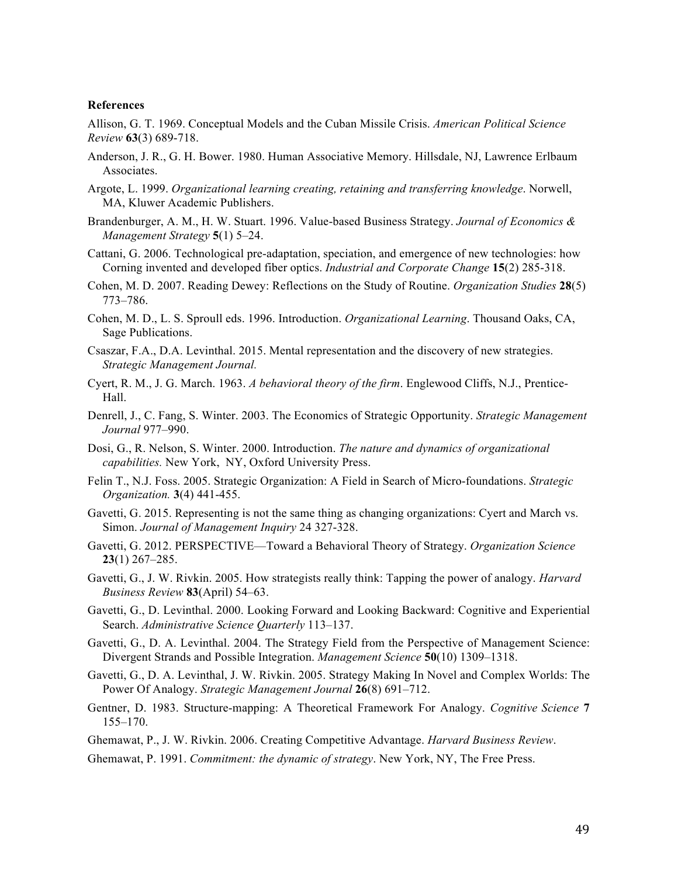**References**

Allison, G. T. 1969. Conceptual Models and the Cuban Missile Crisis. *American Political Science Review* **63**(3) 689-718.

Anderson, J. R., G. H. Bower. 1980. Human Associative Memory. Hillsdale, NJ, Lawrence Erlbaum Associates.

Argote, L. 1999. *Organizational learning creating, retaining and transferring knowledge*. Norwell, MA, Kluwer Academic Publishers.

Brandenburger, A. M., H. W. Stuart. 1996. Value-based Business Strategy. *Journal of Economics & Management Strategy* **5**(1) 5–24.

Cattani, G. 2006. Technological pre-adaptation, speciation, and emergence of new technologies: how Corning invented and developed fiber optics. *Industrial and Corporate Change* **15**(2) 285-318.

Cohen, M. D. 2007. Reading Dewey: Reflections on the Study of Routine. *Organization Studies* **28**(5) 773–786.

Cohen, M. D., L. S. Sproull eds. 1996. Introduction. *Organizational Learning*. Thousand Oaks, CA, Sage Publications.

Csaszar, F.A., D.A. Levinthal. 2015. Mental representation and the discovery of new strategies. *Strategic Management Journal.*

Cyert, R. M., J. G. March. 1963. *A behavioral theory of the firm*. Englewood Cliffs, N.J., Prentice-Hall.

Denrell, J., C. Fang, S. Winter. 2003. The Economics of Strategic Opportunity. *Strategic Management Journal* 977–990.

Dosi, G., R. Nelson, S. Winter. 2000. Introduction. *The nature and dynamics of organizational capabilities.* New York, NY, Oxford University Press.

Felin T., N.J. Foss. 2005. Strategic Organization: A Field in Search of Micro-foundations. *Strategic Organization.* **3**(4) 441-455.

Gavetti, G. 2015. Representing is not the same thing as changing organizations: Cyert and March vs. Simon. *Journal of Management Inquiry* 24 327-328.

Gavetti, G. 2012. PERSPECTIVE—Toward a Behavioral Theory of Strategy. *Organization Science* **23**(1) 267–285.

Gavetti, G., J. W. Rivkin. 2005. How strategists really think: Tapping the power of analogy. *Harvard Business Review* **83**(April) 54–63.

Gavetti, G., D. Levinthal. 2000. Looking Forward and Looking Backward: Cognitive and Experiential Search. *Administrative Science Quarterly* 113–137.

Gavetti, G., D. A. Levinthal. 2004. The Strategy Field from the Perspective of Management Science: Divergent Strands and Possible Integration. *Management Science* **50**(10) 1309–1318.

Gavetti, G., D. A. Levinthal, J. W. Rivkin. 2005. Strategy Making In Novel and Complex Worlds: The Power Of Analogy. *Strategic Management Journal* **26**(8) 691–712.

Gentner, D. 1983. Structure-mapping: A Theoretical Framework For Analogy. *Cognitive Science* **7** 155–170.

Ghemawat, P., J. W. Rivkin. 2006. Creating Competitive Advantage. *Harvard Business Review*.

Ghemawat, P. 1991. *Commitment: the dynamic of strategy*. New York, NY, The Free Press.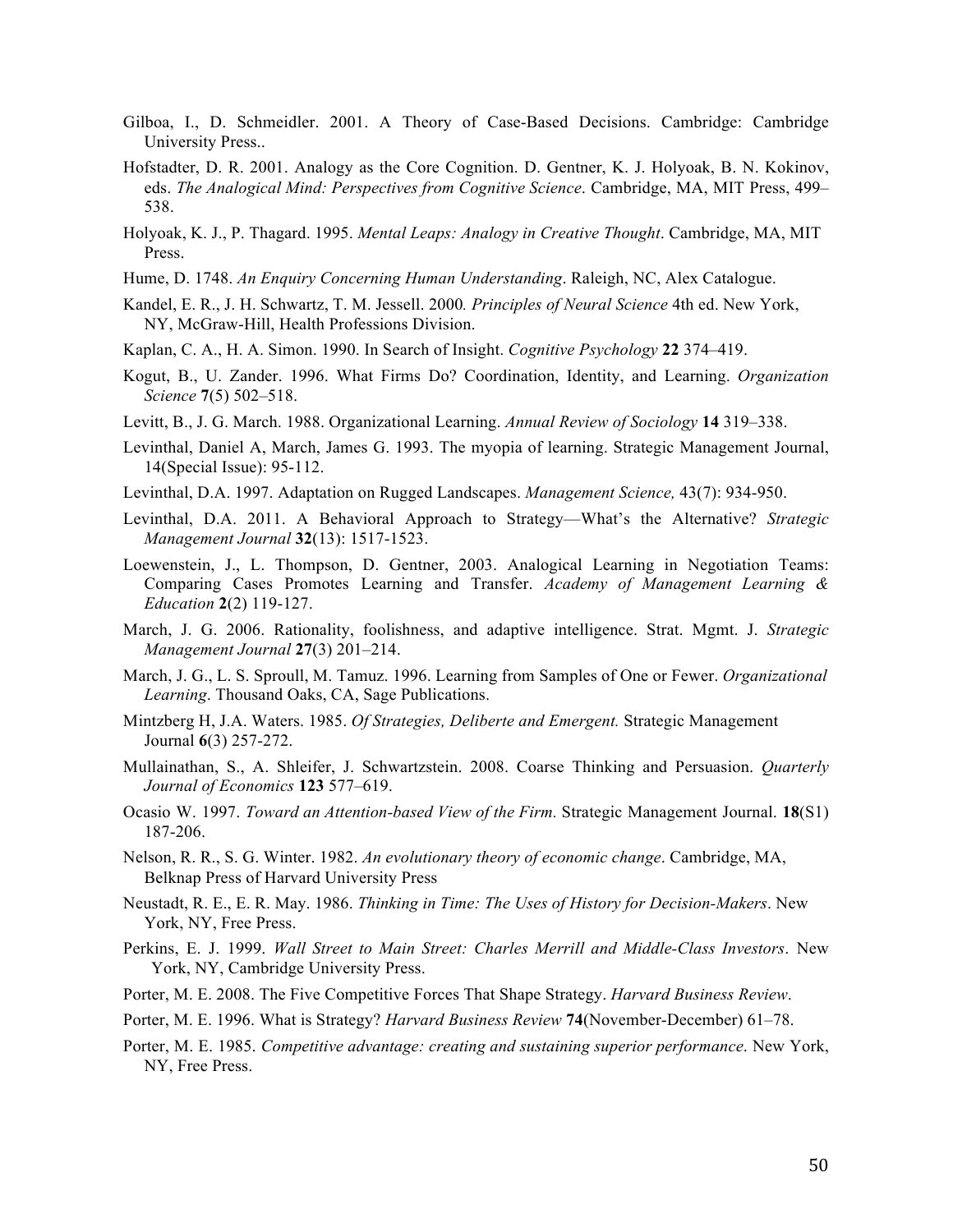Gilboa, I., D. Schmeidler. 2001. A Theory of Case-Based Decisions. Cambridge: Cambridge University Press..

Hofstadter, D. R. 2001. Analogy as the Core Cognition. D. Gentner, K. J. Holyoak, B. N. Kokinov, eds. *The Analogical Mind: Perspectives from Cognitive Science*. Cambridge, MA, MIT Press, 499–538.

Holyoak, K. J., P. Thagard. 1995. *Mental Leaps: Analogy in Creative Thought*. Cambridge, MA, MIT Press.

Hume, D. 1748. *An Enquiry Concerning Human Understanding*. Raleigh, NC, Alex Catalogue.

Kandel, E. R., J. H. Schwartz, T. M. Jessell. 2000*. Principles of Neural Science* 4th ed. New York, NY, McGraw-Hill, Health Professions Division.

Kaplan, C. A., H. A. Simon. 1990. In Search of Insight. *Cognitive Psychology* **22** 374–419.

Kogut, B., U. Zander. 1996. What Firms Do? Coordination, Identity, and Learning. *Organization Science* **7**(5) 502–518.

Levitt, B., J. G. March. 1988. Organizational Learning. *Annual Review of Sociology* **14** 319–338.

Levinthal, Daniel A, March, James G. 1993. The myopia of learning. Strategic Management Journal, 14(Special Issue): 95-112.

Levinthal, D.A. 1997. Adaptation on Rugged Landscapes. *Management Science,* 43(7): 934-950.

Levinthal, D.A. 2011. A Behavioral Approach to Strategy—What's the Alternative? *Strategic Management Journal* **32**(13): 1517-1523.

Loewenstein, J., L. Thompson, D. Gentner, 2003. Analogical Learning in Negotiation Teams: Comparing Cases Promotes Learning and Transfer. *Academy of Management Learning & Education* **2**(2) 119-127.

March, J. G. 2006. Rationality, foolishness, and adaptive intelligence. Strat. Mgmt. J. *Strategic Management Journal* **27**(3) 201–214.

March, J. G., L. S. Sproull, M. Tamuz. 1996. Learning from Samples of One or Fewer. *Organizational Learning*. Thousand Oaks, CA, Sage Publications.

Mintzberg H, J.A. Waters. 1985. *Of Strategies, Deliberte and Emergent.* Strategic Management Journal **6**(3) 257-272.

Mullainathan, S., A. Shleifer, J. Schwartzstein. 2008. Coarse Thinking and Persuasion. *Quarterly Journal of Economics* **123** 577–619.

Ocasio W. 1997. *Toward an Attention-based View of the Firm.* Strategic Management Journal. **18**(S1) 187-206.

Nelson, R. R., S. G. Winter. 1982. *An evolutionary theory of economic change*. Cambridge, MA, Belknap Press of Harvard University Press

Neustadt, R. E., E. R. May. 1986. *Thinking in Time: The Uses of History for Decision-Makers*. New York, NY, Free Press.

Perkins, E. J. 1999. *Wall Street to Main Street: Charles Merrill and Middle-Class Investors*. New York, NY, Cambridge University Press.

Porter, M. E. 2008. The Five Competitive Forces That Shape Strategy. *Harvard Business Review*.

Porter, M. E. 1996. What is Strategy? *Harvard Business Review* **74**(November-December) 61–78.

Porter, M. E. 1985. *Competitive advantage: creating and sustaining superior performance*. New York, NY, Free Press.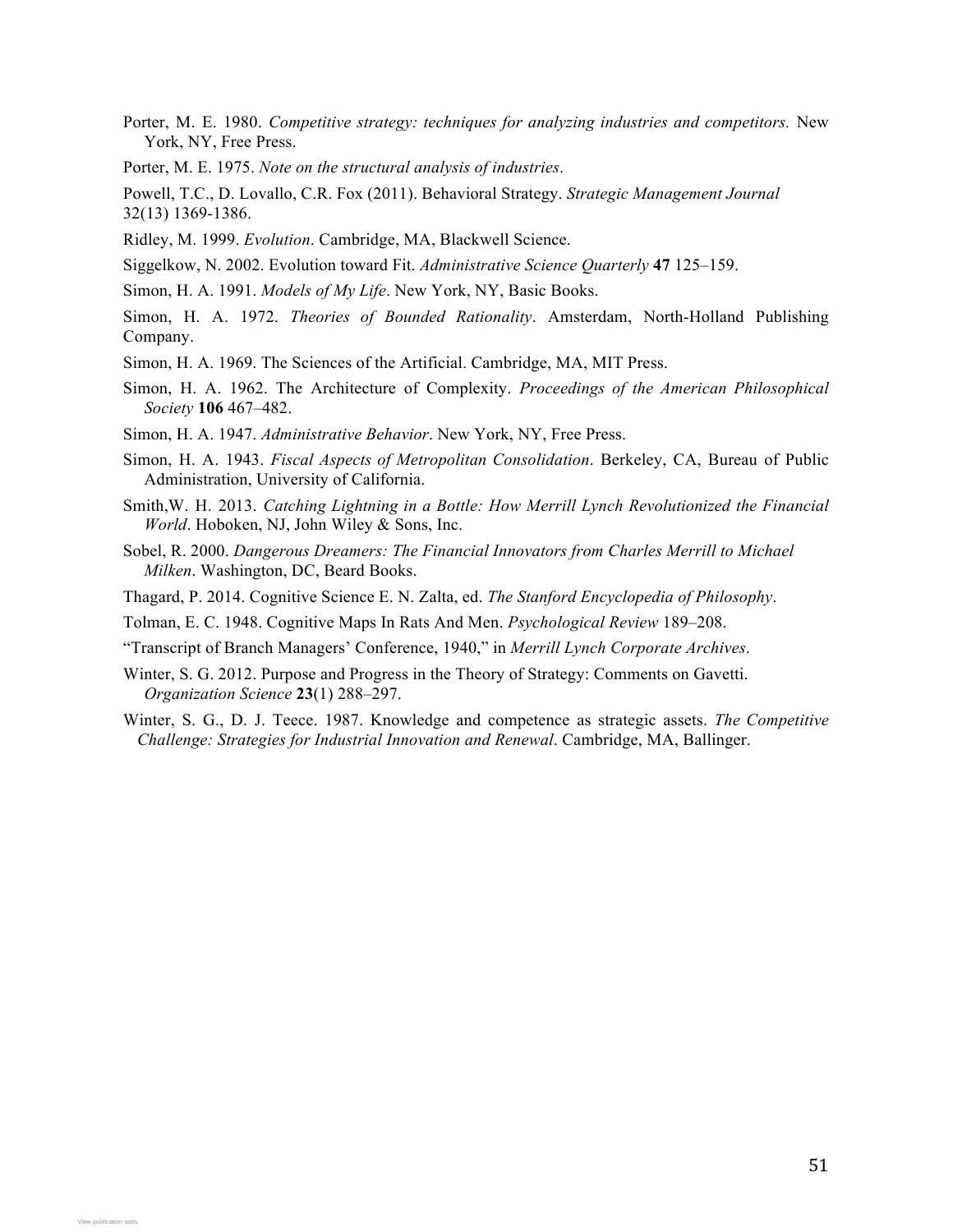Porter, M. E. 1980. *Competitive strategy: techniques for analyzing industries and competitors.* New York, NY, Free Press.

Porter, M. E. 1975. *Note on the structural analysis of industries*.

Powell, T.C., D. Lovallo, C.R. Fox (2011). Behavioral Strategy. *Strategic Management Journal* 32(13) 1369-1386.

Ridley, M. 1999. *Evolution*. Cambridge, MA, Blackwell Science.

Siggelkow, N. 2002. Evolution toward Fit. *Administrative Science Quarterly* **47** 125–159.

Simon, H. A. 1991. *Models of My Life*. New York, NY, Basic Books.

Simon, H. A. 1972. *Theories of Bounded Rationality*. Amsterdam, North-Holland Publishing Company.

Simon, H. A. 1969. The Sciences of the Artificial. Cambridge, MA, MIT Press.

Simon, H. A. 1962. The Architecture of Complexity. *Proceedings of the American Philosophical Society* **106** 467–482.

Simon, H. A. 1947. *Administrative Behavior*. New York, NY, Free Press.

Simon, H. A. 1943. *Fiscal Aspects of Metropolitan Consolidation*. Berkeley, CA, Bureau of Public Administration, University of California.

Smith,W. H. 2013. *Catching Lightning in a Bottle: How Merrill Lynch Revolutionized the Financial World*. Hoboken, NJ, John Wiley & Sons, Inc.

Sobel, R. 2000. *Dangerous Dreamers: The Financial Innovators from Charles Merrill to Michael Milken*. Washington, DC, Beard Books.

Thagard, P. 2014. Cognitive Science E. N. Zalta, ed. *The Stanford Encyclopedia of Philosophy*.

Tolman, E. C. 1948. Cognitive Maps In Rats And Men. *Psychological Review* 189–208.

"Transcript of Branch Managers' Conference, 1940," in *Merrill Lynch Corporate Archives*.

Winter, S. G. 2012. Purpose and Progress in the Theory of Strategy: Comments on Gavetti. *Organization Science* **23**(1) 288–297.

Winter, S. G., D. J. Teece. 1987. Knowledge and competence as strategic assets. *The Competitive Challenge: Strategies for Industrial Innovation and Renewal*. Cambridge, MA, Ballinger.